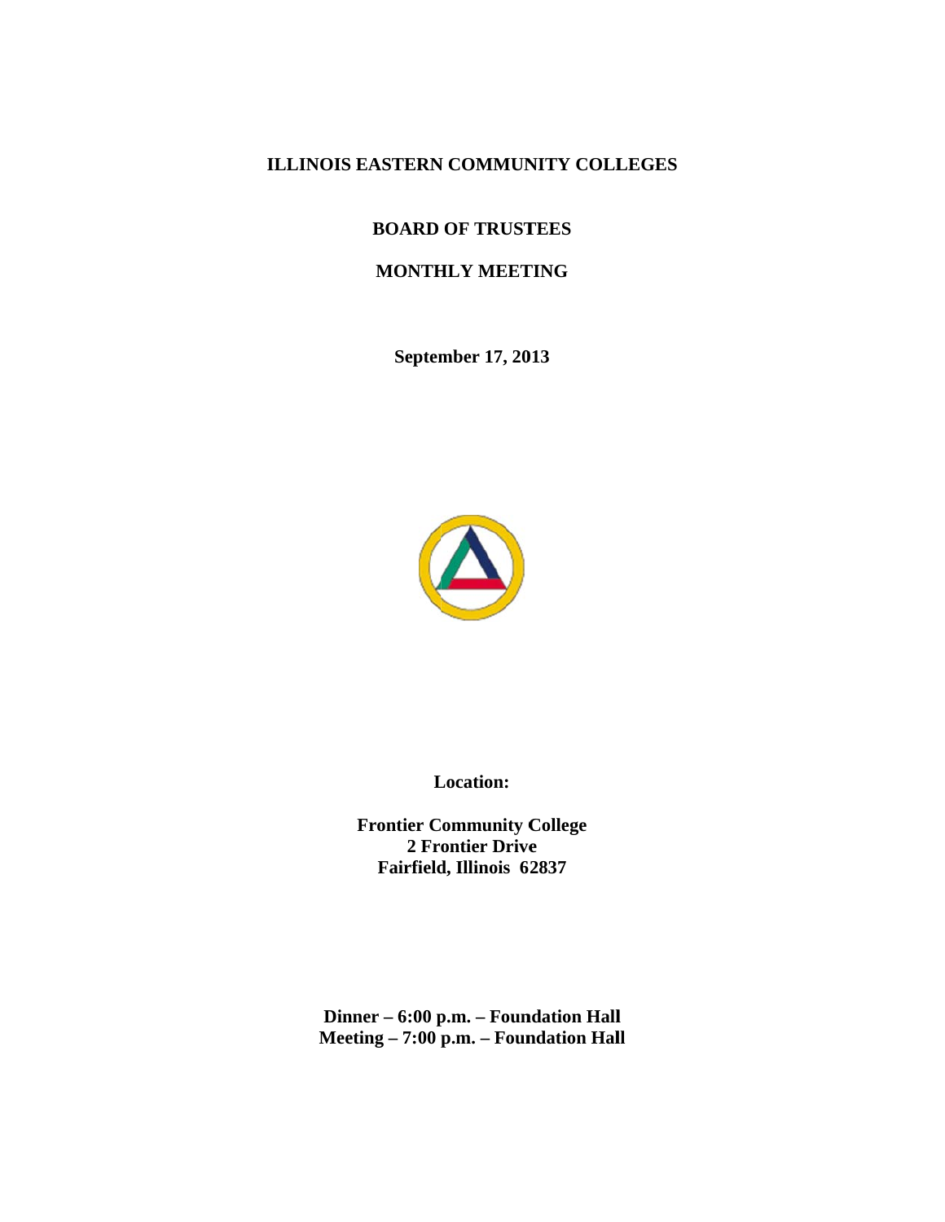# ILLINOIS EASTERN COMMUNITY COLLEGES

## BOARD OF TRUSTEES

## MONTHLY MEETING

**September 17, 2013**

**Location:**

**Frontier Community College**
**2 Frontier Drive**
**Fairfield, Illinois 62837**

**Dinner – 6:00 p.m. – Foundation Hall**
**Meeting – 7:00 p.m. – Foundation Hall**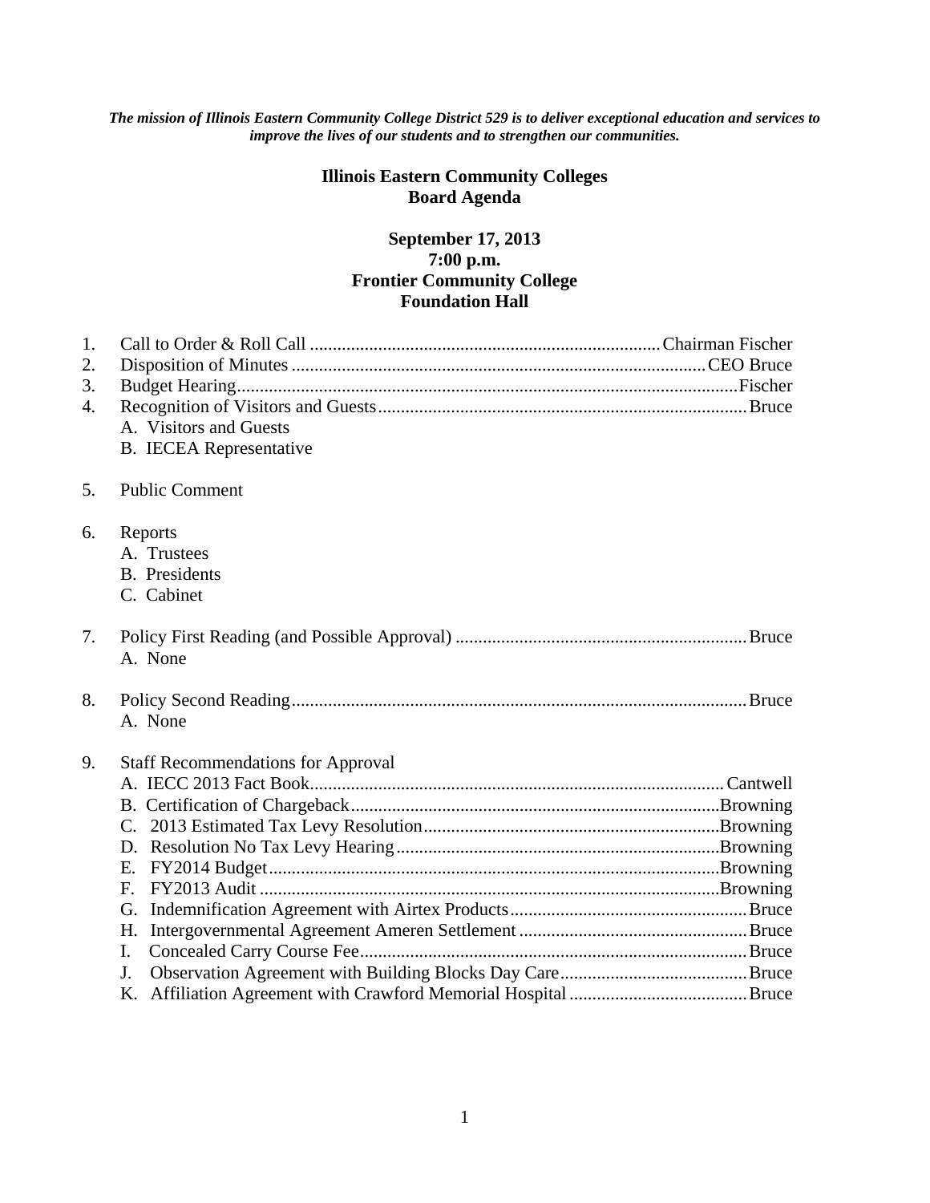*The mission of Illinois Eastern Community College District 529 is to deliver exceptional education and services to improve the lives of our students and to strengthen our communities.*

**Illinois Eastern Community Colleges**
**Board Agenda**

**September 17, 2013**
**7:00 p.m.**
**Frontier Community College**
**Foundation Hall**

1. Call to Order & Roll Call ............ Chairman Fischer
2. Disposition of Minutes ............ CEO Bruce
3. Budget Hearing ............ Fischer
4. Recognition of Visitors and Guests ............ Bruce
   A. Visitors and Guests
   B. IECEA Representative

5. Public Comment

6. Reports
   A. Trustees
   B. Presidents
   C. Cabinet

7. Policy First Reading (and Possible Approval) ............ Bruce
   A. None

8. Policy Second Reading ............ Bruce
   A. None

9. Staff Recommendations for Approval
   A. IECC 2013 Fact Book ............ Cantwell
   B. Certification of Chargeback ............ Browning
   C. 2013 Estimated Tax Levy Resolution ............ Browning
   D. Resolution No Tax Levy Hearing ............ Browning
   E. FY2014 Budget ............ Browning
   F. FY2013 Audit ............ Browning
   G. Indemnification Agreement with Airtex Products ............ Bruce
   H. Intergovernmental Agreement Ameren Settlement ............ Bruce
   I. Concealed Carry Course Fee ............ Bruce
   J. Observation Agreement with Building Blocks Day Care ............ Bruce
   K. Affiliation Agreement with Crawford Memorial Hospital ............ Bruce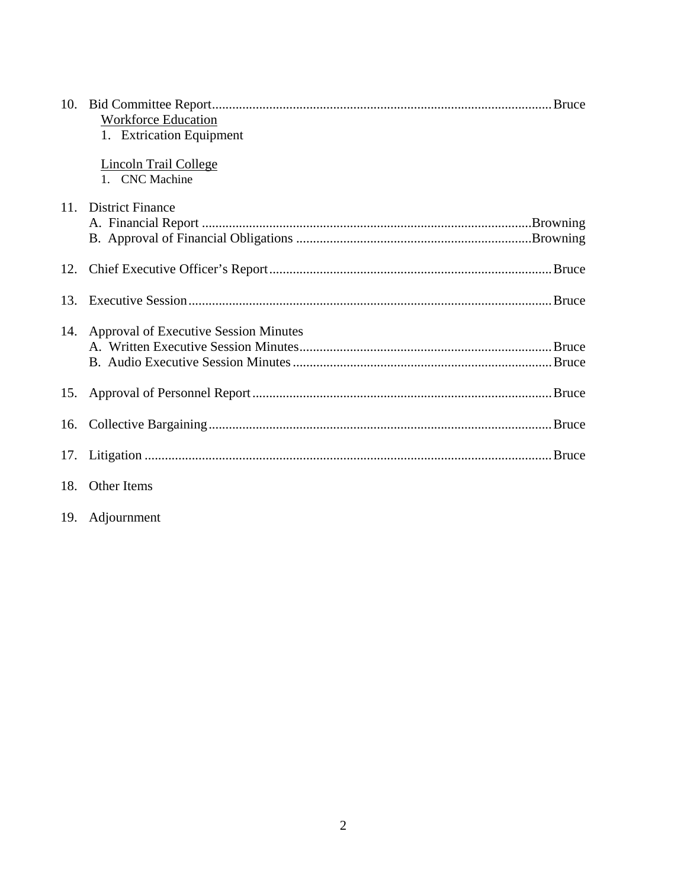10. Bid Committee Report........................................................................................................Bruce

    <u>Workforce Education</u>

    1. Extrication Equipment

    <u>Lincoln Trail College</u>

    1. CNC Machine

11. District Finance

    A. Financial Report ..................................................................................................Browning

    B. Approval of Financial Obligations ......................................................................Browning

12. Chief Executive Officer's Report.........................................................................................Bruce

13. Executive Session..................................................................................................................Bruce

14. Approval of Executive Session Minutes

    A. Written Executive Session Minutes.................................................................................Bruce

    B. Audio Executive Session Minutes ...................................................................................Bruce

15. Approval of Personnel Report...............................................................................................Bruce

16. Collective Bargaining............................................................................................................Bruce

17. Litigation ...............................................................................................................................Bruce

18. Other Items

19. Adjournment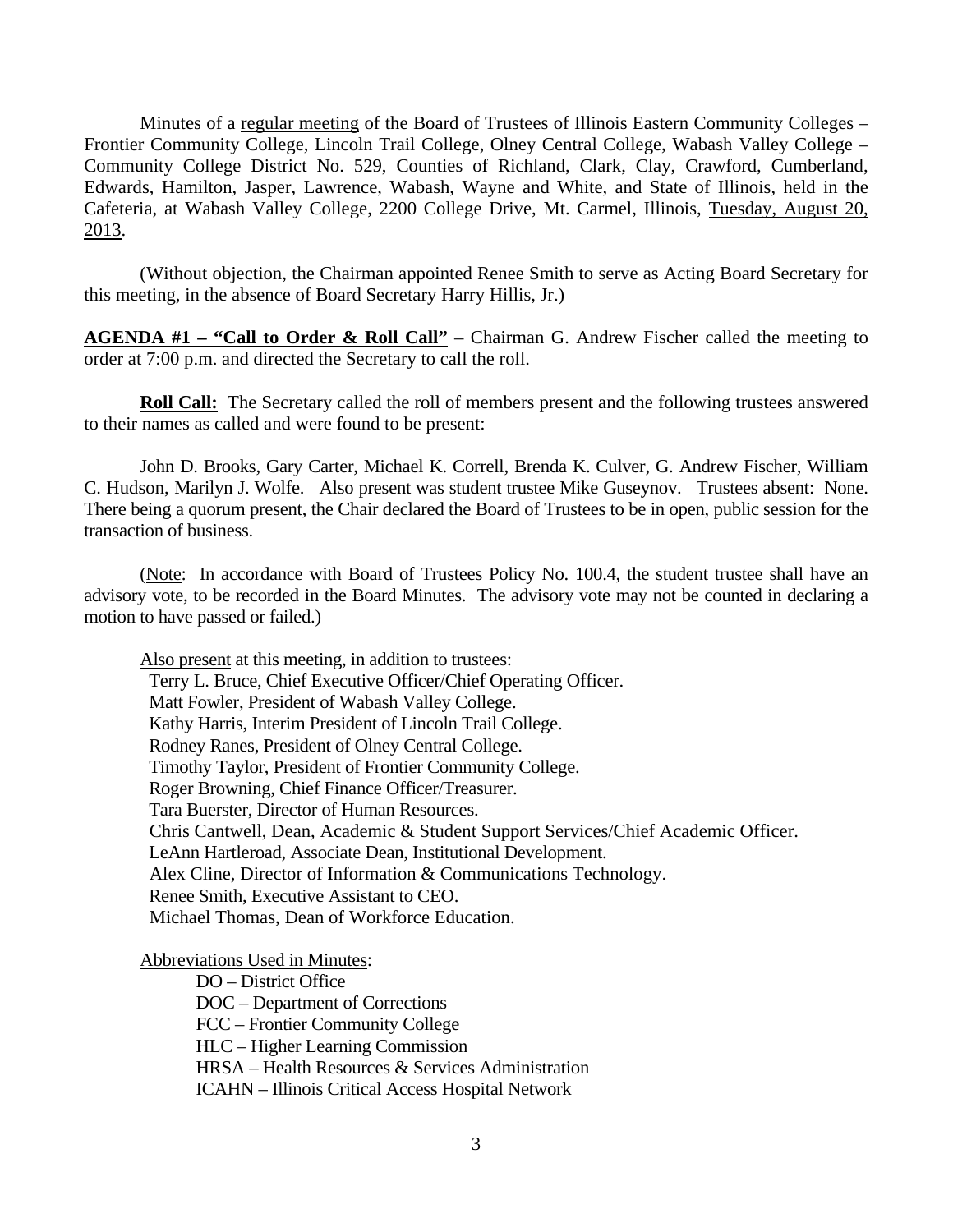Minutes of a regular meeting of the Board of Trustees of Illinois Eastern Community Colleges – Frontier Community College, Lincoln Trail College, Olney Central College, Wabash Valley College – Community College District No. 529, Counties of Richland, Clark, Clay, Crawford, Cumberland, Edwards, Hamilton, Jasper, Lawrence, Wabash, Wayne and White, and State of Illinois, held in the Cafeteria, at Wabash Valley College, 2200 College Drive, Mt. Carmel, Illinois, Tuesday, August 20, 2013.

(Without objection, the Chairman appointed Renee Smith to serve as Acting Board Secretary for this meeting, in the absence of Board Secretary Harry Hillis, Jr.)

**AGENDA #1 – "Call to Order & Roll Call"** – Chairman G. Andrew Fischer called the meeting to order at 7:00 p.m. and directed the Secretary to call the roll.

**Roll Call:** The Secretary called the roll of members present and the following trustees answered to their names as called and were found to be present:

John D. Brooks, Gary Carter, Michael K. Correll, Brenda K. Culver, G. Andrew Fischer, William C. Hudson, Marilyn J. Wolfe. Also present was student trustee Mike Guseynov. Trustees absent: None. There being a quorum present, the Chair declared the Board of Trustees to be in open, public session for the transaction of business.

(Note: In accordance with Board of Trustees Policy No. 100.4, the student trustee shall have an advisory vote, to be recorded in the Board Minutes. The advisory vote may not be counted in declaring a motion to have passed or failed.)

Also present at this meeting, in addition to trustees:

Terry L. Bruce, Chief Executive Officer/Chief Operating Officer.
Matt Fowler, President of Wabash Valley College.
Kathy Harris, Interim President of Lincoln Trail College.
Rodney Ranes, President of Olney Central College.
Timothy Taylor, President of Frontier Community College.
Roger Browning, Chief Finance Officer/Treasurer.
Tara Buerster, Director of Human Resources.
Chris Cantwell, Dean, Academic & Student Support Services/Chief Academic Officer.
LeAnn Hartleroad, Associate Dean, Institutional Development.
Alex Cline, Director of Information & Communications Technology.
Renee Smith, Executive Assistant to CEO.
Michael Thomas, Dean of Workforce Education.

Abbreviations Used in Minutes:

DO – District Office
DOC – Department of Corrections
FCC – Frontier Community College
HLC – Higher Learning Commission
HRSA – Health Resources & Services Administration
ICAHN – Illinois Critical Access Hospital Network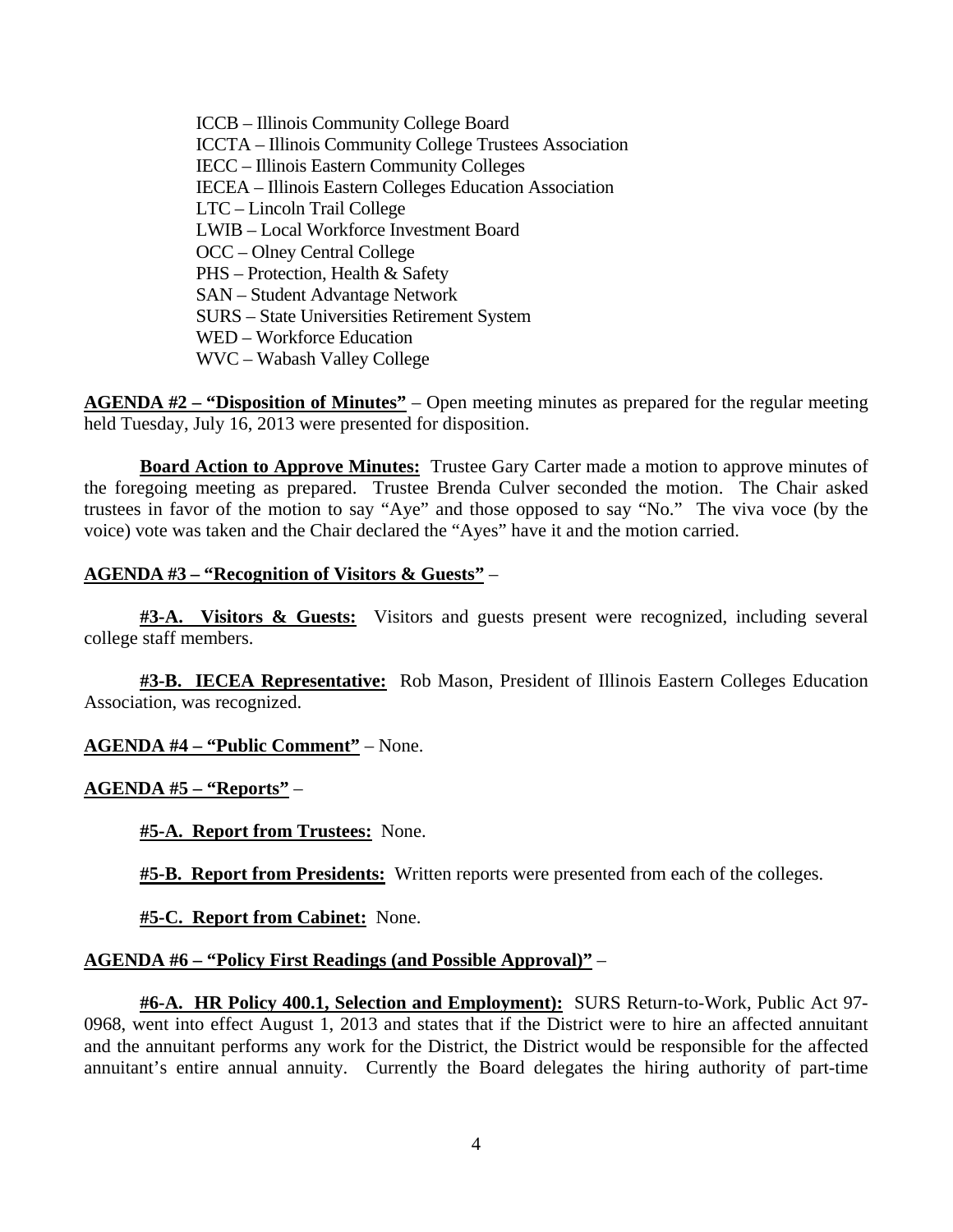ICCB – Illinois Community College Board
ICCTA – Illinois Community College Trustees Association
IECC – Illinois Eastern Community Colleges
IECEA – Illinois Eastern Colleges Education Association
LTC – Lincoln Trail College
LWIB – Local Workforce Investment Board
OCC – Olney Central College
PHS – Protection, Health & Safety
SAN – Student Advantage Network
SURS – State Universities Retirement System
WED – Workforce Education
WVC – Wabash Valley College

**AGENDA #2 – "Disposition of Minutes"** – Open meeting minutes as prepared for the regular meeting held Tuesday, July 16, 2013 were presented for disposition.

**Board Action to Approve Minutes:** Trustee Gary Carter made a motion to approve minutes of the foregoing meeting as prepared. Trustee Brenda Culver seconded the motion. The Chair asked trustees in favor of the motion to say "Aye" and those opposed to say "No." The viva voce (by the voice) vote was taken and the Chair declared the "Ayes" have it and the motion carried.

**AGENDA #3 – "Recognition of Visitors & Guests"** –

**#3-A. Visitors & Guests:** Visitors and guests present were recognized, including several college staff members.

**#3-B. IECEA Representative:** Rob Mason, President of Illinois Eastern Colleges Education Association, was recognized.

**AGENDA #4 – "Public Comment"** – None.

**AGENDA #5 – "Reports"** –

**#5-A. Report from Trustees:** None.

**#5-B. Report from Presidents:** Written reports were presented from each of the colleges.

**#5-C. Report from Cabinet:** None.

**AGENDA #6 – "Policy First Readings (and Possible Approval)"** –

**#6-A. HR Policy 400.1, Selection and Employment):** SURS Return-to-Work, Public Act 97-0968, went into effect August 1, 2013 and states that if the District were to hire an affected annuitant and the annuitant performs any work for the District, the District would be responsible for the affected annuitant's entire annual annuity. Currently the Board delegates the hiring authority of part-time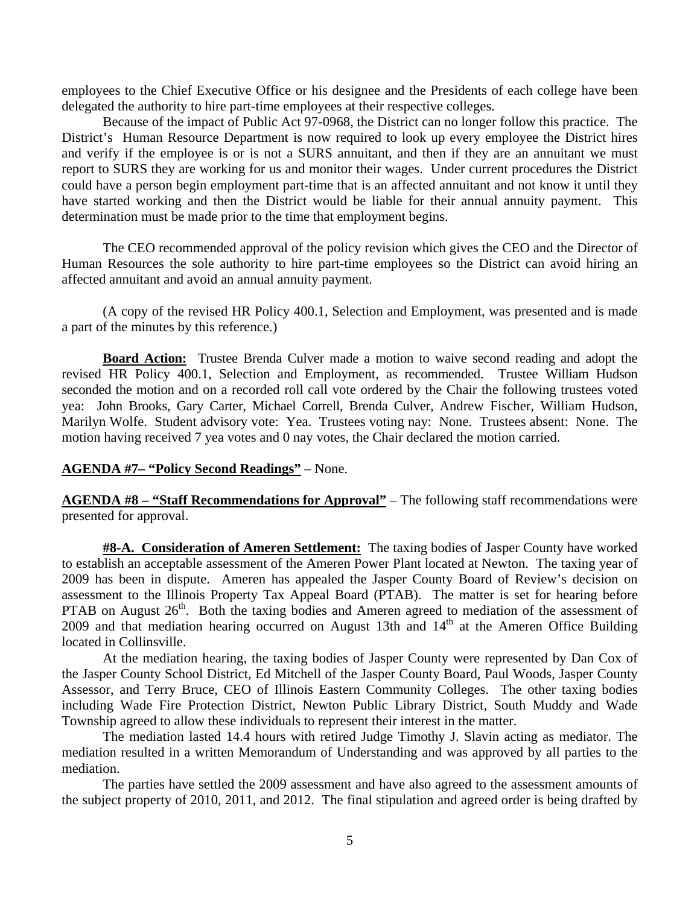employees to the Chief Executive Office or his designee and the Presidents of each college have been delegated the authority to hire part-time employees at their respective colleges.

Because of the impact of Public Act 97-0968, the District can no longer follow this practice. The District's Human Resource Department is now required to look up every employee the District hires and verify if the employee is or is not a SURS annuitant, and then if they are an annuitant we must report to SURS they are working for us and monitor their wages. Under current procedures the District could have a person begin employment part-time that is an affected annuitant and not know it until they have started working and then the District would be liable for their annual annuity payment. This determination must be made prior to the time that employment begins.

The CEO recommended approval of the policy revision which gives the CEO and the Director of Human Resources the sole authority to hire part-time employees so the District can avoid hiring an affected annuitant and avoid an annual annuity payment.

(A copy of the revised HR Policy 400.1, Selection and Employment, was presented and is made a part of the minutes by this reference.)

**Board Action:** Trustee Brenda Culver made a motion to waive second reading and adopt the revised HR Policy 400.1, Selection and Employment, as recommended. Trustee William Hudson seconded the motion and on a recorded roll call vote ordered by the Chair the following trustees voted yea: John Brooks, Gary Carter, Michael Correll, Brenda Culver, Andrew Fischer, William Hudson, Marilyn Wolfe. Student advisory vote: Yea. Trustees voting nay: None. Trustees absent: None. The motion having received 7 yea votes and 0 nay votes, the Chair declared the motion carried.

**AGENDA #7– "Policy Second Readings"** – None.

**AGENDA #8 – "Staff Recommendations for Approval"** – The following staff recommendations were presented for approval.

**#8-A. Consideration of Ameren Settlement:** The taxing bodies of Jasper County have worked to establish an acceptable assessment of the Ameren Power Plant located at Newton. The taxing year of 2009 has been in dispute. Ameren has appealed the Jasper County Board of Review's decision on assessment to the Illinois Property Tax Appeal Board (PTAB). The matter is set for hearing before PTAB on August 26th. Both the taxing bodies and Ameren agreed to mediation of the assessment of 2009 and that mediation hearing occurred on August 13th and 14th at the Ameren Office Building located in Collinsville.

At the mediation hearing, the taxing bodies of Jasper County were represented by Dan Cox of the Jasper County School District, Ed Mitchell of the Jasper County Board, Paul Woods, Jasper County Assessor, and Terry Bruce, CEO of Illinois Eastern Community Colleges. The other taxing bodies including Wade Fire Protection District, Newton Public Library District, South Muddy and Wade Township agreed to allow these individuals to represent their interest in the matter.

The mediation lasted 14.4 hours with retired Judge Timothy J. Slavin acting as mediator. The mediation resulted in a written Memorandum of Understanding and was approved by all parties to the mediation.

The parties have settled the 2009 assessment and have also agreed to the assessment amounts of the subject property of 2010, 2011, and 2012. The final stipulation and agreed order is being drafted by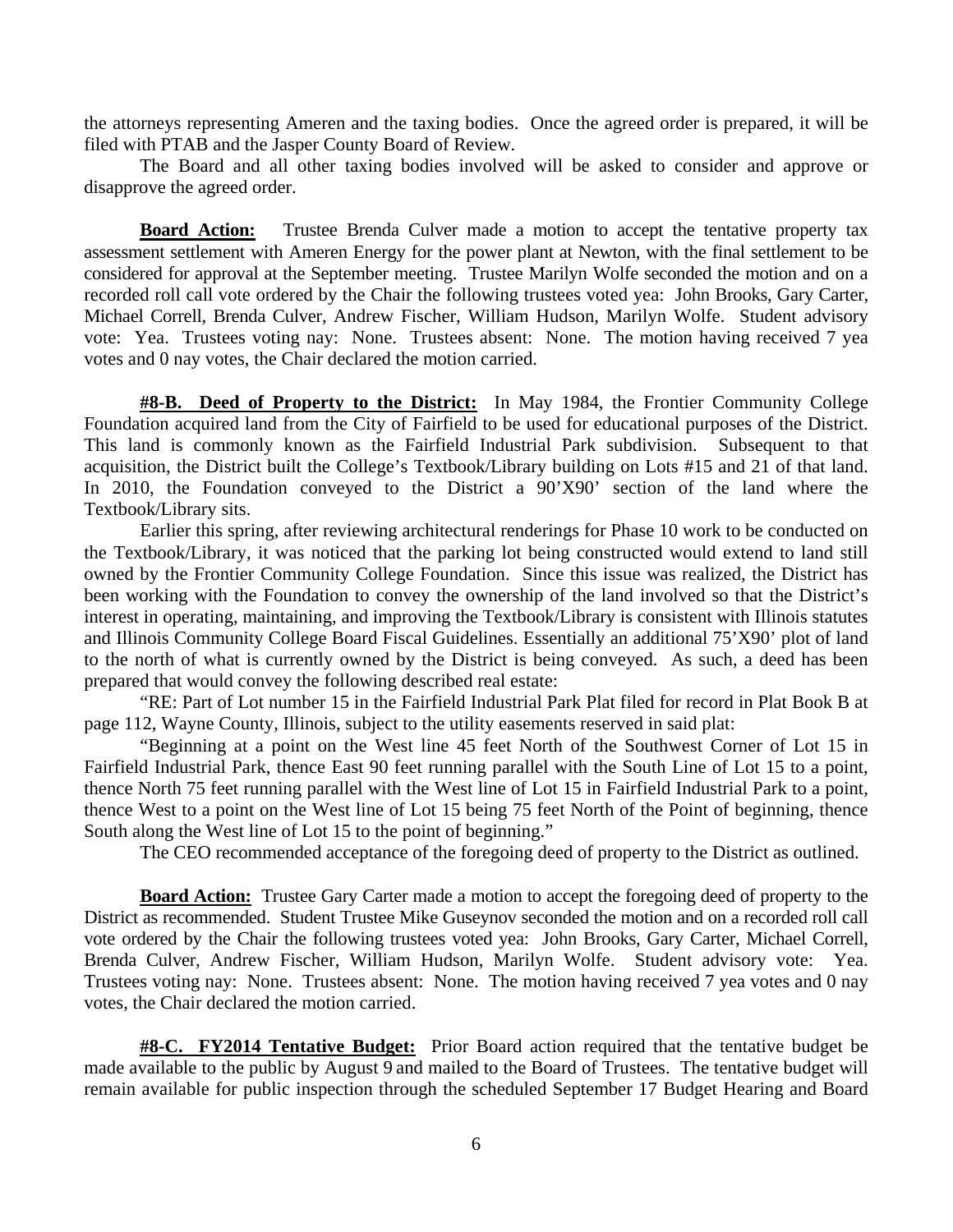the attorneys representing Ameren and the taxing bodies. Once the agreed order is prepared, it will be filed with PTAB and the Jasper County Board of Review.

The Board and all other taxing bodies involved will be asked to consider and approve or disapprove the agreed order.

**Board Action:** Trustee Brenda Culver made a motion to accept the tentative property tax assessment settlement with Ameren Energy for the power plant at Newton, with the final settlement to be considered for approval at the September meeting. Trustee Marilyn Wolfe seconded the motion and on a recorded roll call vote ordered by the Chair the following trustees voted yea: John Brooks, Gary Carter, Michael Correll, Brenda Culver, Andrew Fischer, William Hudson, Marilyn Wolfe. Student advisory vote: Yea. Trustees voting nay: None. Trustees absent: None. The motion having received 7 yea votes and 0 nay votes, the Chair declared the motion carried.

**#8-B. Deed of Property to the District:** In May 1984, the Frontier Community College Foundation acquired land from the City of Fairfield to be used for educational purposes of the District. This land is commonly known as the Fairfield Industrial Park subdivision. Subsequent to that acquisition, the District built the College's Textbook/Library building on Lots #15 and 21 of that land. In 2010, the Foundation conveyed to the District a 90'X90' section of the land where the Textbook/Library sits.

Earlier this spring, after reviewing architectural renderings for Phase 10 work to be conducted on the Textbook/Library, it was noticed that the parking lot being constructed would extend to land still owned by the Frontier Community College Foundation. Since this issue was realized, the District has been working with the Foundation to convey the ownership of the land involved so that the District's interest in operating, maintaining, and improving the Textbook/Library is consistent with Illinois statutes and Illinois Community College Board Fiscal Guidelines. Essentially an additional 75'X90' plot of land to the north of what is currently owned by the District is being conveyed. As such, a deed has been prepared that would convey the following described real estate:

"RE: Part of Lot number 15 in the Fairfield Industrial Park Plat filed for record in Plat Book B at page 112, Wayne County, Illinois, subject to the utility easements reserved in said plat:

"Beginning at a point on the West line 45 feet North of the Southwest Corner of Lot 15 in Fairfield Industrial Park, thence East 90 feet running parallel with the South Line of Lot 15 to a point, thence North 75 feet running parallel with the West line of Lot 15 in Fairfield Industrial Park to a point, thence West to a point on the West line of Lot 15 being 75 feet North of the Point of beginning, thence South along the West line of Lot 15 to the point of beginning."

The CEO recommended acceptance of the foregoing deed of property to the District as outlined.

**Board Action:** Trustee Gary Carter made a motion to accept the foregoing deed of property to the District as recommended. Student Trustee Mike Guseynov seconded the motion and on a recorded roll call vote ordered by the Chair the following trustees voted yea: John Brooks, Gary Carter, Michael Correll, Brenda Culver, Andrew Fischer, William Hudson, Marilyn Wolfe. Student advisory vote: Yea. Trustees voting nay: None. Trustees absent: None. The motion having received 7 yea votes and 0 nay votes, the Chair declared the motion carried.

**#8-C. FY2014 Tentative Budget:** Prior Board action required that the tentative budget be made available to the public by August 9 and mailed to the Board of Trustees. The tentative budget will remain available for public inspection through the scheduled September 17 Budget Hearing and Board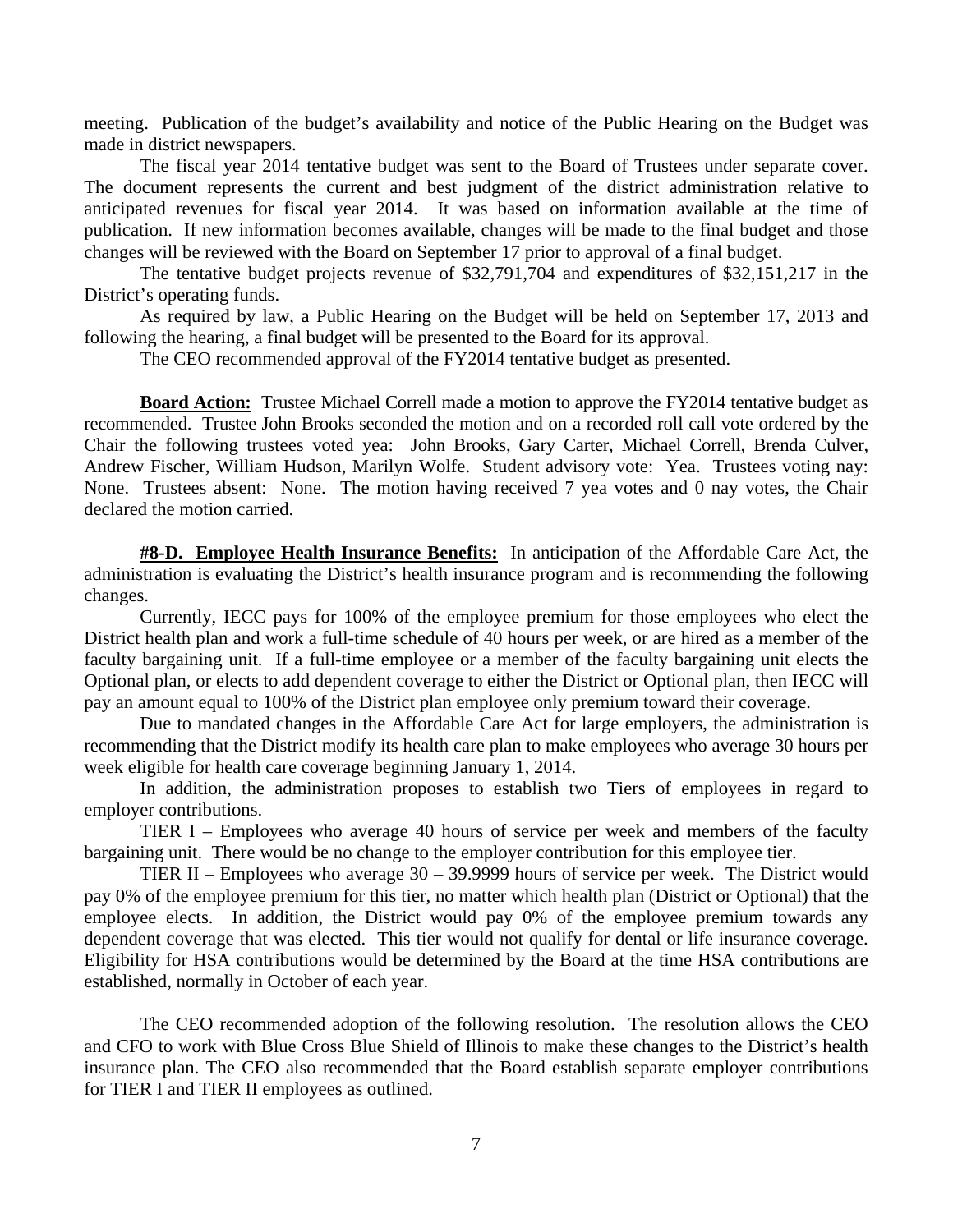meeting. Publication of the budget's availability and notice of the Public Hearing on the Budget was made in district newspapers.

The fiscal year 2014 tentative budget was sent to the Board of Trustees under separate cover. The document represents the current and best judgment of the district administration relative to anticipated revenues for fiscal year 2014. It was based on information available at the time of publication. If new information becomes available, changes will be made to the final budget and those changes will be reviewed with the Board on September 17 prior to approval of a final budget.

The tentative budget projects revenue of $32,791,704 and expenditures of $32,151,217 in the District's operating funds.

As required by law, a Public Hearing on the Budget will be held on September 17, 2013 and following the hearing, a final budget will be presented to the Board for its approval.

The CEO recommended approval of the FY2014 tentative budget as presented.

**Board Action:** Trustee Michael Correll made a motion to approve the FY2014 tentative budget as recommended. Trustee John Brooks seconded the motion and on a recorded roll call vote ordered by the Chair the following trustees voted yea: John Brooks, Gary Carter, Michael Correll, Brenda Culver, Andrew Fischer, William Hudson, Marilyn Wolfe. Student advisory vote: Yea. Trustees voting nay: None. Trustees absent: None. The motion having received 7 yea votes and 0 nay votes, the Chair declared the motion carried.

**#8-D. Employee Health Insurance Benefits:** In anticipation of the Affordable Care Act, the administration is evaluating the District's health insurance program and is recommending the following changes.

Currently, IECC pays for 100% of the employee premium for those employees who elect the District health plan and work a full-time schedule of 40 hours per week, or are hired as a member of the faculty bargaining unit. If a full-time employee or a member of the faculty bargaining unit elects the Optional plan, or elects to add dependent coverage to either the District or Optional plan, then IECC will pay an amount equal to 100% of the District plan employee only premium toward their coverage.

Due to mandated changes in the Affordable Care Act for large employers, the administration is recommending that the District modify its health care plan to make employees who average 30 hours per week eligible for health care coverage beginning January 1, 2014.

In addition, the administration proposes to establish two Tiers of employees in regard to employer contributions.

TIER I – Employees who average 40 hours of service per week and members of the faculty bargaining unit. There would be no change to the employer contribution for this employee tier.

TIER II – Employees who average 30 – 39.9999 hours of service per week. The District would pay 0% of the employee premium for this tier, no matter which health plan (District or Optional) that the employee elects. In addition, the District would pay 0% of the employee premium towards any dependent coverage that was elected. This tier would not qualify for dental or life insurance coverage. Eligibility for HSA contributions would be determined by the Board at the time HSA contributions are established, normally in October of each year.

The CEO recommended adoption of the following resolution. The resolution allows the CEO and CFO to work with Blue Cross Blue Shield of Illinois to make these changes to the District's health insurance plan. The CEO also recommended that the Board establish separate employer contributions for TIER I and TIER II employees as outlined.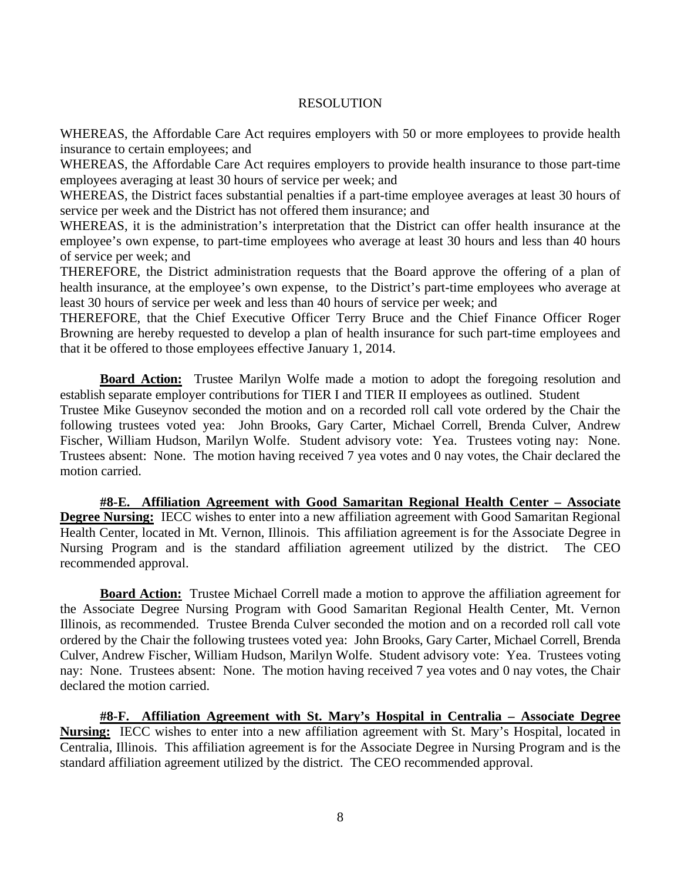RESOLUTION

WHEREAS, the Affordable Care Act requires employers with 50 or more employees to provide health insurance to certain employees; and

WHEREAS, the Affordable Care Act requires employers to provide health insurance to those part-time employees averaging at least 30 hours of service per week; and

WHEREAS, the District faces substantial penalties if a part-time employee averages at least 30 hours of service per week and the District has not offered them insurance; and

WHEREAS, it is the administration's interpretation that the District can offer health insurance at the employee's own expense, to part-time employees who average at least 30 hours and less than 40 hours of service per week; and

THEREFORE, the District administration requests that the Board approve the offering of a plan of health insurance, at the employee's own expense, to the District's part-time employees who average at least 30 hours of service per week and less than 40 hours of service per week; and

THEREFORE, that the Chief Executive Officer Terry Bruce and the Chief Finance Officer Roger Browning are hereby requested to develop a plan of health insurance for such part-time employees and that it be offered to those employees effective January 1, 2014.

**Board Action:** Trustee Marilyn Wolfe made a motion to adopt the foregoing resolution and establish separate employer contributions for TIER I and TIER II employees as outlined. Student Trustee Mike Guseynov seconded the motion and on a recorded roll call vote ordered by the Chair the following trustees voted yea: John Brooks, Gary Carter, Michael Correll, Brenda Culver, Andrew Fischer, William Hudson, Marilyn Wolfe. Student advisory vote: Yea. Trustees voting nay: None. Trustees absent: None. The motion having received 7 yea votes and 0 nay votes, the Chair declared the motion carried.

**#8-E. Affiliation Agreement with Good Samaritan Regional Health Center – Associate Degree Nursing:** IECC wishes to enter into a new affiliation agreement with Good Samaritan Regional Health Center, located in Mt. Vernon, Illinois. This affiliation agreement is for the Associate Degree in Nursing Program and is the standard affiliation agreement utilized by the district. The CEO recommended approval.

**Board Action:** Trustee Michael Correll made a motion to approve the affiliation agreement for the Associate Degree Nursing Program with Good Samaritan Regional Health Center, Mt. Vernon Illinois, as recommended. Trustee Brenda Culver seconded the motion and on a recorded roll call vote ordered by the Chair the following trustees voted yea: John Brooks, Gary Carter, Michael Correll, Brenda Culver, Andrew Fischer, William Hudson, Marilyn Wolfe. Student advisory vote: Yea. Trustees voting nay: None. Trustees absent: None. The motion having received 7 yea votes and 0 nay votes, the Chair declared the motion carried.

**#8-F. Affiliation Agreement with St. Mary's Hospital in Centralia – Associate Degree Nursing:** IECC wishes to enter into a new affiliation agreement with St. Mary's Hospital, located in Centralia, Illinois. This affiliation agreement is for the Associate Degree in Nursing Program and is the standard affiliation agreement utilized by the district. The CEO recommended approval.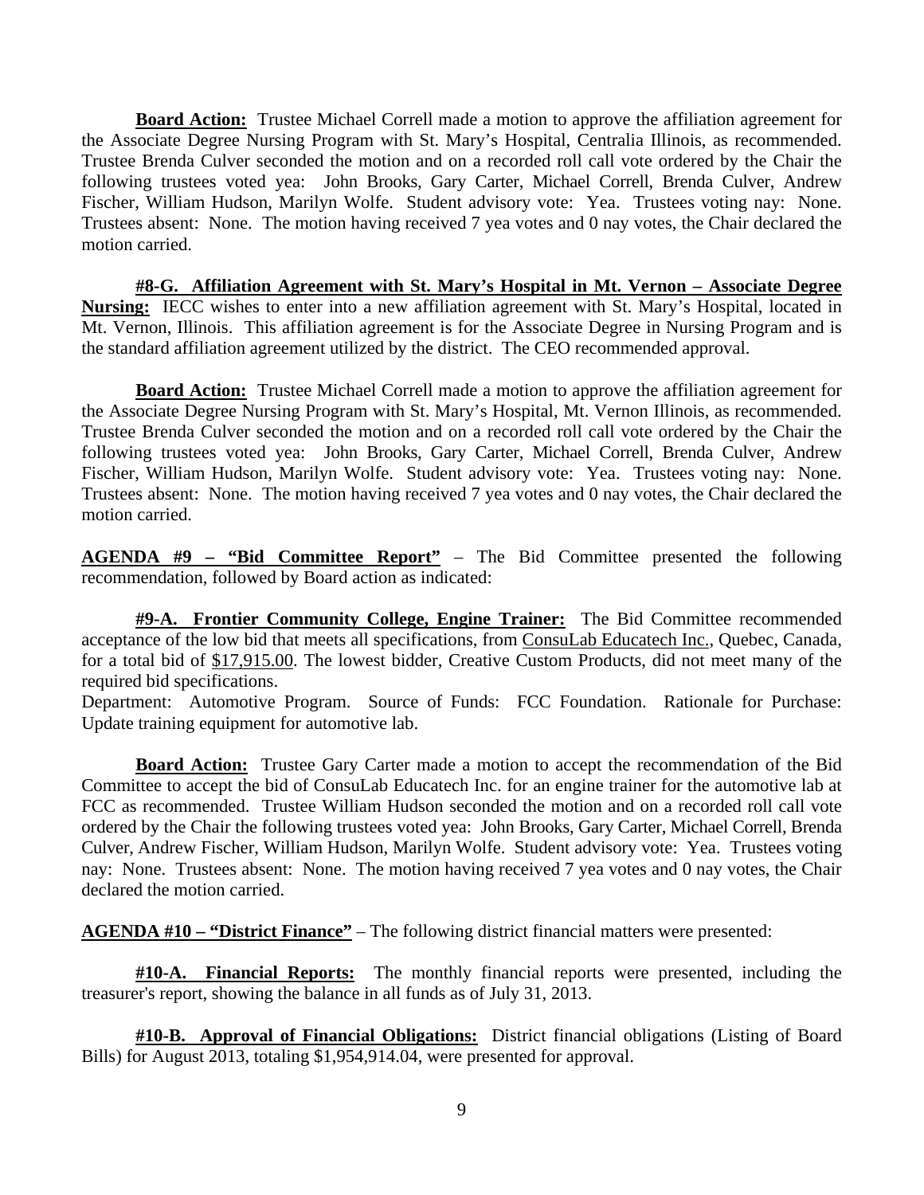**Board Action:** Trustee Michael Correll made a motion to approve the affiliation agreement for the Associate Degree Nursing Program with St. Mary's Hospital, Centralia Illinois, as recommended. Trustee Brenda Culver seconded the motion and on a recorded roll call vote ordered by the Chair the following trustees voted yea: John Brooks, Gary Carter, Michael Correll, Brenda Culver, Andrew Fischer, William Hudson, Marilyn Wolfe. Student advisory vote: Yea. Trustees voting nay: None. Trustees absent: None. The motion having received 7 yea votes and 0 nay votes, the Chair declared the motion carried.

**#8-G. Affiliation Agreement with St. Mary's Hospital in Mt. Vernon – Associate Degree Nursing:** IECC wishes to enter into a new affiliation agreement with St. Mary's Hospital, located in Mt. Vernon, Illinois. This affiliation agreement is for the Associate Degree in Nursing Program and is the standard affiliation agreement utilized by the district. The CEO recommended approval.

**Board Action:** Trustee Michael Correll made a motion to approve the affiliation agreement for the Associate Degree Nursing Program with St. Mary's Hospital, Mt. Vernon Illinois, as recommended. Trustee Brenda Culver seconded the motion and on a recorded roll call vote ordered by the Chair the following trustees voted yea: John Brooks, Gary Carter, Michael Correll, Brenda Culver, Andrew Fischer, William Hudson, Marilyn Wolfe. Student advisory vote: Yea. Trustees voting nay: None. Trustees absent: None. The motion having received 7 yea votes and 0 nay votes, the Chair declared the motion carried.

**AGENDA #9 – "Bid Committee Report"** – The Bid Committee presented the following recommendation, followed by Board action as indicated:

**#9-A. Frontier Community College, Engine Trainer:** The Bid Committee recommended acceptance of the low bid that meets all specifications, from ConsuLab Educatech Inc., Quebec, Canada, for a total bid of $17,915.00. The lowest bidder, Creative Custom Products, did not meet many of the required bid specifications.
Department: Automotive Program. Source of Funds: FCC Foundation. Rationale for Purchase: Update training equipment for automotive lab.

**Board Action:** Trustee Gary Carter made a motion to accept the recommendation of the Bid Committee to accept the bid of ConsuLab Educatech Inc. for an engine trainer for the automotive lab at FCC as recommended. Trustee William Hudson seconded the motion and on a recorded roll call vote ordered by the Chair the following trustees voted yea: John Brooks, Gary Carter, Michael Correll, Brenda Culver, Andrew Fischer, William Hudson, Marilyn Wolfe. Student advisory vote: Yea. Trustees voting nay: None. Trustees absent: None. The motion having received 7 yea votes and 0 nay votes, the Chair declared the motion carried.

**AGENDA #10 – "District Finance"** – The following district financial matters were presented:

**#10-A. Financial Reports:** The monthly financial reports were presented, including the treasurer's report, showing the balance in all funds as of July 31, 2013.

**#10-B. Approval of Financial Obligations:** District financial obligations (Listing of Board Bills) for August 2013, totaling $1,954,914.04, were presented for approval.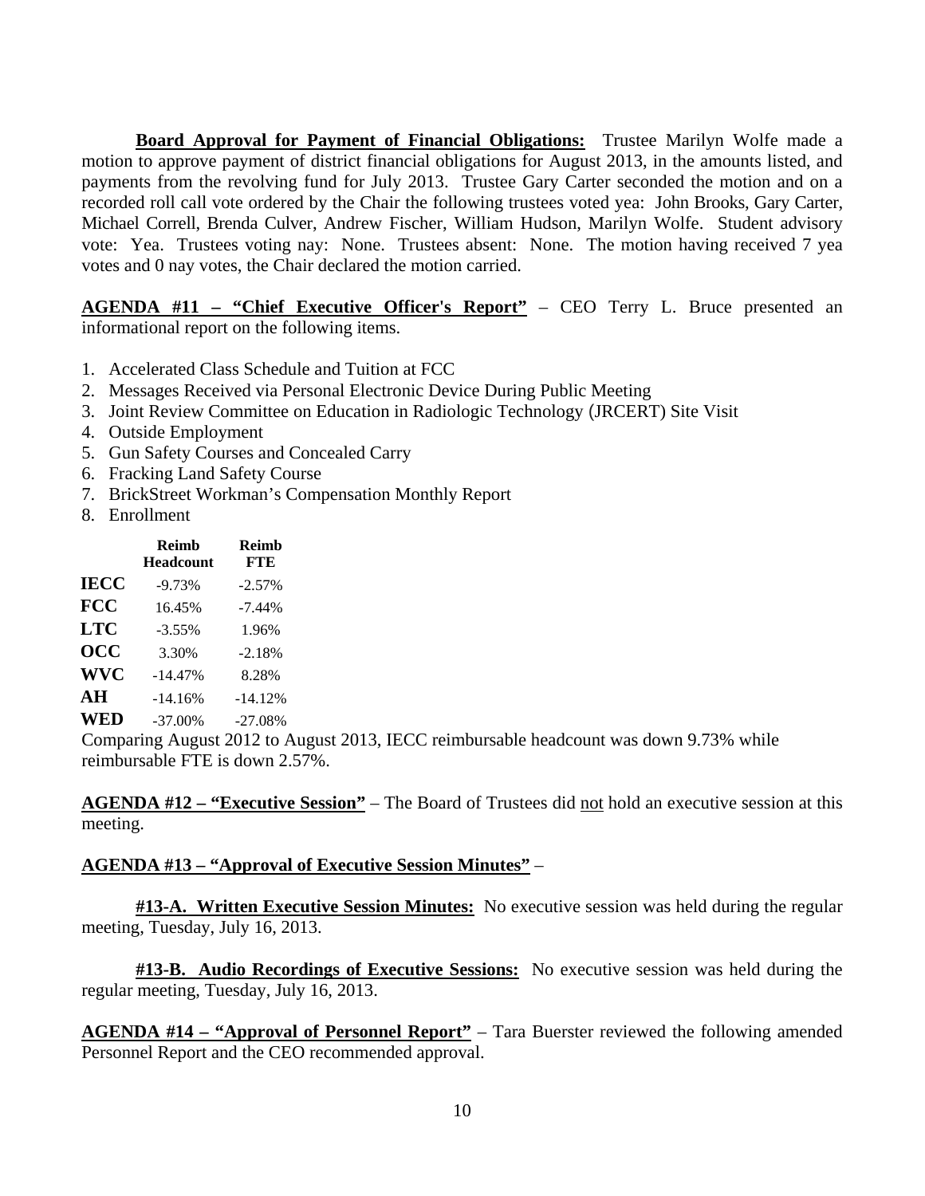**Board Approval for Payment of Financial Obligations:** Trustee Marilyn Wolfe made a motion to approve payment of district financial obligations for August 2013, in the amounts listed, and payments from the revolving fund for July 2013. Trustee Gary Carter seconded the motion and on a recorded roll call vote ordered by the Chair the following trustees voted yea: John Brooks, Gary Carter, Michael Correll, Brenda Culver, Andrew Fischer, William Hudson, Marilyn Wolfe. Student advisory vote: Yea. Trustees voting nay: None. Trustees absent: None. The motion having received 7 yea votes and 0 nay votes, the Chair declared the motion carried.

**AGENDA #11 – "Chief Executive Officer's Report"** – CEO Terry L. Bruce presented an informational report on the following items.

1. Accelerated Class Schedule and Tuition at FCC
2. Messages Received via Personal Electronic Device During Public Meeting
3. Joint Review Committee on Education in Radiologic Technology (JRCERT) Site Visit
4. Outside Employment
5. Gun Safety Courses and Concealed Carry
6. Fracking Land Safety Course
7. BrickStreet Workman's Compensation Monthly Report
8. Enrollment

| | Reimb Headcount | Reimb FTE |
|---|---|---|
| **IECC** | -9.73% | -2.57% |
| **FCC** | 16.45% | -7.44% |
| **LTC** | -3.55% | 1.96% |
| **OCC** | 3.30% | -2.18% |
| **WVC** | -14.47% | 8.28% |
| **AH** | -14.16% | -14.12% |
| **WED** | -37.00% | -27.08% |

Comparing August 2012 to August 2013, IECC reimbursable headcount was down 9.73% while reimbursable FTE is down 2.57%.

**AGENDA #12 – "Executive Session"** – The Board of Trustees did not hold an executive session at this meeting.

**AGENDA #13 – "Approval of Executive Session Minutes"** –

**#13-A. Written Executive Session Minutes:** No executive session was held during the regular meeting, Tuesday, July 16, 2013.

**#13-B. Audio Recordings of Executive Sessions:** No executive session was held during the regular meeting, Tuesday, July 16, 2013.

**AGENDA #14 – "Approval of Personnel Report"** – Tara Buerster reviewed the following amended Personnel Report and the CEO recommended approval.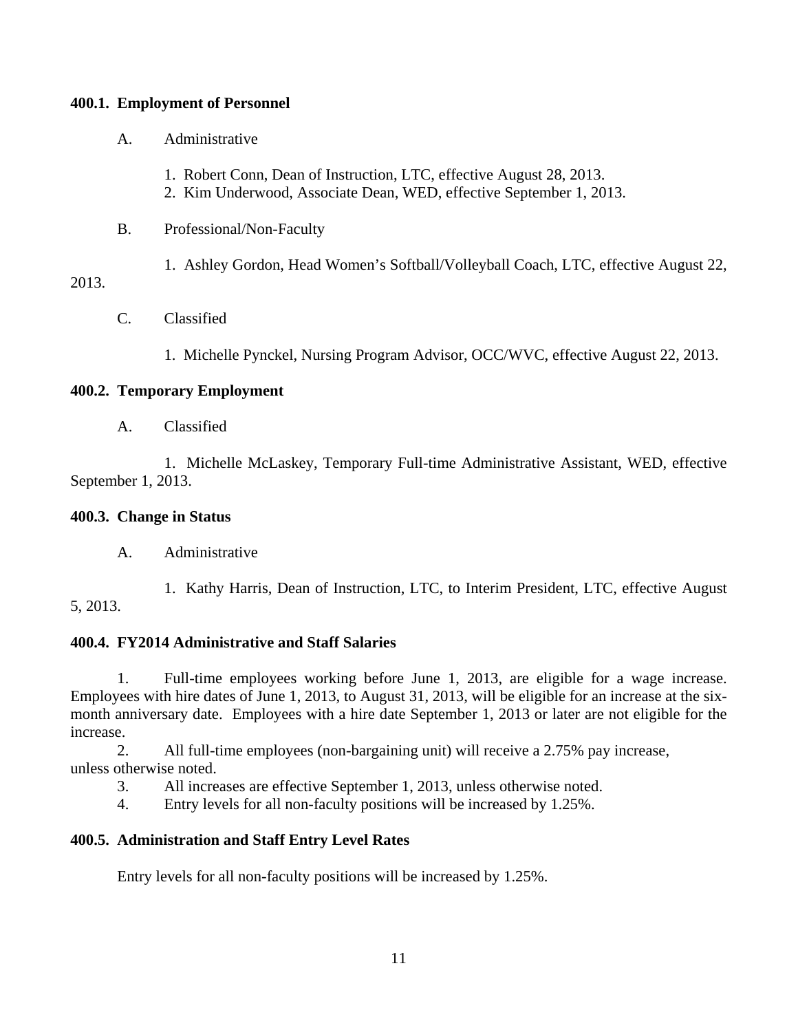**400.1. Employment of Personnel**

A. Administrative

1. Robert Conn, Dean of Instruction, LTC, effective August 28, 2013.
2. Kim Underwood, Associate Dean, WED, effective September 1, 2013.

B. Professional/Non-Faculty

1. Ashley Gordon, Head Women's Softball/Volleyball Coach, LTC, effective August 22, 2013.

C. Classified

1. Michelle Pynckel, Nursing Program Advisor, OCC/WVC, effective August 22, 2013.

**400.2. Temporary Employment**

A. Classified

1. Michelle McLaskey, Temporary Full-time Administrative Assistant, WED, effective September 1, 2013.

**400.3. Change in Status**

A. Administrative

1. Kathy Harris, Dean of Instruction, LTC, to Interim President, LTC, effective August 5, 2013.

**400.4. FY2014 Administrative and Staff Salaries**

1. Full-time employees working before June 1, 2013, are eligible for a wage increase. Employees with hire dates of June 1, 2013, to August 31, 2013, will be eligible for an increase at the six-month anniversary date. Employees with a hire date September 1, 2013 or later are not eligible for the increase.
2. All full-time employees (non-bargaining unit) will receive a 2.75% pay increase, unless otherwise noted.
3. All increases are effective September 1, 2013, unless otherwise noted.
4. Entry levels for all non-faculty positions will be increased by 1.25%.

**400.5. Administration and Staff Entry Level Rates**

Entry levels for all non-faculty positions will be increased by 1.25%.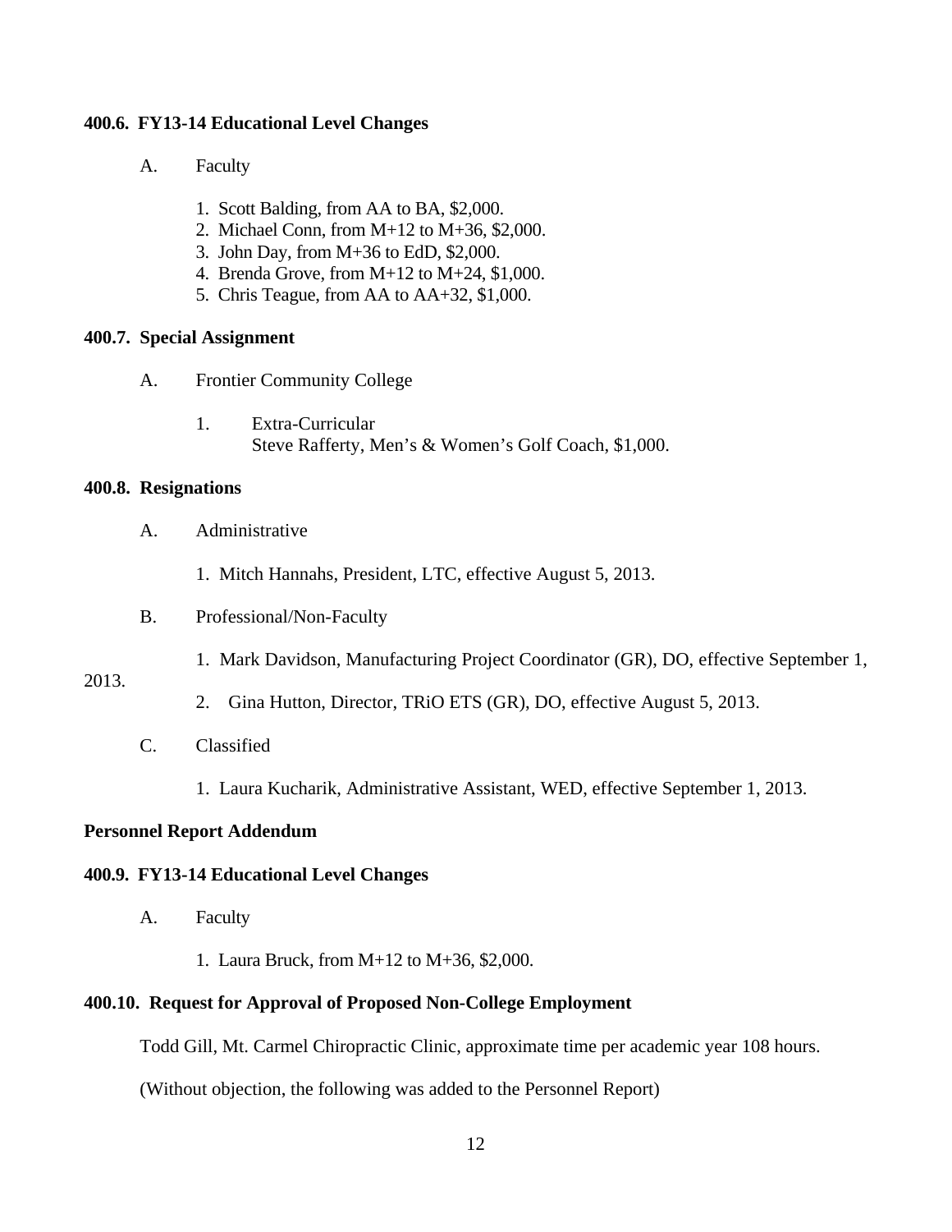**400.6. FY13-14 Educational Level Changes**

A. Faculty

1. Scott Balding, from AA to BA, $2,000.
2. Michael Conn, from M+12 to M+36, $2,000.
3. John Day, from M+36 to EdD, $2,000.
4. Brenda Grove, from M+12 to M+24, $1,000.
5. Chris Teague, from AA to AA+32, $1,000.

**400.7. Special Assignment**

A. Frontier Community College

1. Extra-Curricular
   Steve Rafferty, Men's & Women's Golf Coach, $1,000.

**400.8. Resignations**

A. Administrative

1. Mitch Hannahs, President, LTC, effective August 5, 2013.

B. Professional/Non-Faculty

1. Mark Davidson, Manufacturing Project Coordinator (GR), DO, effective September 1, 2013.
2. Gina Hutton, Director, TRiO ETS (GR), DO, effective August 5, 2013.

C. Classified

1. Laura Kucharik, Administrative Assistant, WED, effective September 1, 2013.

**Personnel Report Addendum**

**400.9. FY13-14 Educational Level Changes**

A. Faculty

1. Laura Bruck, from M+12 to M+36, $2,000.

**400.10. Request for Approval of Proposed Non-College Employment**

Todd Gill, Mt. Carmel Chiropractic Clinic, approximate time per academic year 108 hours.

(Without objection, the following was added to the Personnel Report)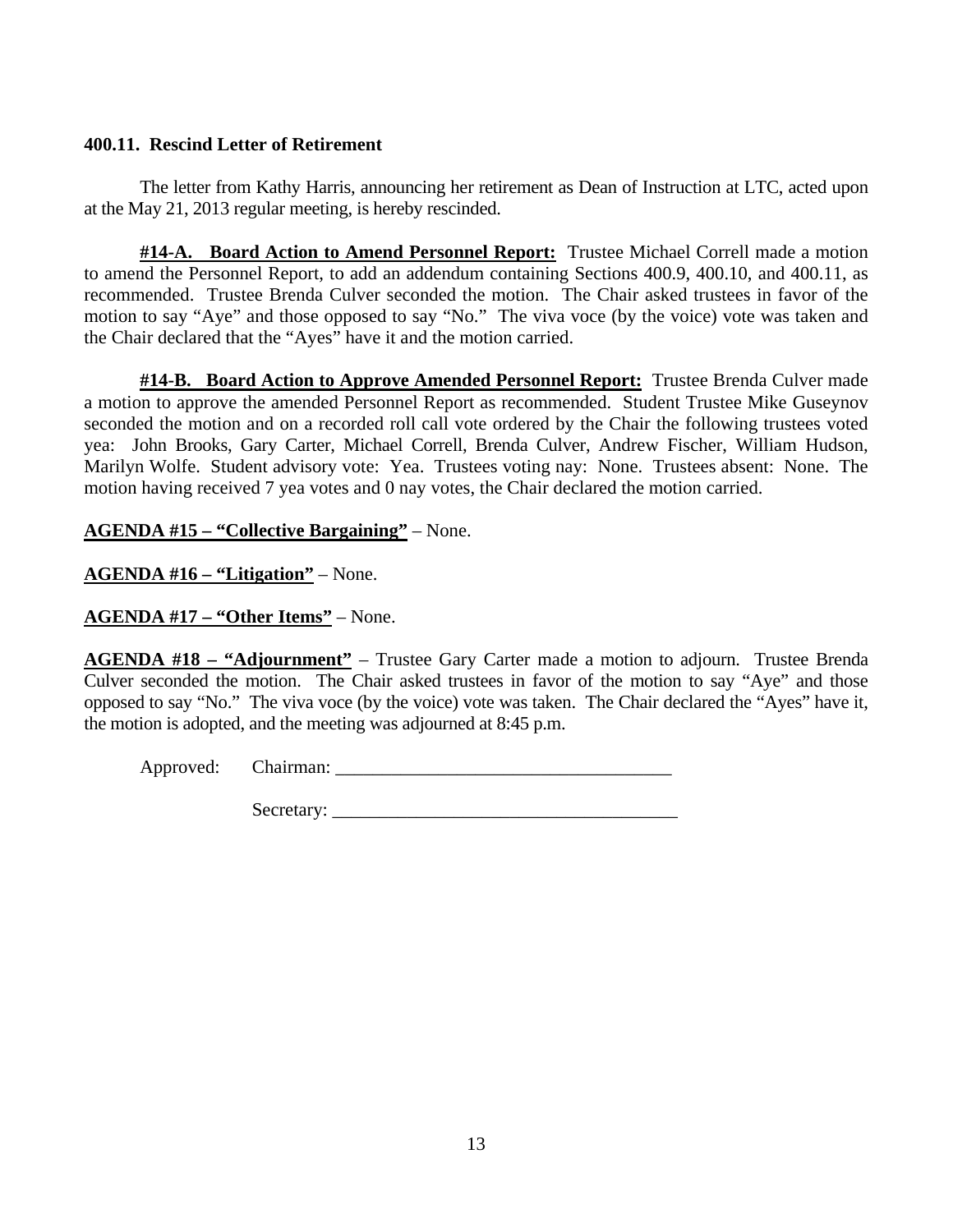**400.11. Rescind Letter of Retirement**

The letter from Kathy Harris, announcing her retirement as Dean of Instruction at LTC, acted upon at the May 21, 2013 regular meeting, is hereby rescinded.

**#14-A. Board Action to Amend Personnel Report:** Trustee Michael Correll made a motion to amend the Personnel Report, to add an addendum containing Sections 400.9, 400.10, and 400.11, as recommended. Trustee Brenda Culver seconded the motion. The Chair asked trustees in favor of the motion to say "Aye" and those opposed to say "No." The viva voce (by the voice) vote was taken and the Chair declared that the "Ayes" have it and the motion carried.

**#14-B. Board Action to Approve Amended Personnel Report:** Trustee Brenda Culver made a motion to approve the amended Personnel Report as recommended. Student Trustee Mike Guseynov seconded the motion and on a recorded roll call vote ordered by the Chair the following trustees voted yea: John Brooks, Gary Carter, Michael Correll, Brenda Culver, Andrew Fischer, William Hudson, Marilyn Wolfe. Student advisory vote: Yea. Trustees voting nay: None. Trustees absent: None. The motion having received 7 yea votes and 0 nay votes, the Chair declared the motion carried.

**AGENDA #15 – "Collective Bargaining"** – None.

**AGENDA #16 – "Litigation"** – None.

**AGENDA #17 – "Other Items"** – None.

**AGENDA #18 – "Adjournment"** – Trustee Gary Carter made a motion to adjourn. Trustee Brenda Culver seconded the motion. The Chair asked trustees in favor of the motion to say "Aye" and those opposed to say "No." The viva voce (by the voice) vote was taken. The Chair declared the "Ayes" have it, the motion is adopted, and the meeting was adjourned at 8:45 p.m.

Approved: Chairman: ____________________________________

Secretary: ____________________________________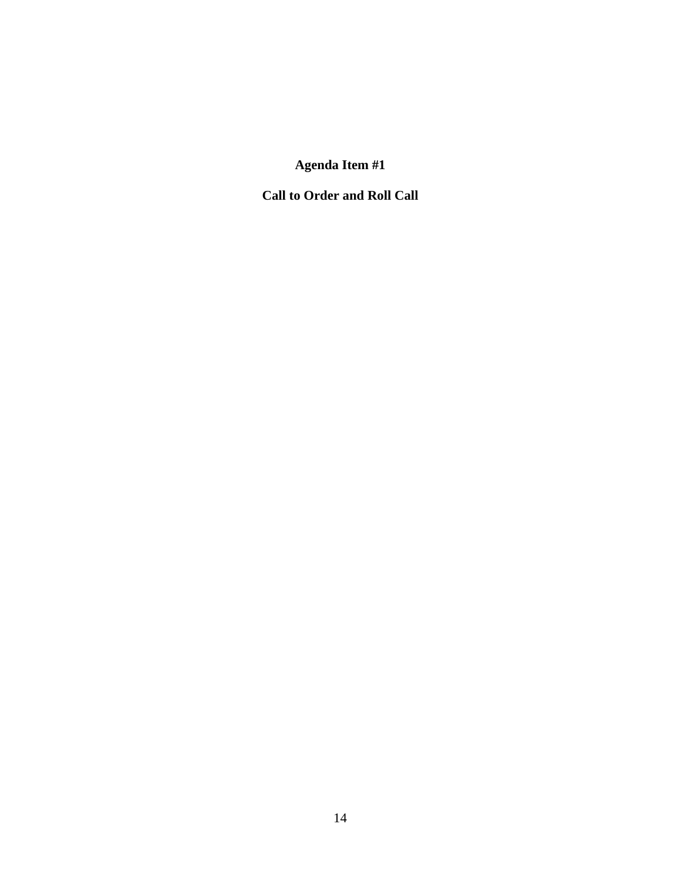**Agenda Item #1**

**Call to Order and Roll Call**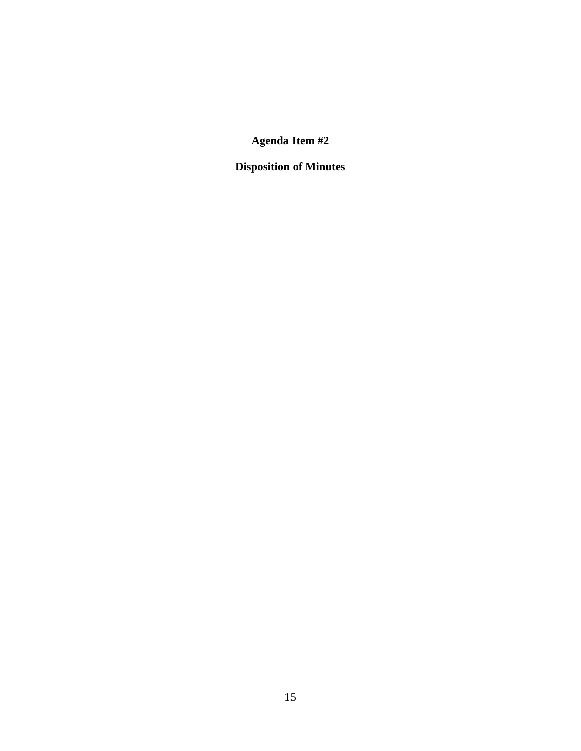# Agenda Item #2

## Disposition of Minutes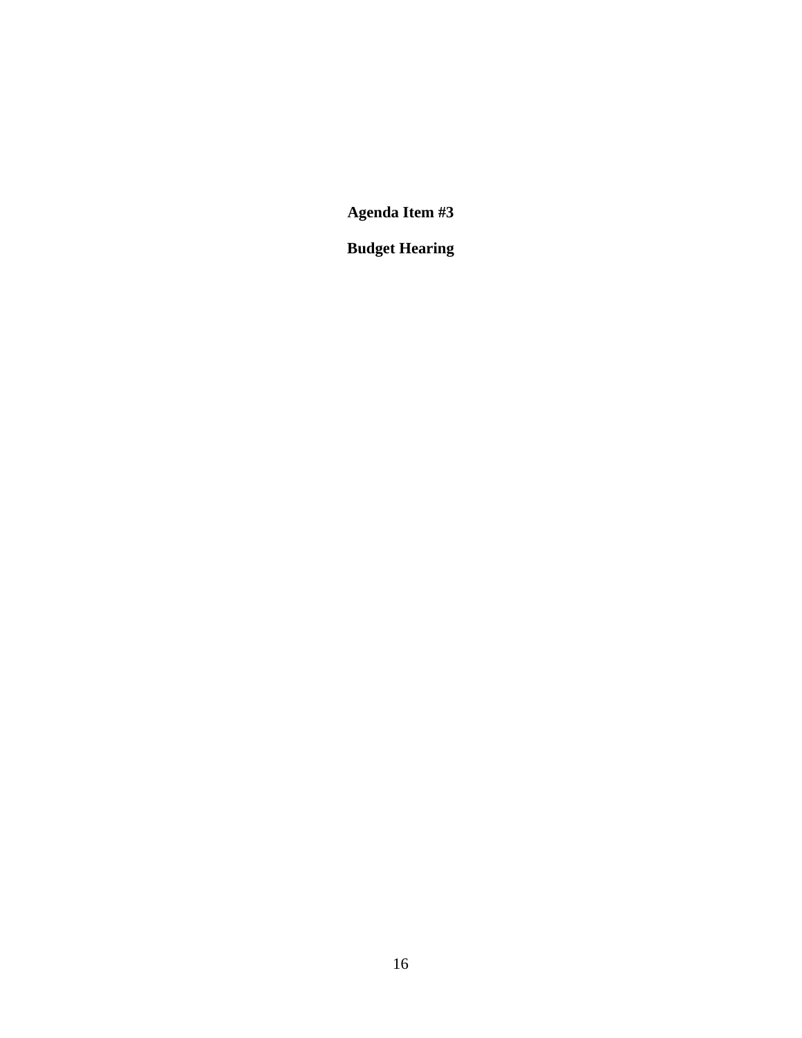**Agenda Item #3**

**Budget Hearing**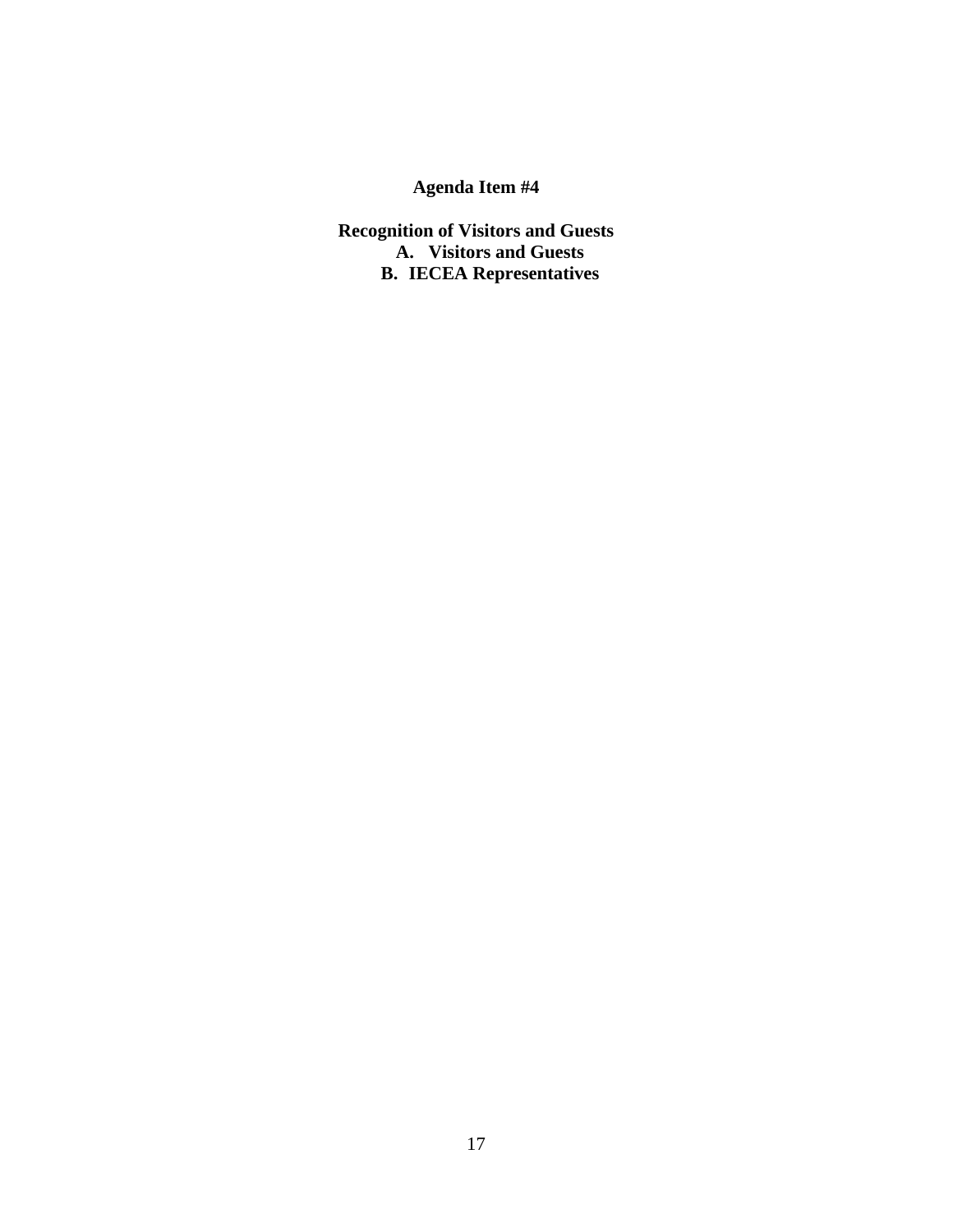**Agenda Item #4**

**Recognition of Visitors and Guests**

A. **Visitors and Guests**
B. **IECEA Representatives**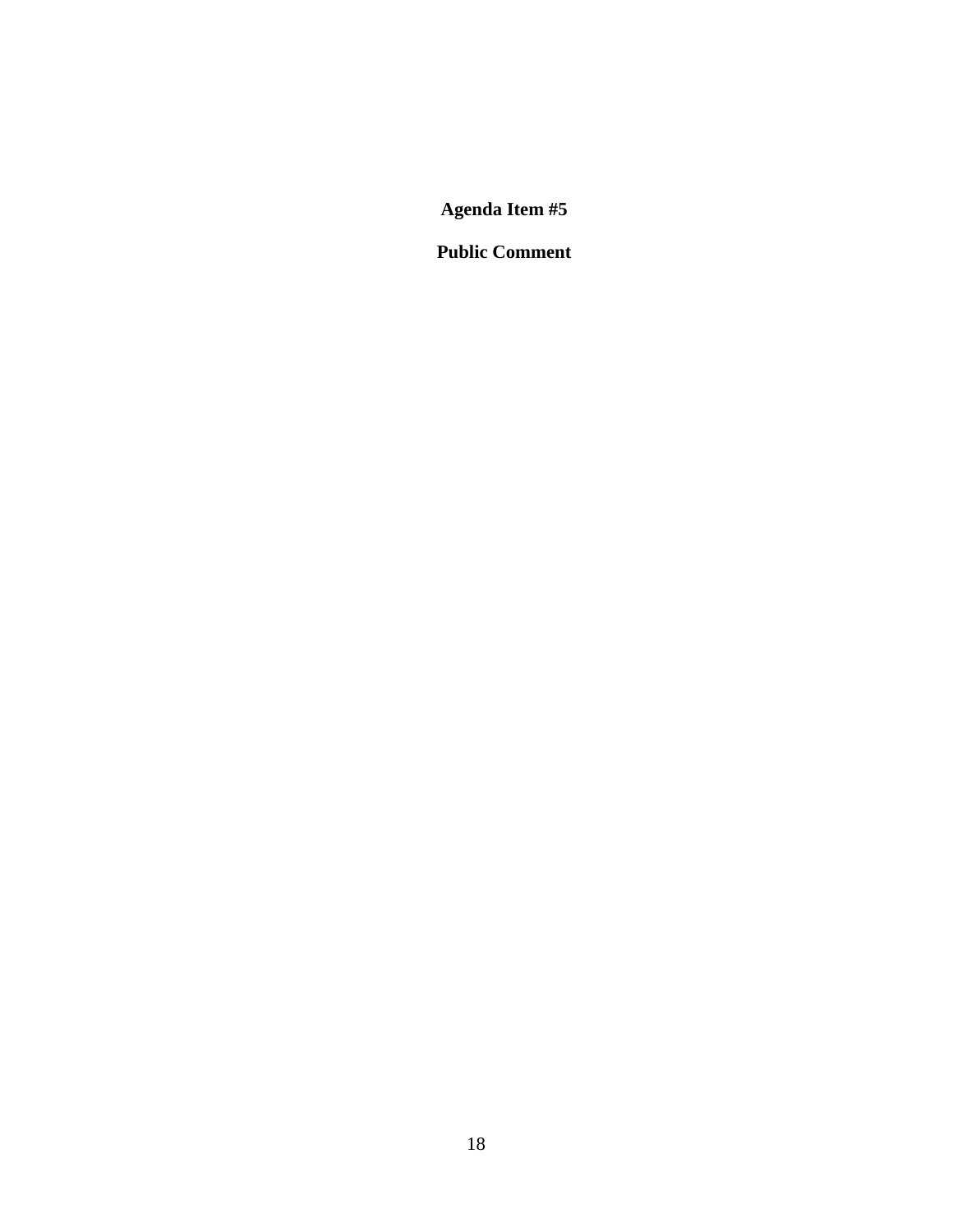**Agenda Item #5**

**Public Comment**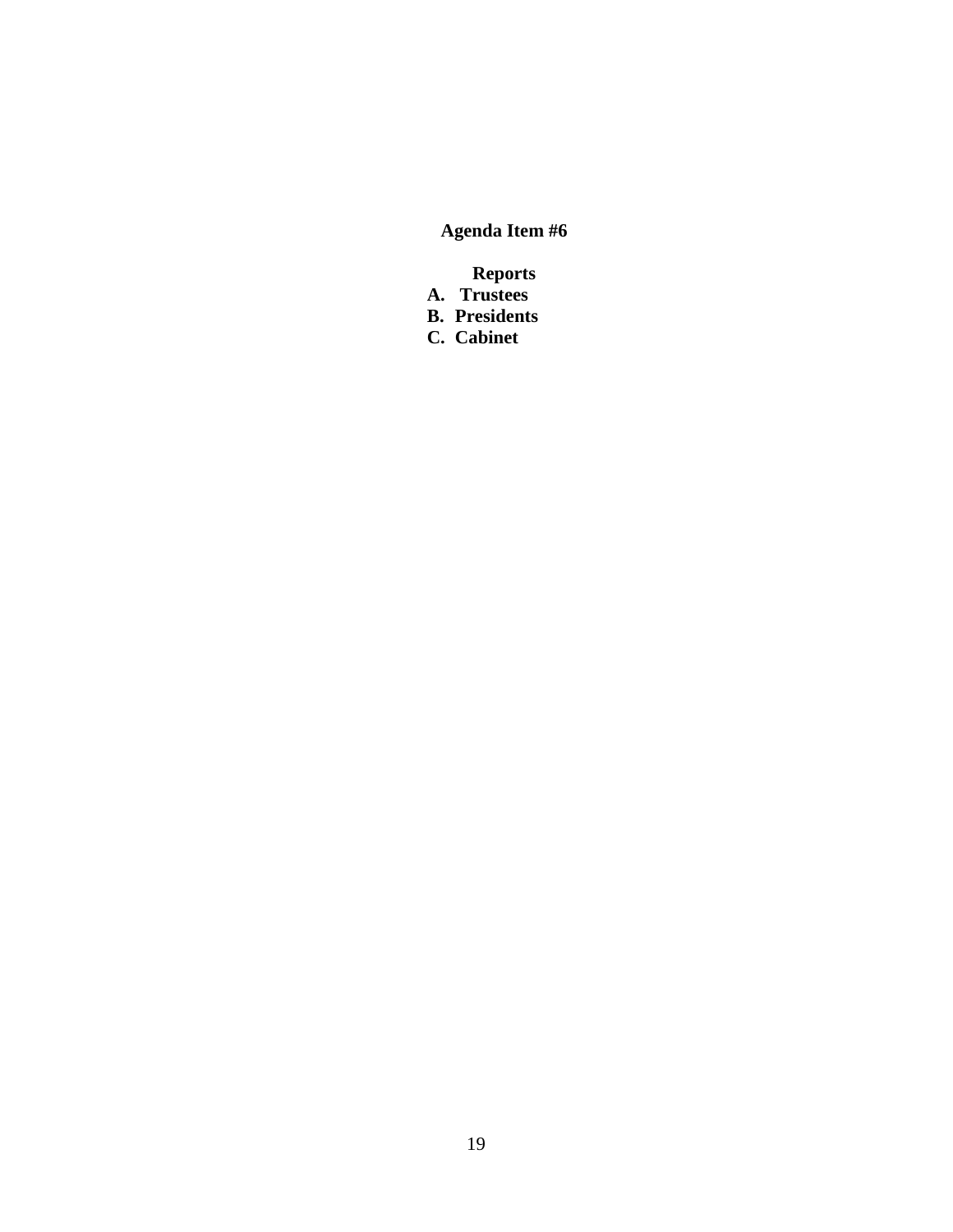**Agenda Item #6**

**Reports**

**A. Trustees**
**B. Presidents**
**C. Cabinet**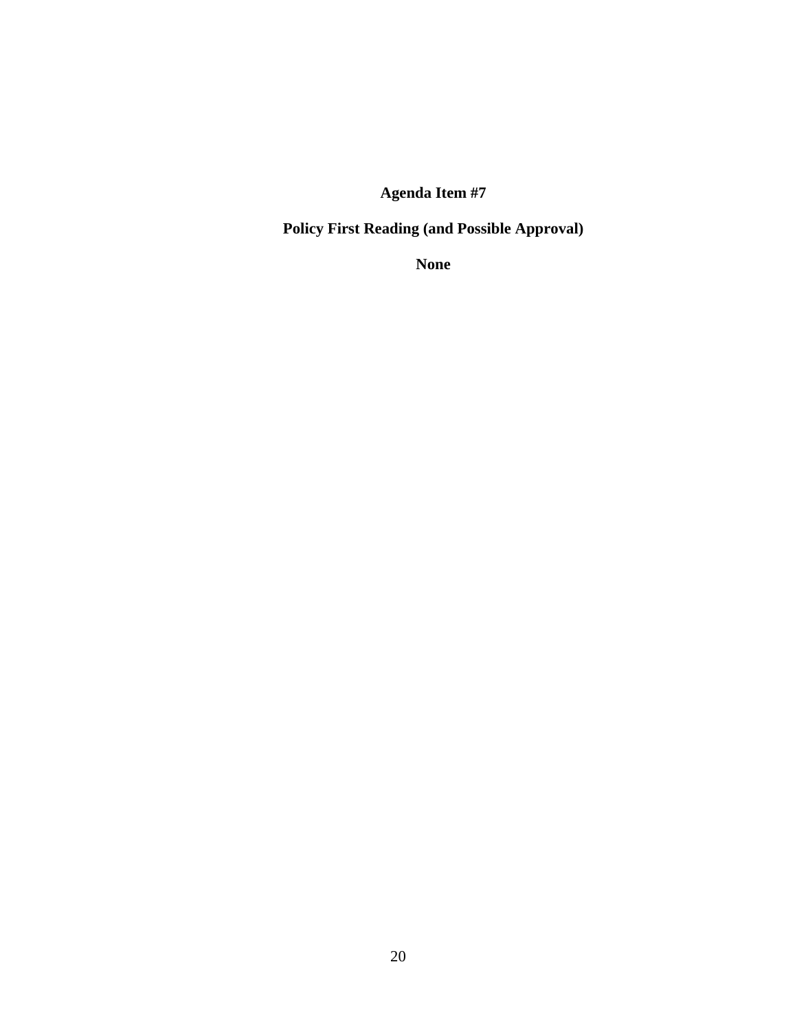**Agenda Item #7**

**Policy First Reading (and Possible Approval)**

**None**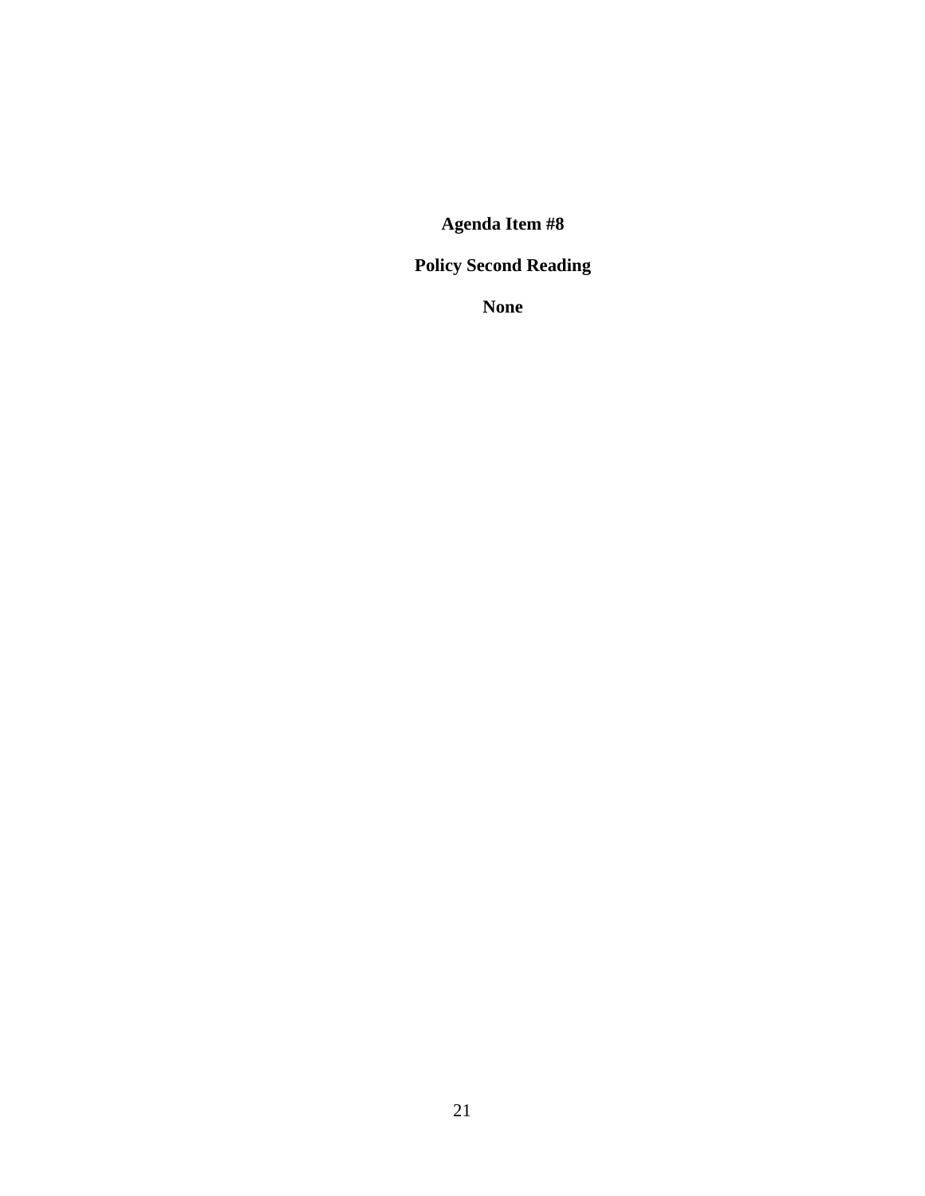**Agenda Item #8**

**Policy Second Reading**

**None**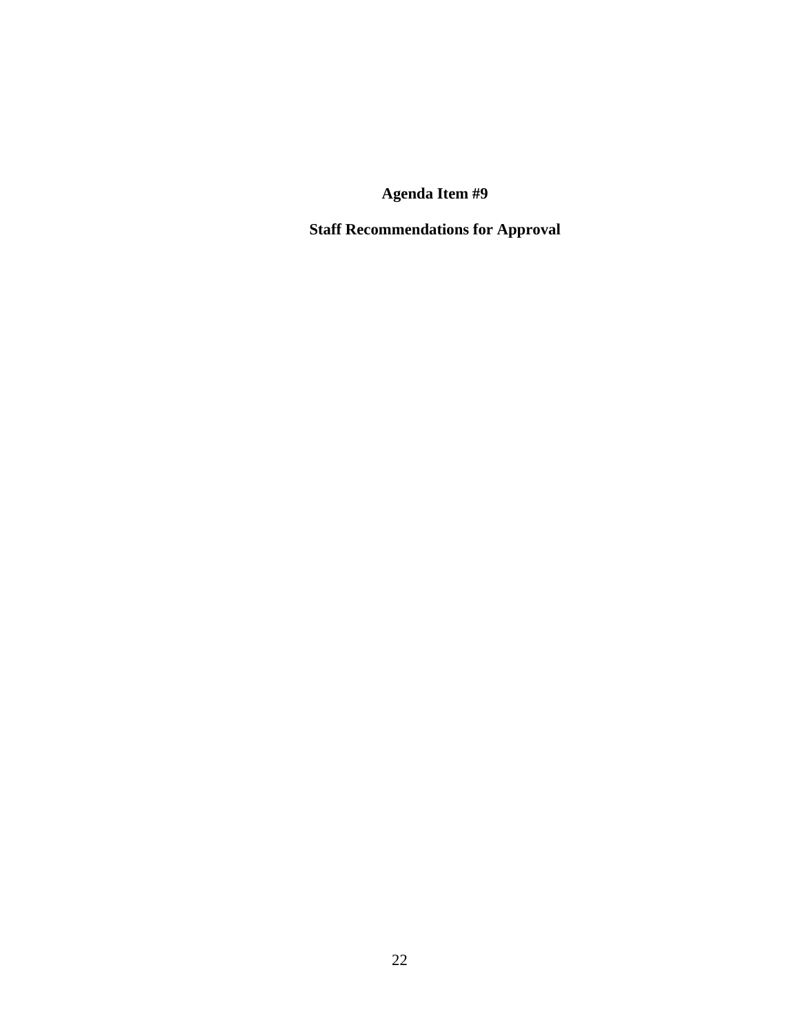# Agenda Item #9

## Staff Recommendations for Approval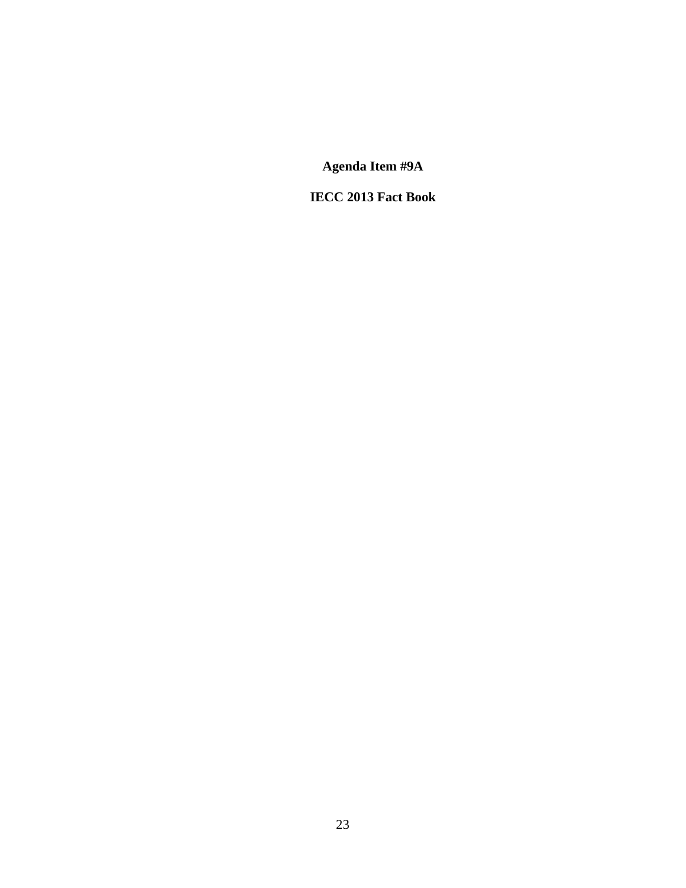**Agenda Item #9A**

**IECC 2013 Fact Book**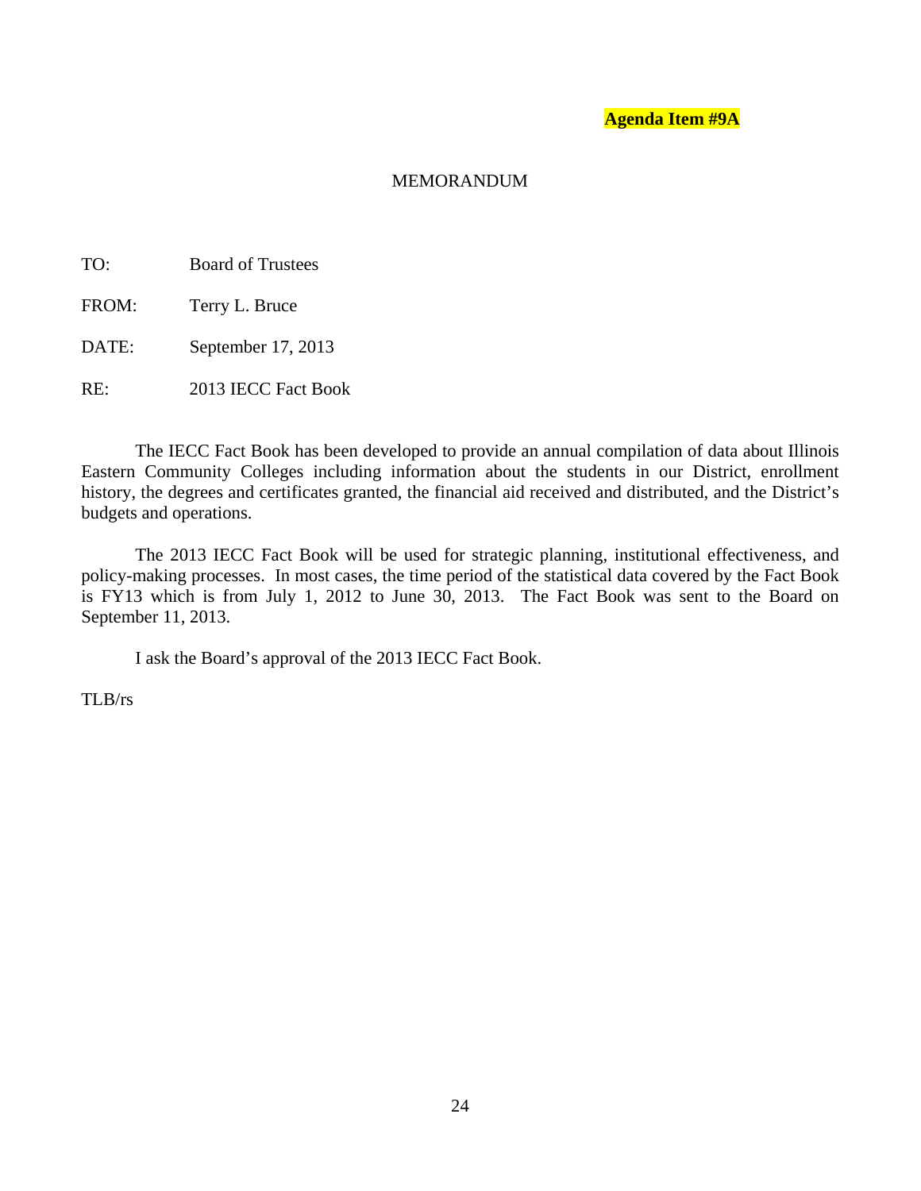**Agenda Item #9A**

MEMORANDUM

TO: Board of Trustees

FROM: Terry L. Bruce

DATE: September 17, 2013

RE: 2013 IECC Fact Book

The IECC Fact Book has been developed to provide an annual compilation of data about Illinois Eastern Community Colleges including information about the students in our District, enrollment history, the degrees and certificates granted, the financial aid received and distributed, and the District's budgets and operations.

The 2013 IECC Fact Book will be used for strategic planning, institutional effectiveness, and policy-making processes. In most cases, the time period of the statistical data covered by the Fact Book is FY13 which is from July 1, 2012 to June 30, 2013. The Fact Book was sent to the Board on September 11, 2013.

I ask the Board's approval of the 2013 IECC Fact Book.

TLB/rs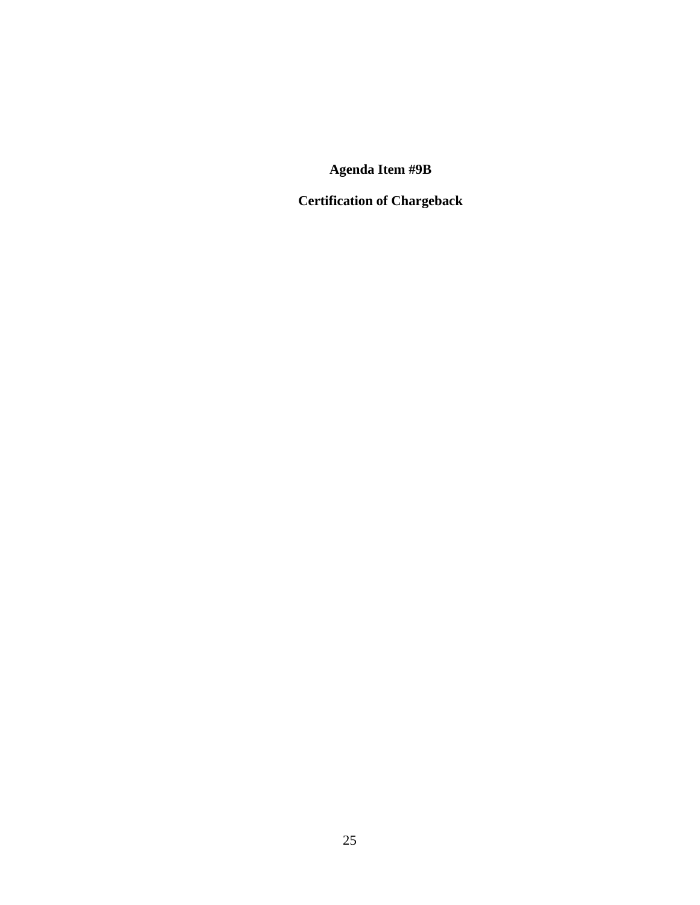**Agenda Item #9B**

**Certification of Chargeback**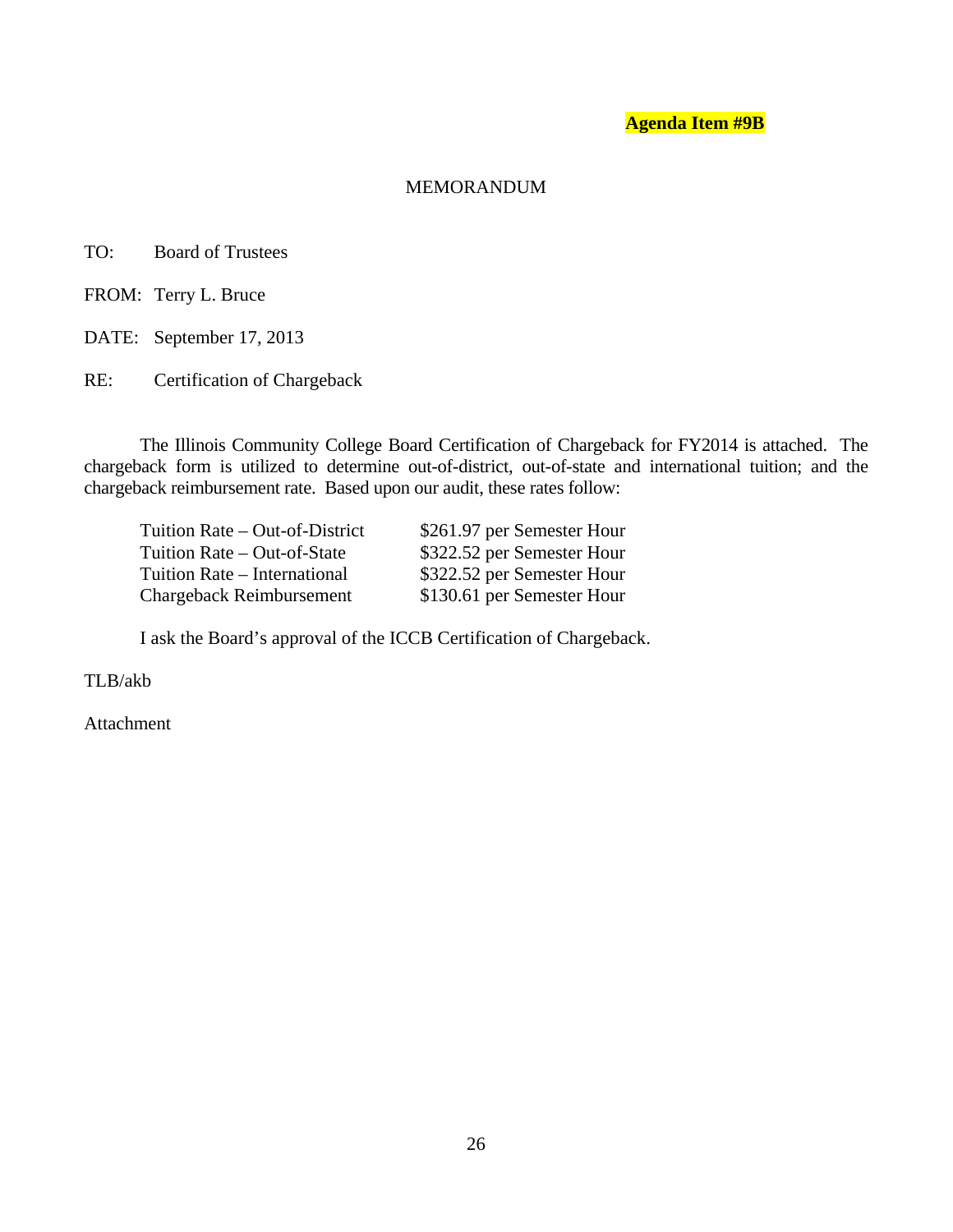**Agenda Item #9B**

MEMORANDUM

TO: Board of Trustees

FROM: Terry L. Bruce

DATE: September 17, 2013

RE: Certification of Chargeback

The Illinois Community College Board Certification of Chargeback for FY2014 is attached. The chargeback form is utilized to determine out-of-district, out-of-state and international tuition; and the chargeback reimbursement rate. Based upon our audit, these rates follow:

| | |
|---|---|
| Tuition Rate – Out-of-District | $261.97 per Semester Hour |
| Tuition Rate – Out-of-State | $322.52 per Semester Hour |
| Tuition Rate – International | $322.52 per Semester Hour |
| Chargeback Reimbursement | $130.61 per Semester Hour |

I ask the Board's approval of the ICCB Certification of Chargeback.

TLB/akb

Attachment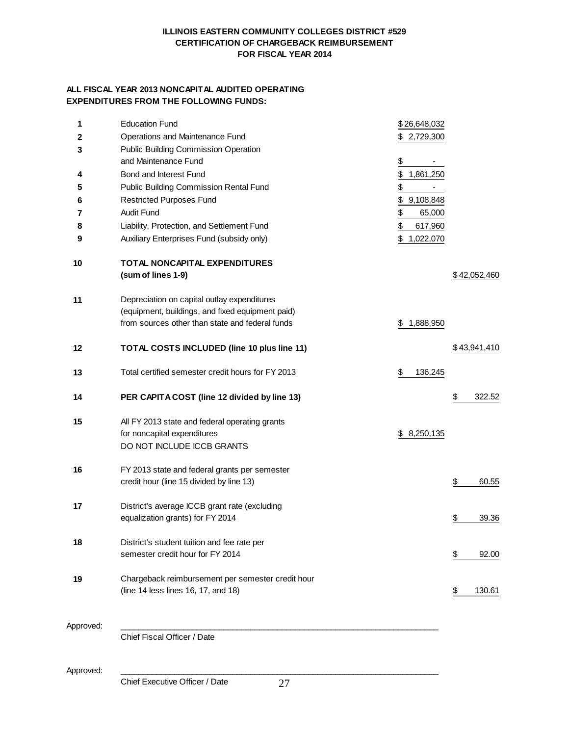**ILLINOIS EASTERN COMMUNITY COLLEGES DISTRICT #529**
**CERTIFICATION OF CHARGEBACK REIMBURSEMENT**
**FOR FISCAL YEAR 2014**

**ALL FISCAL YEAR 2013 NONCAPITAL AUDITED OPERATING EXPENDITURES FROM THE FOLLOWING FUNDS:**

| | | | |
|---|---|---|---|
| 1 | Education Fund | $ 26,648,032 | |
| 2 | Operations and Maintenance Fund | $ 2,729,300 | |
| 3 | Public Building Commission Operation and Maintenance Fund | $ - | |
| 4 | Bond and Interest Fund | $ 1,861,250 | |
| 5 | Public Building Commission Rental Fund | $ - | |
| 6 | Restricted Purposes Fund | $ 9,108,848 | |
| 7 | Audit Fund | $ 65,000 | |
| 8 | Liability, Protection, and Settlement Fund | $ 617,960 | |
| 9 | Auxiliary Enterprises Fund (subsidy only) | $ 1,022,070 | |
| **10** | **TOTAL NONCAPITAL EXPENDITURES (sum of lines 1-9)** | | $ 42,052,460 |
| 11 | Depreciation on capital outlay expenditures (equipment, buildings, and fixed equipment paid) from sources other than state and federal funds | $ 1,888,950 | |
| **12** | **TOTAL COSTS INCLUDED (line 10 plus line 11)** | | $ 43,941,410 |
| 13 | Total certified semester credit hours for FY 2013 | $ 136,245 | |
| **14** | **PER CAPITA COST (line 12 divided by line 13)** | | $ 322.52 |
| 15 | All FY 2013 state and federal operating grants for noncapital expenditures DO NOT INCLUDE ICCB GRANTS | $ 8,250,135 | |
| 16 | FY 2013 state and federal grants per semester credit hour (line 15 divided by line 13) | | $ 60.55 |
| 17 | District's average ICCB grant rate (excluding equalization grants) for FY 2014 | | $ 39.36 |
| 18 | District's student tuition and fee rate per semester credit hour for FY 2014 | | $ 92.00 |
| 19 | Chargeback reimbursement per semester credit hour (line 14 less lines 16, 17, and 18) | | $ 130.61 |

Approved: ______________________________________________
Chief Fiscal Officer / Date

Approved: ______________________________________________
Chief Executive Officer / Date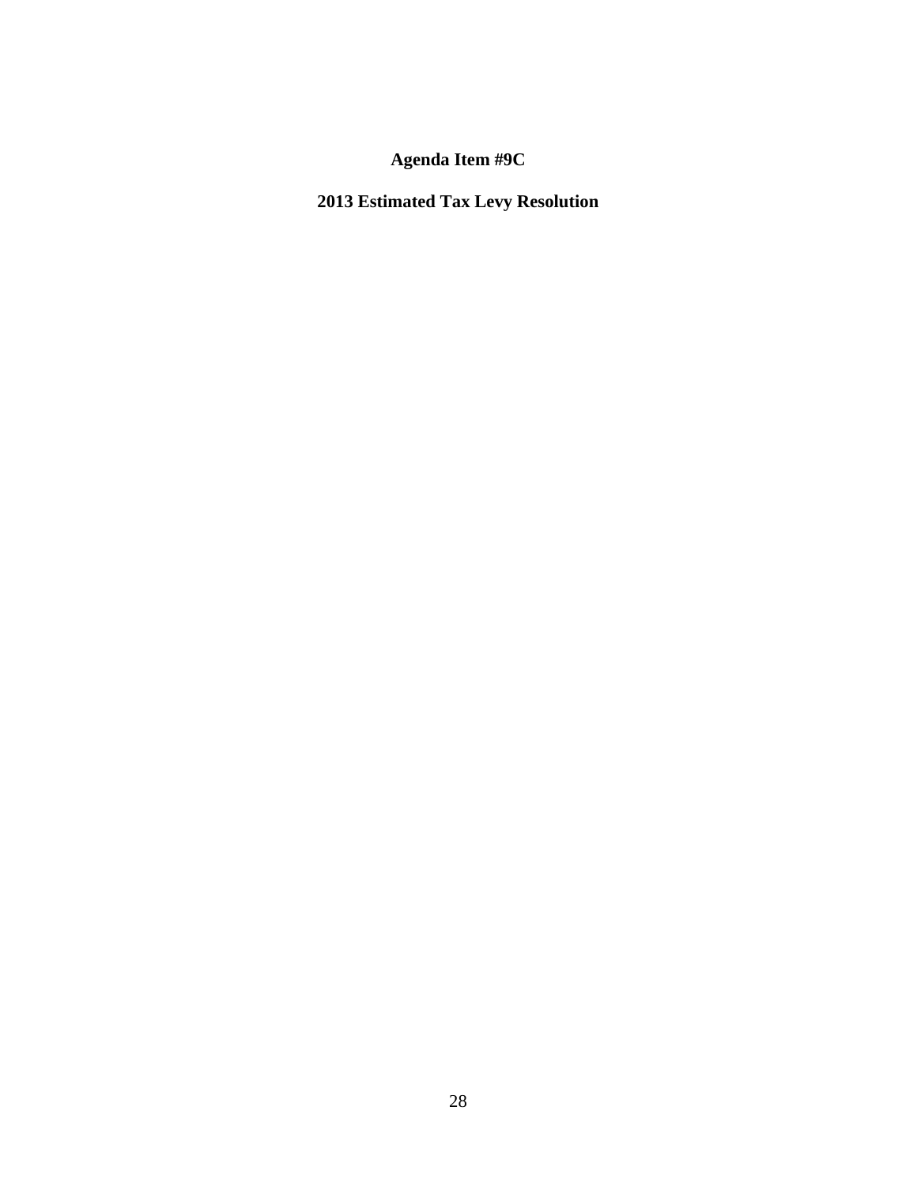**Agenda Item #9C**

**2013 Estimated Tax Levy Resolution**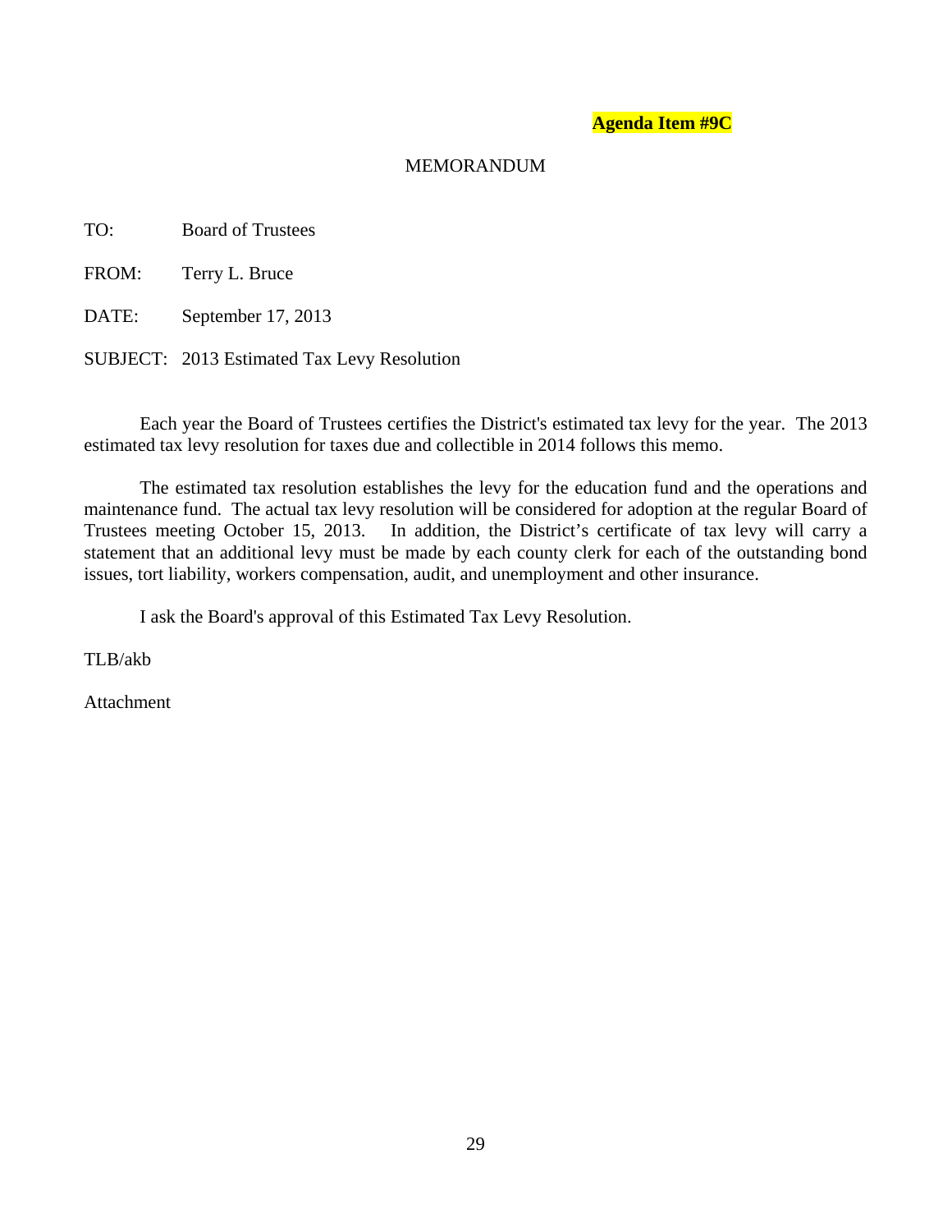**Agenda Item #9C**

MEMORANDUM

TO: Board of Trustees

FROM: Terry L. Bruce

DATE: September 17, 2013

SUBJECT: 2013 Estimated Tax Levy Resolution

Each year the Board of Trustees certifies the District's estimated tax levy for the year. The 2013 estimated tax levy resolution for taxes due and collectible in 2014 follows this memo.

The estimated tax resolution establishes the levy for the education fund and the operations and maintenance fund. The actual tax levy resolution will be considered for adoption at the regular Board of Trustees meeting October 15, 2013. In addition, the District's certificate of tax levy will carry a statement that an additional levy must be made by each county clerk for each of the outstanding bond issues, tort liability, workers compensation, audit, and unemployment and other insurance.

I ask the Board's approval of this Estimated Tax Levy Resolution.

TLB/akb

Attachment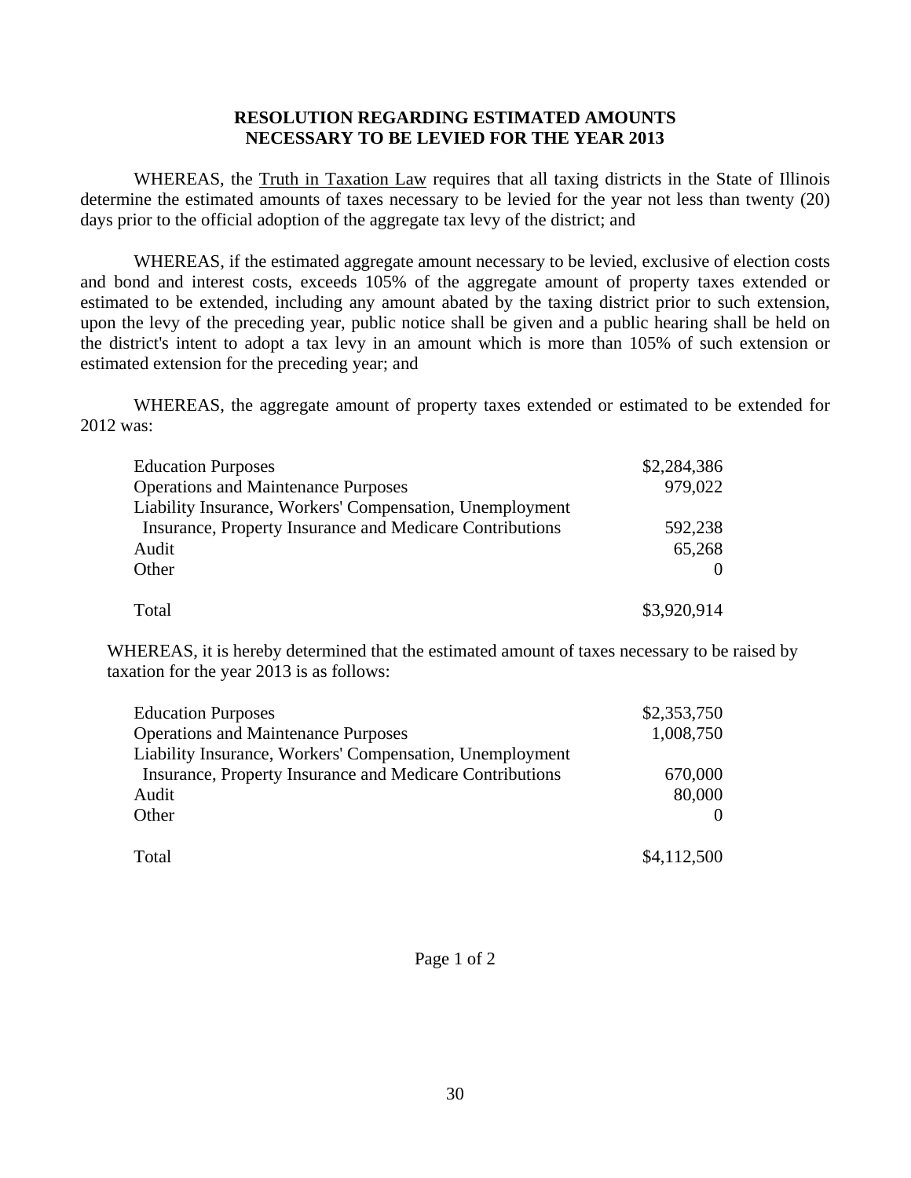**RESOLUTION REGARDING ESTIMATED AMOUNTS NECESSARY TO BE LEVIED FOR THE YEAR 2013**

WHEREAS, the Truth in Taxation Law requires that all taxing districts in the State of Illinois determine the estimated amounts of taxes necessary to be levied for the year not less than twenty (20) days prior to the official adoption of the aggregate tax levy of the district; and

WHEREAS, if the estimated aggregate amount necessary to be levied, exclusive of election costs and bond and interest costs, exceeds 105% of the aggregate amount of property taxes extended or estimated to be extended, including any amount abated by the taxing district prior to such extension, upon the levy of the preceding year, public notice shall be given and a public hearing shall be held on the district's intent to adopt a tax levy in an amount which is more than 105% of such extension or estimated extension for the preceding year; and

WHEREAS, the aggregate amount of property taxes extended or estimated to be extended for 2012 was:

| | |
|---|---|
| Education Purposes | $2,284,386 |
| Operations and Maintenance Purposes | 979,022 |
| Liability Insurance, Workers' Compensation, Unemployment Insurance, Property Insurance and Medicare Contributions | 592,238 |
| Audit | 65,268 |
| Other | 0 |
| Total | $3,920,914 |

WHEREAS, it is hereby determined that the estimated amount of taxes necessary to be raised by taxation for the year 2013 is as follows:

| | |
|---|---|
| Education Purposes | $2,353,750 |
| Operations and Maintenance Purposes | 1,008,750 |
| Liability Insurance, Workers' Compensation, Unemployment Insurance, Property Insurance and Medicare Contributions | 670,000 |
| Audit | 80,000 |
| Other | 0 |
| Total | $4,112,500 |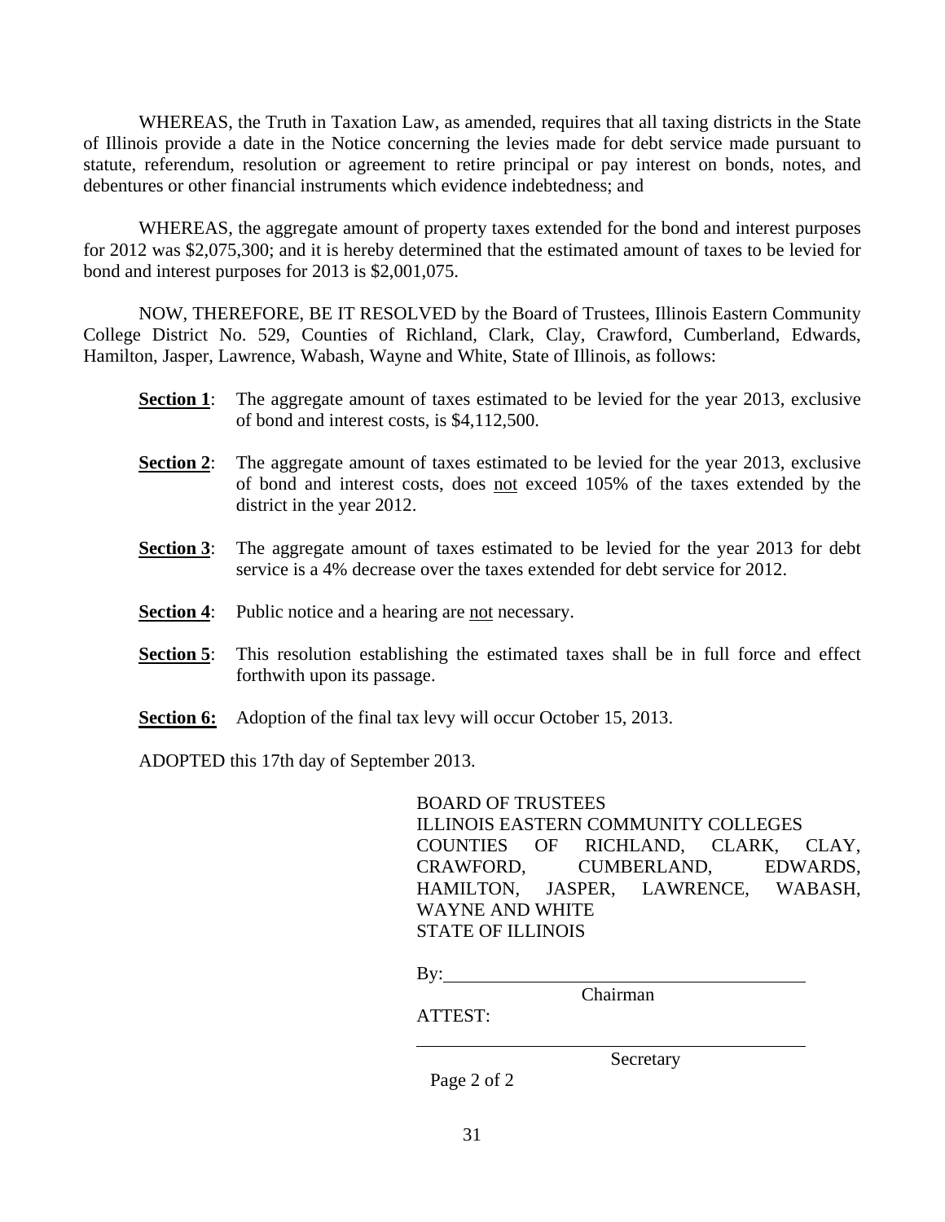WHEREAS, the Truth in Taxation Law, as amended, requires that all taxing districts in the State of Illinois provide a date in the Notice concerning the levies made for debt service made pursuant to statute, referendum, resolution or agreement to retire principal or pay interest on bonds, notes, and debentures or other financial instruments which evidence indebtedness; and

WHEREAS, the aggregate amount of property taxes extended for the bond and interest purposes for 2012 was $2,075,300; and it is hereby determined that the estimated amount of taxes to be levied for bond and interest purposes for 2013 is $2,001,075.

NOW, THEREFORE, BE IT RESOLVED by the Board of Trustees, Illinois Eastern Community College District No. 529, Counties of Richland, Clark, Clay, Crawford, Cumberland, Edwards, Hamilton, Jasper, Lawrence, Wabash, Wayne and White, State of Illinois, as follows:

**Section 1**: The aggregate amount of taxes estimated to be levied for the year 2013, exclusive of bond and interest costs, is $4,112,500.

**Section 2**: The aggregate amount of taxes estimated to be levied for the year 2013, exclusive of bond and interest costs, does not exceed 105% of the taxes extended by the district in the year 2012.

**Section 3**: The aggregate amount of taxes estimated to be levied for the year 2013 for debt service is a 4% decrease over the taxes extended for debt service for 2012.

**Section 4**: Public notice and a hearing are not necessary.

**Section 5**: This resolution establishing the estimated taxes shall be in full force and effect forthwith upon its passage.

**Section 6:** Adoption of the final tax levy will occur October 15, 2013.

ADOPTED this 17th day of September 2013.

BOARD OF TRUSTEES
ILLINOIS EASTERN COMMUNITY COLLEGES
COUNTIES OF RICHLAND, CLARK, CLAY, CRAWFORD, CUMBERLAND, EDWARDS, HAMILTON, JASPER, LAWRENCE, WABASH, WAYNE AND WHITE
STATE OF ILLINOIS

By: ________________________________
Chairman

ATTEST:

________________________________
Secretary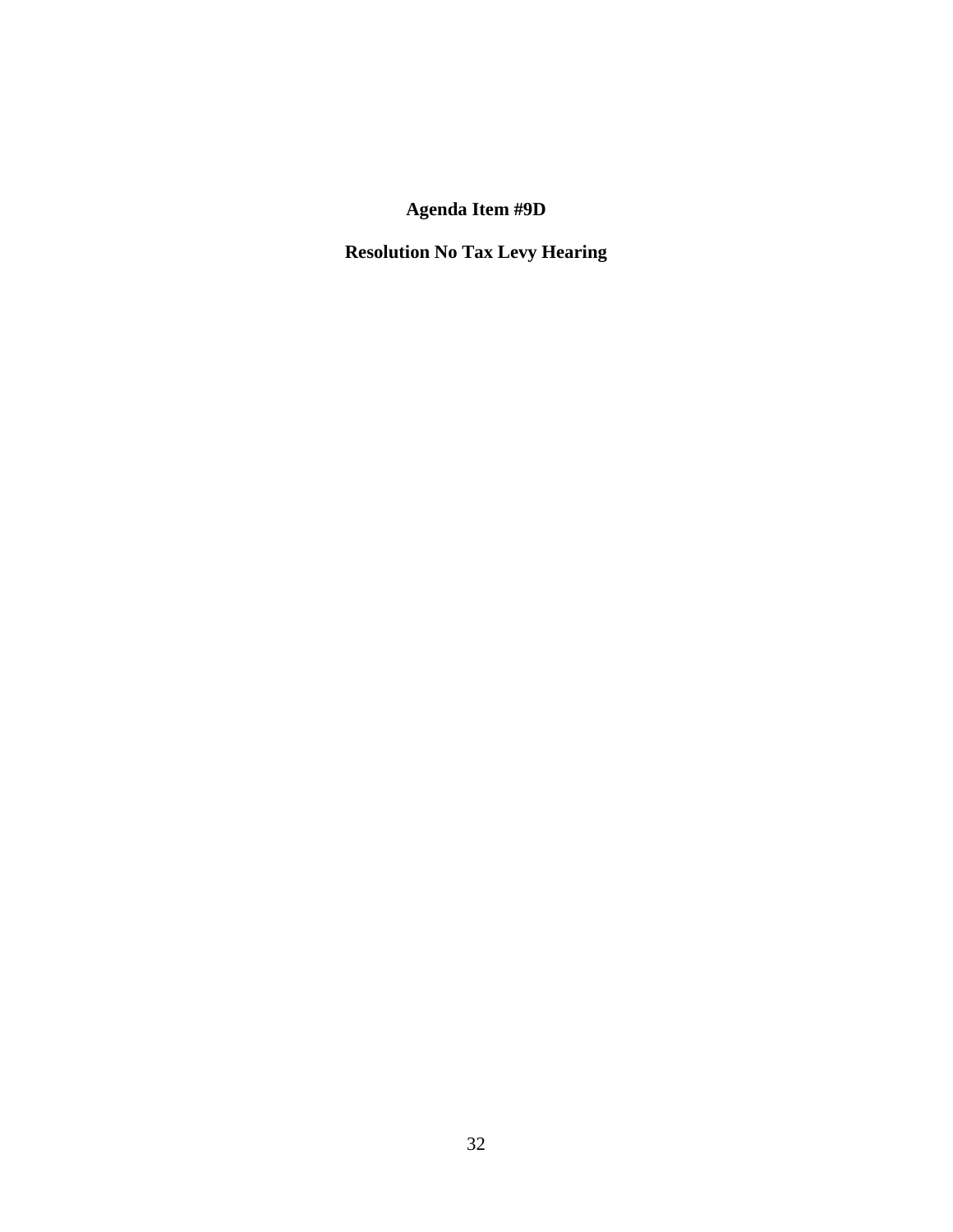**Agenda Item #9D**

**Resolution No Tax Levy Hearing**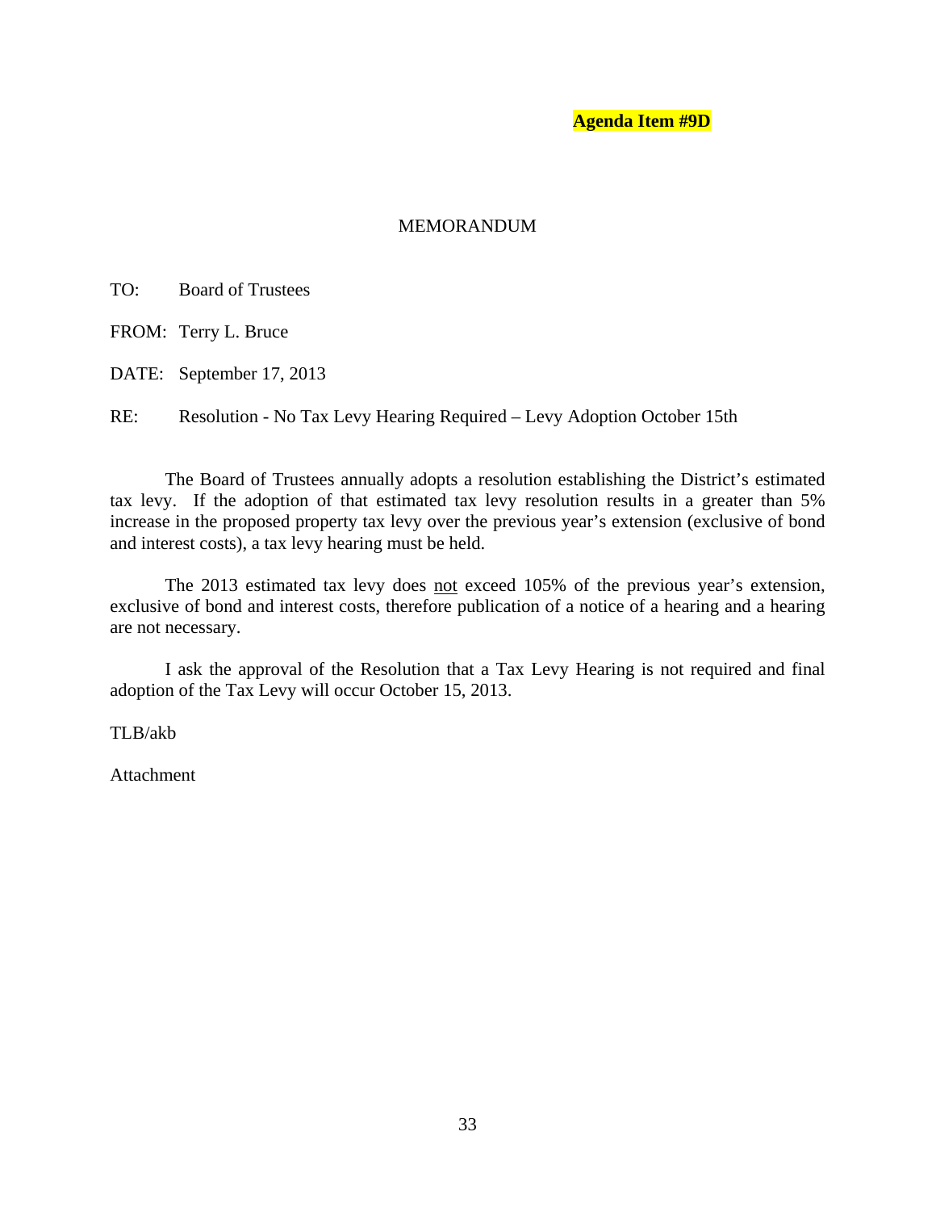**Agenda Item #9D**

MEMORANDUM

TO: Board of Trustees

FROM: Terry L. Bruce

DATE: September 17, 2013

RE: Resolution - No Tax Levy Hearing Required – Levy Adoption October 15th

The Board of Trustees annually adopts a resolution establishing the District's estimated tax levy. If the adoption of that estimated tax levy resolution results in a greater than 5% increase in the proposed property tax levy over the previous year's extension (exclusive of bond and interest costs), a tax levy hearing must be held.

The 2013 estimated tax levy does <u>not</u> exceed 105% of the previous year's extension, exclusive of bond and interest costs, therefore publication of a notice of a hearing and a hearing are not necessary.

I ask the approval of the Resolution that a Tax Levy Hearing is not required and final adoption of the Tax Levy will occur October 15, 2013.

TLB/akb

Attachment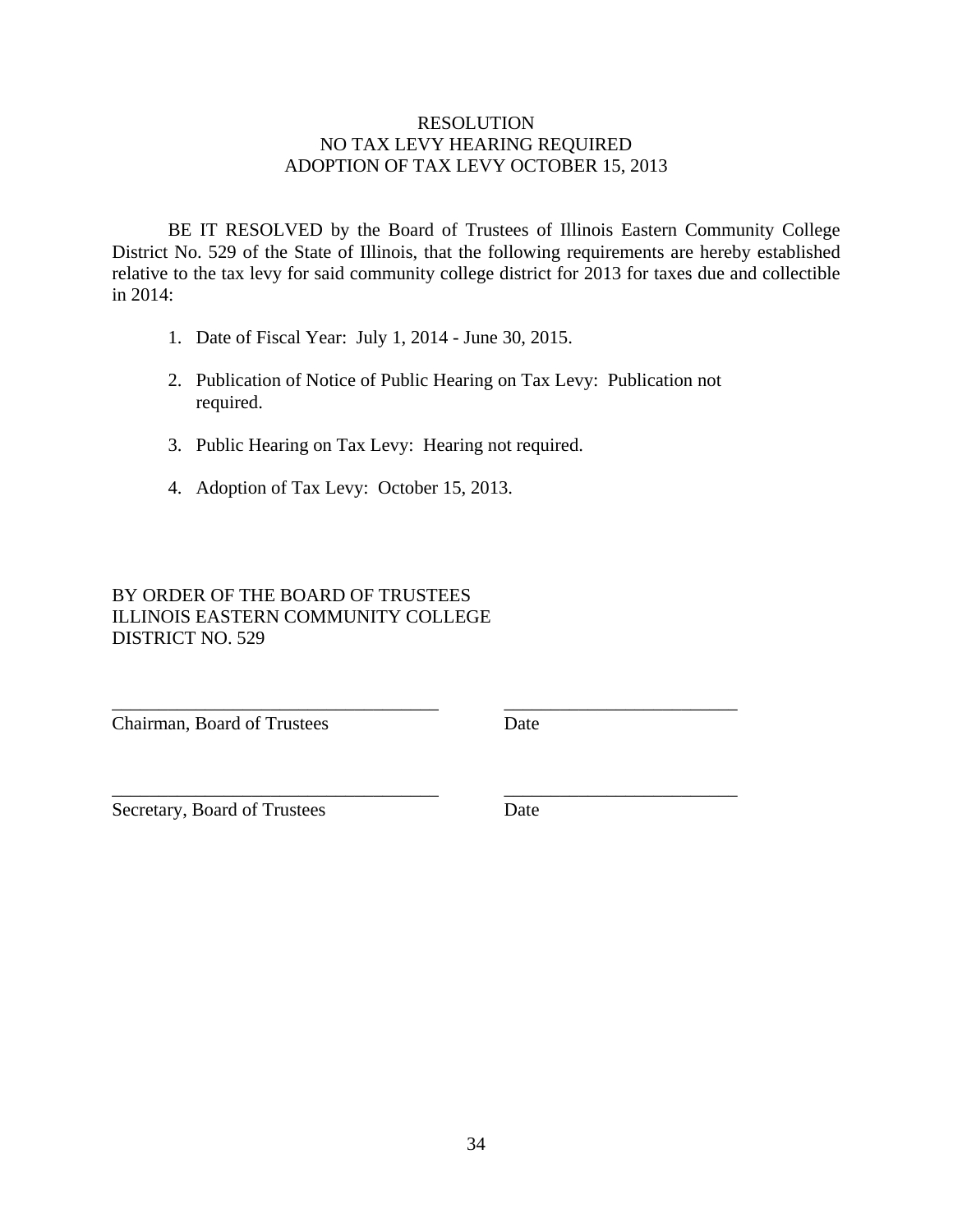# RESOLUTION
# NO TAX LEVY HEARING REQUIRED
# ADOPTION OF TAX LEVY OCTOBER 15, 2013

BE IT RESOLVED by the Board of Trustees of Illinois Eastern Community College District No. 529 of the State of Illinois, that the following requirements are hereby established relative to the tax levy for said community college district for 2013 for taxes due and collectible in 2014:

1. Date of Fiscal Year: July 1, 2014 - June 30, 2015.
2. Publication of Notice of Public Hearing on Tax Levy: Publication not required.
3. Public Hearing on Tax Levy: Hearing not required.
4. Adoption of Tax Levy: October 15, 2013.

BY ORDER OF THE BOARD OF TRUSTEES
ILLINOIS EASTERN COMMUNITY COLLEGE
DISTRICT NO. 529

____________________________________ __________________________
Chairman, Board of Trustees Date

____________________________________ __________________________
Secretary, Board of Trustees Date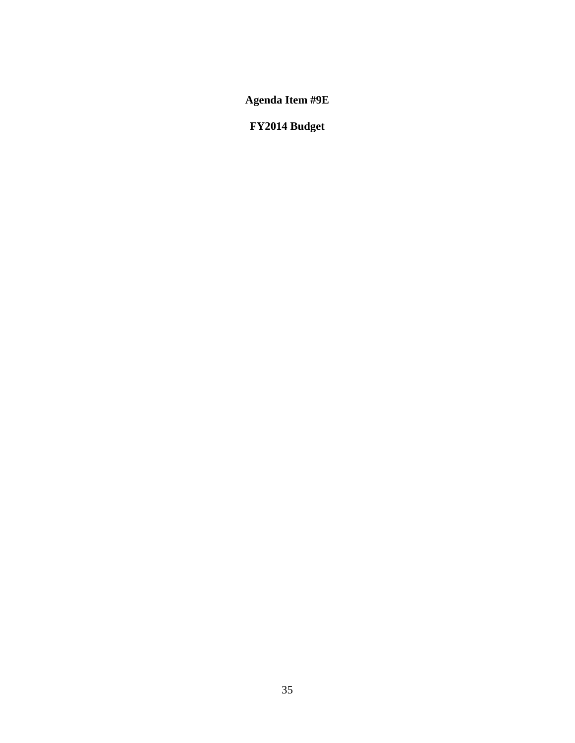**Agenda Item #9E**

**FY2014 Budget**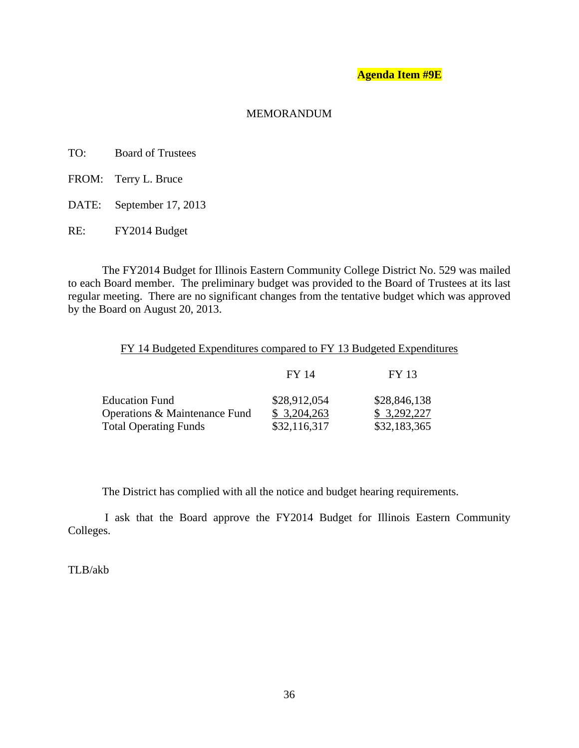**Agenda Item #9E**

MEMORANDUM

TO: Board of Trustees

FROM: Terry L. Bruce

DATE: September 17, 2013

RE: FY2014 Budget

The FY2014 Budget for Illinois Eastern Community College District No. 529 was mailed to each Board member. The preliminary budget was provided to the Board of Trustees at its last regular meeting. There are no significant changes from the tentative budget which was approved by the Board on August 20, 2013.

FY 14 Budgeted Expenditures compared to FY 13 Budgeted Expenditures

| | FY 14 | FY 13 |
|---|---|---|
| Education Fund | $28,912,054 | $28,846,138 |
| Operations & Maintenance Fund | $ 3,204,263 | $ 3,292,227 |
| Total Operating Funds | $32,116,317 | $32,183,365 |

The District has complied with all the notice and budget hearing requirements.

I ask that the Board approve the FY2014 Budget for Illinois Eastern Community Colleges.

TLB/akb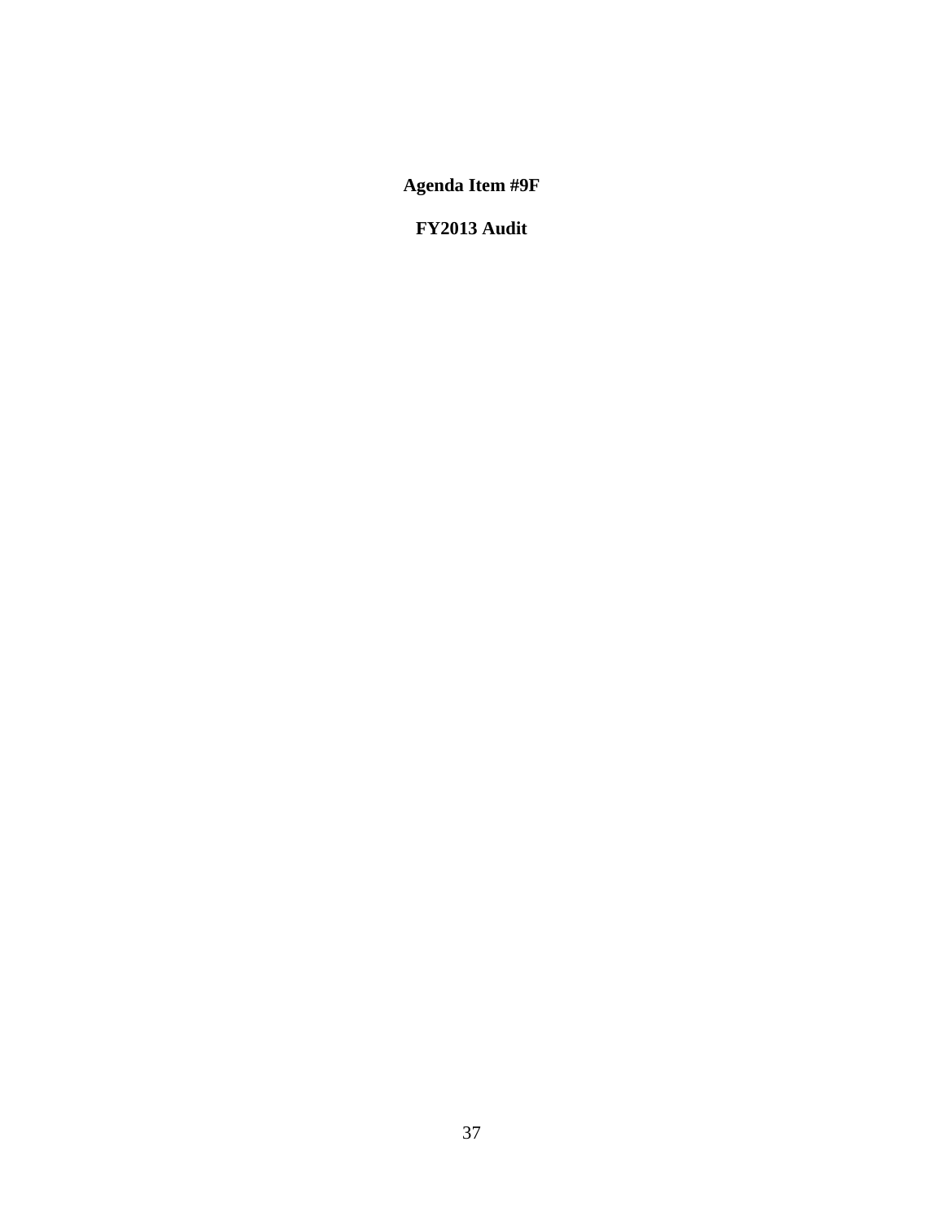**Agenda Item #9F**

**FY2013 Audit**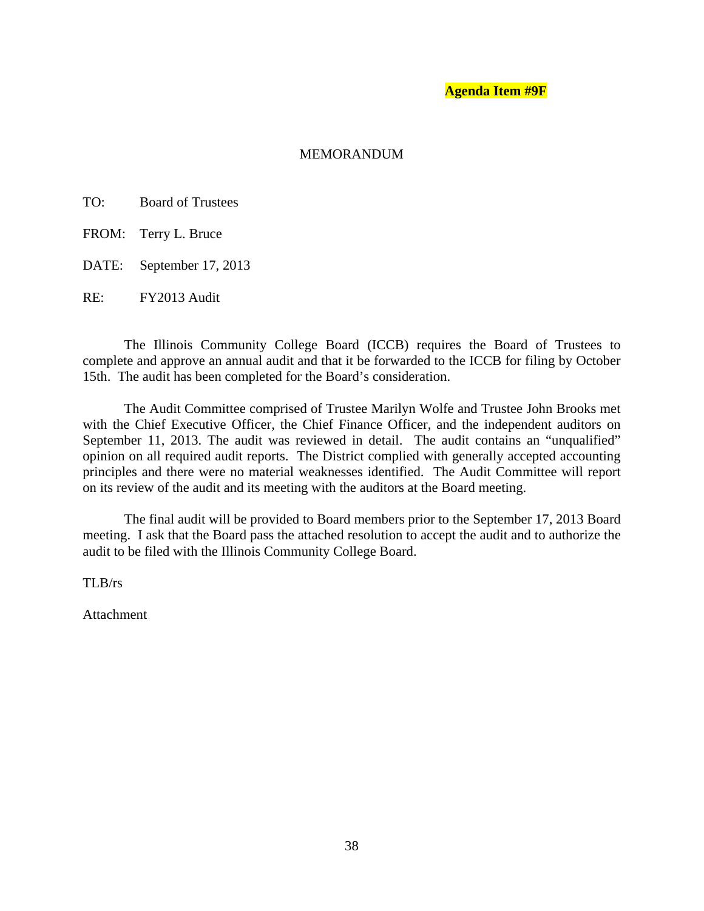**Agenda Item #9F**

MEMORANDUM

TO: Board of Trustees

FROM: Terry L. Bruce

DATE: September 17, 2013

RE: FY2013 Audit

The Illinois Community College Board (ICCB) requires the Board of Trustees to complete and approve an annual audit and that it be forwarded to the ICCB for filing by October 15th. The audit has been completed for the Board's consideration.

The Audit Committee comprised of Trustee Marilyn Wolfe and Trustee John Brooks met with the Chief Executive Officer, the Chief Finance Officer, and the independent auditors on September 11, 2013. The audit was reviewed in detail. The audit contains an "unqualified" opinion on all required audit reports. The District complied with generally accepted accounting principles and there were no material weaknesses identified. The Audit Committee will report on its review of the audit and its meeting with the auditors at the Board meeting.

The final audit will be provided to Board members prior to the September 17, 2013 Board meeting. I ask that the Board pass the attached resolution to accept the audit and to authorize the audit to be filed with the Illinois Community College Board.

TLB/rs

Attachment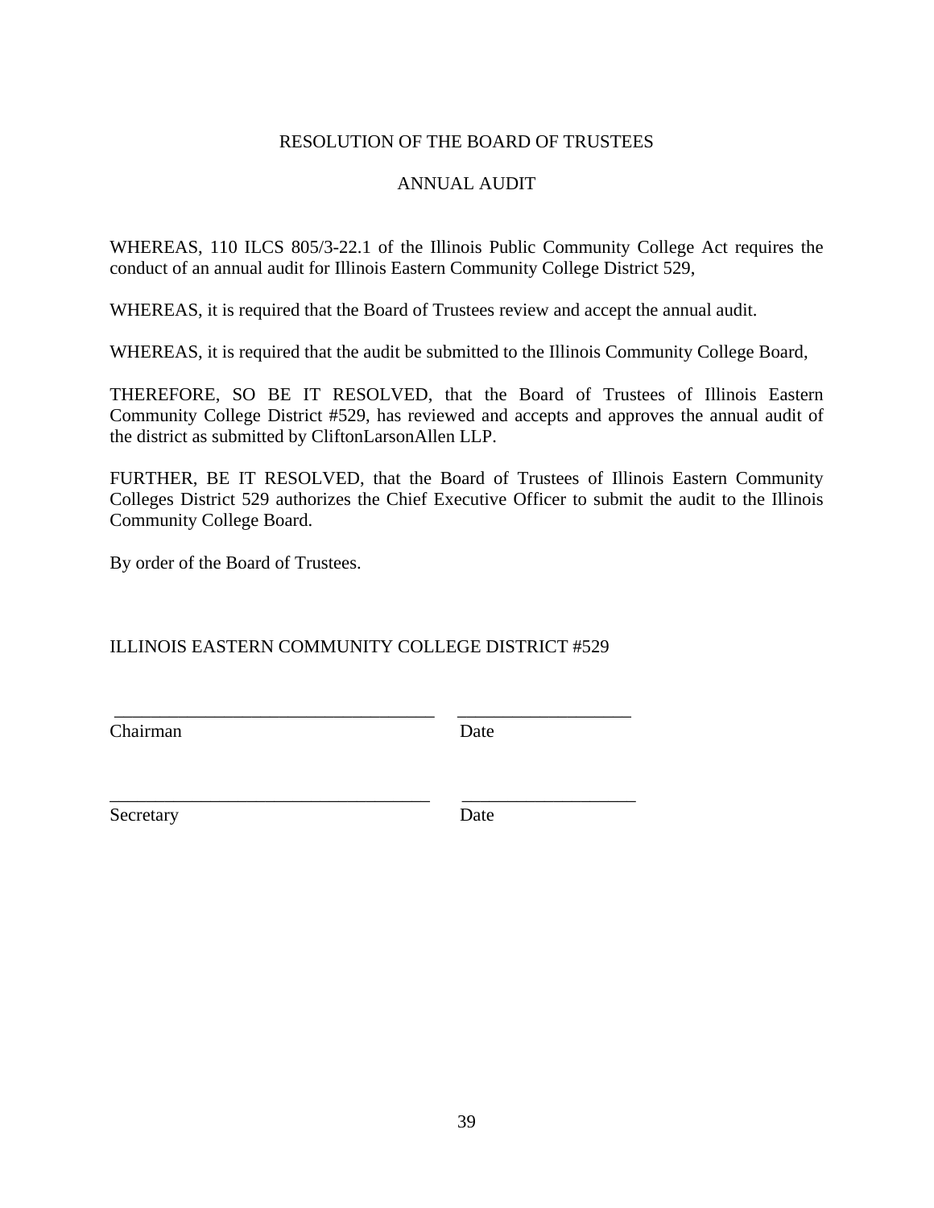# RESOLUTION OF THE BOARD OF TRUSTEES

## ANNUAL AUDIT

WHEREAS, 110 ILCS 805/3-22.1 of the Illinois Public Community College Act requires the conduct of an annual audit for Illinois Eastern Community College District 529,

WHEREAS, it is required that the Board of Trustees review and accept the annual audit.

WHEREAS, it is required that the audit be submitted to the Illinois Community College Board,

THEREFORE, SO BE IT RESOLVED, that the Board of Trustees of Illinois Eastern Community College District #529, has reviewed and accepts and approves the annual audit of the district as submitted by CliftonLarsonAllen LLP.

FURTHER, BE IT RESOLVED, that the Board of Trustees of Illinois Eastern Community Colleges District 529 authorizes the Chief Executive Officer to submit the audit to the Illinois Community College Board.

By order of the Board of Trustees.

ILLINOIS EASTERN COMMUNITY COLLEGE DISTRICT #529

___________________________________ ___________________

Chairman Date

___________________________________ ___________________

Secretary Date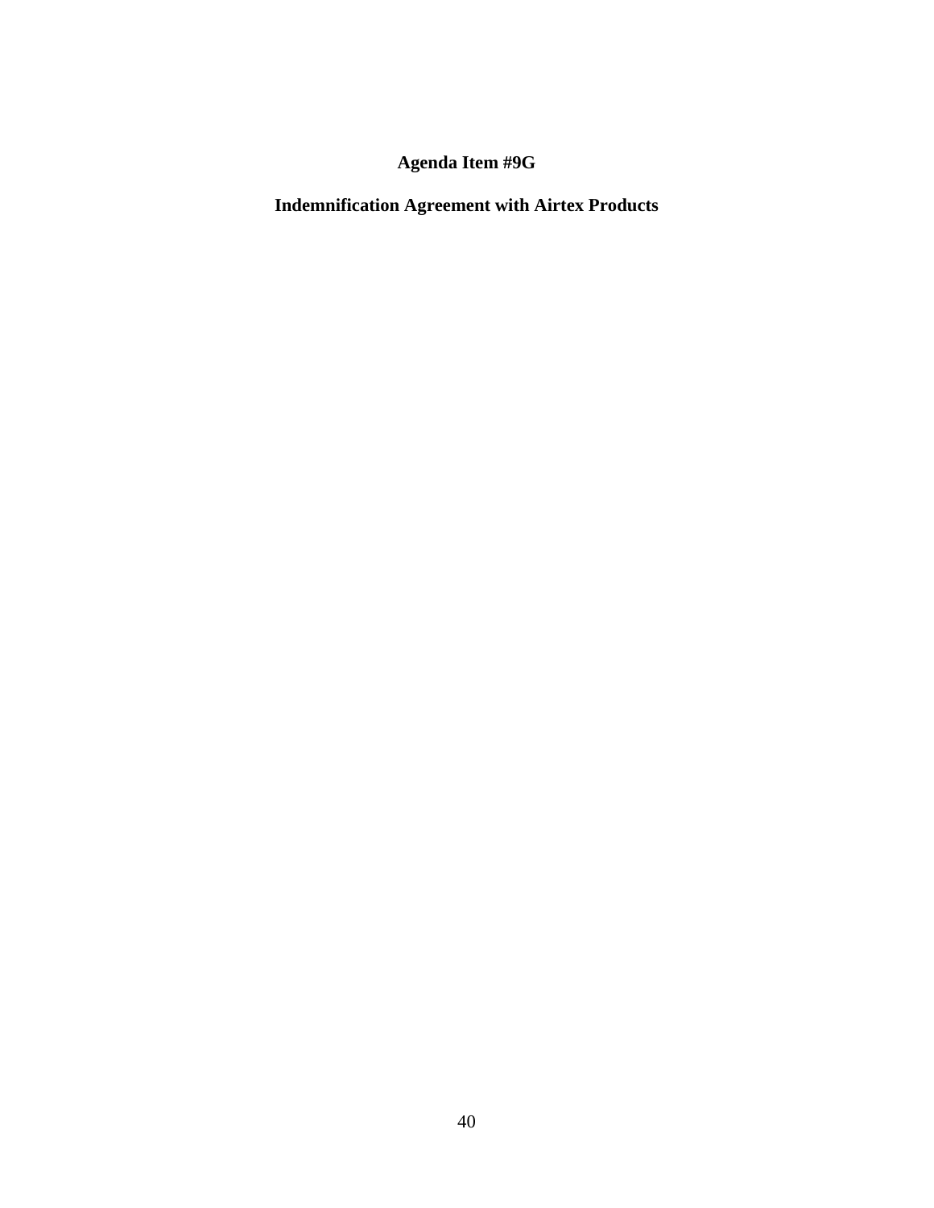**Agenda Item #9G**

**Indemnification Agreement with Airtex Products**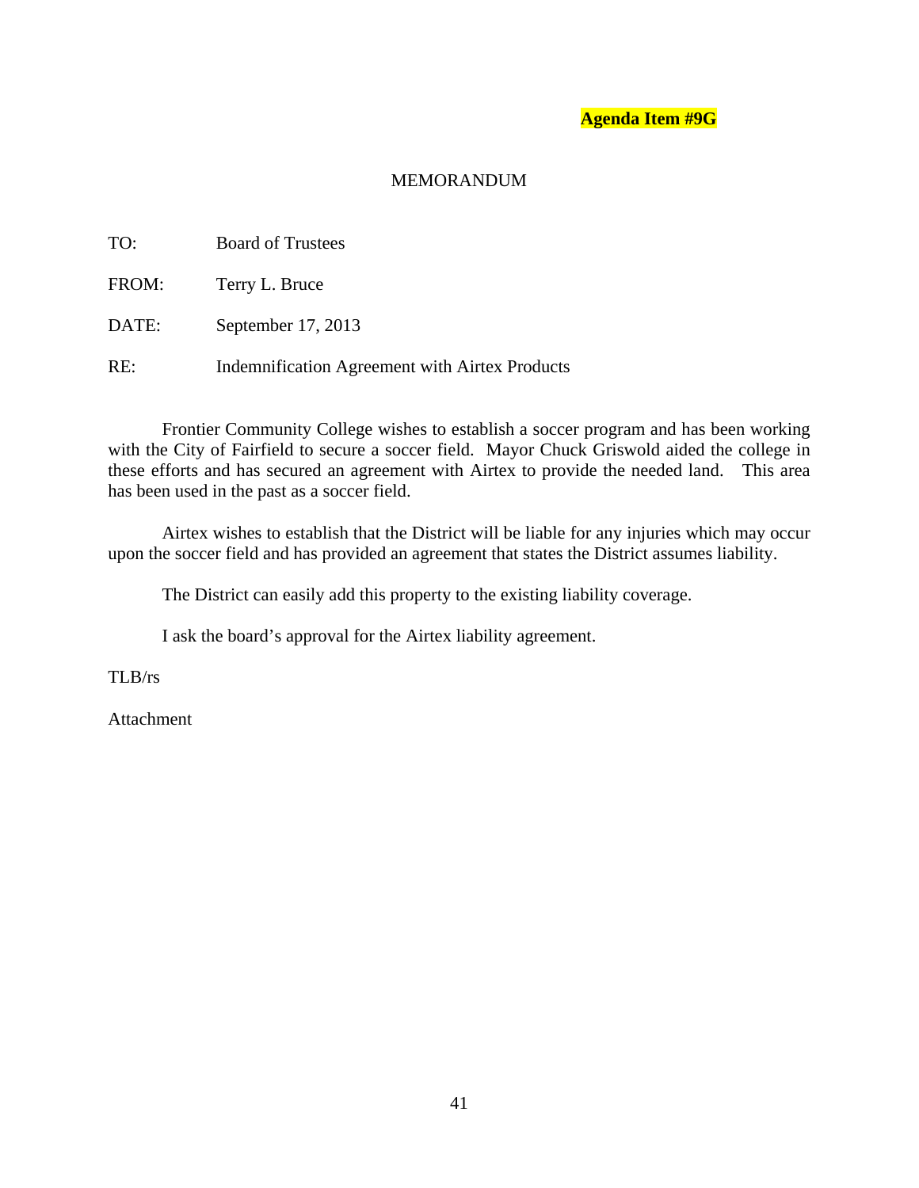**Agenda Item #9G**

MEMORANDUM

TO: Board of Trustees

FROM: Terry L. Bruce

DATE: September 17, 2013

RE: Indemnification Agreement with Airtex Products

Frontier Community College wishes to establish a soccer program and has been working with the City of Fairfield to secure a soccer field. Mayor Chuck Griswold aided the college in these efforts and has secured an agreement with Airtex to provide the needed land. This area has been used in the past as a soccer field.

Airtex wishes to establish that the District will be liable for any injuries which may occur upon the soccer field and has provided an agreement that states the District assumes liability.

The District can easily add this property to the existing liability coverage.

I ask the board's approval for the Airtex liability agreement.

TLB/rs

Attachment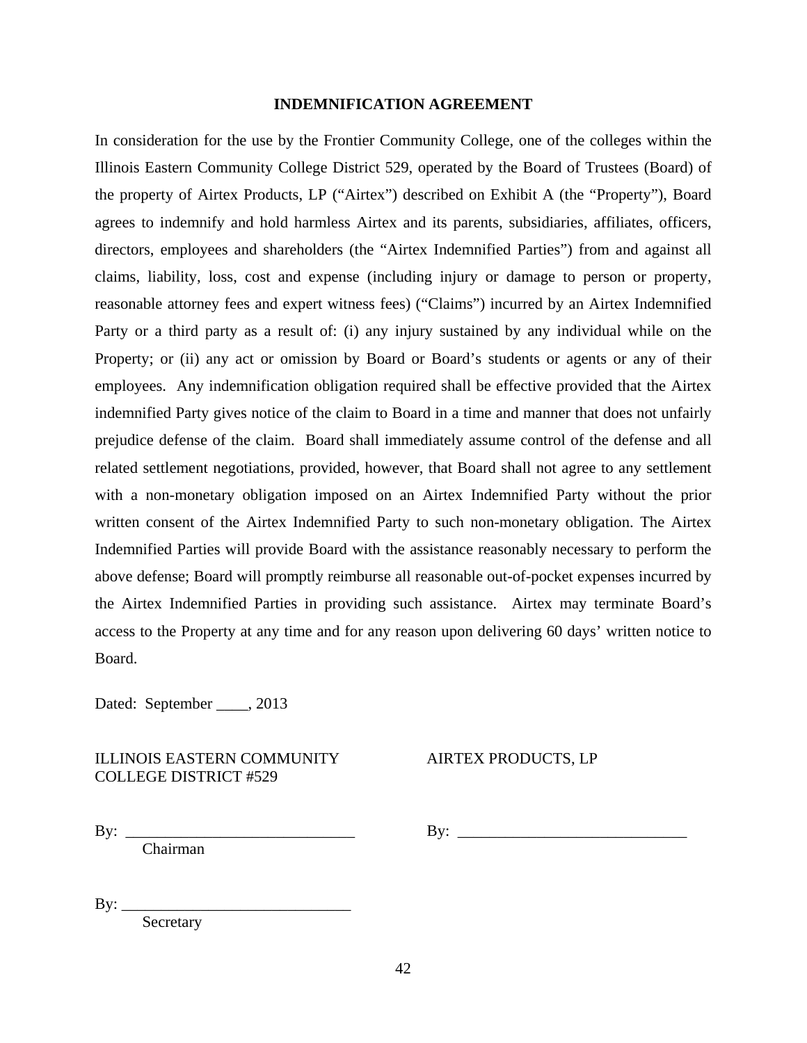## INDEMNIFICATION AGREEMENT

In consideration for the use by the Frontier Community College, one of the colleges within the Illinois Eastern Community College District 529, operated by the Board of Trustees (Board) of the property of Airtex Products, LP ("Airtex") described on Exhibit A (the "Property"), Board agrees to indemnify and hold harmless Airtex and its parents, subsidiaries, affiliates, officers, directors, employees and shareholders (the "Airtex Indemnified Parties") from and against all claims, liability, loss, cost and expense (including injury or damage to person or property, reasonable attorney fees and expert witness fees) ("Claims") incurred by an Airtex Indemnified Party or a third party as a result of: (i) any injury sustained by any individual while on the Property; or (ii) any act or omission by Board or Board's students or agents or any of their employees. Any indemnification obligation required shall be effective provided that the Airtex indemnified Party gives notice of the claim to Board in a time and manner that does not unfairly prejudice defense of the claim. Board shall immediately assume control of the defense and all related settlement negotiations, provided, however, that Board shall not agree to any settlement with a non-monetary obligation imposed on an Airtex Indemnified Party without the prior written consent of the Airtex Indemnified Party to such non-monetary obligation. The Airtex Indemnified Parties will provide Board with the assistance reasonably necessary to perform the above defense; Board will promptly reimburse all reasonable out-of-pocket expenses incurred by the Airtex Indemnified Parties in providing such assistance. Airtex may terminate Board's access to the Property at any time and for any reason upon delivering 60 days' written notice to Board.

Dated: September ____, 2013

ILLINOIS EASTERN COMMUNITY COLLEGE DISTRICT #529

By: _____________________________
Chairman

By: _____________________________
Secretary

AIRTEX PRODUCTS, LP

By: _____________________________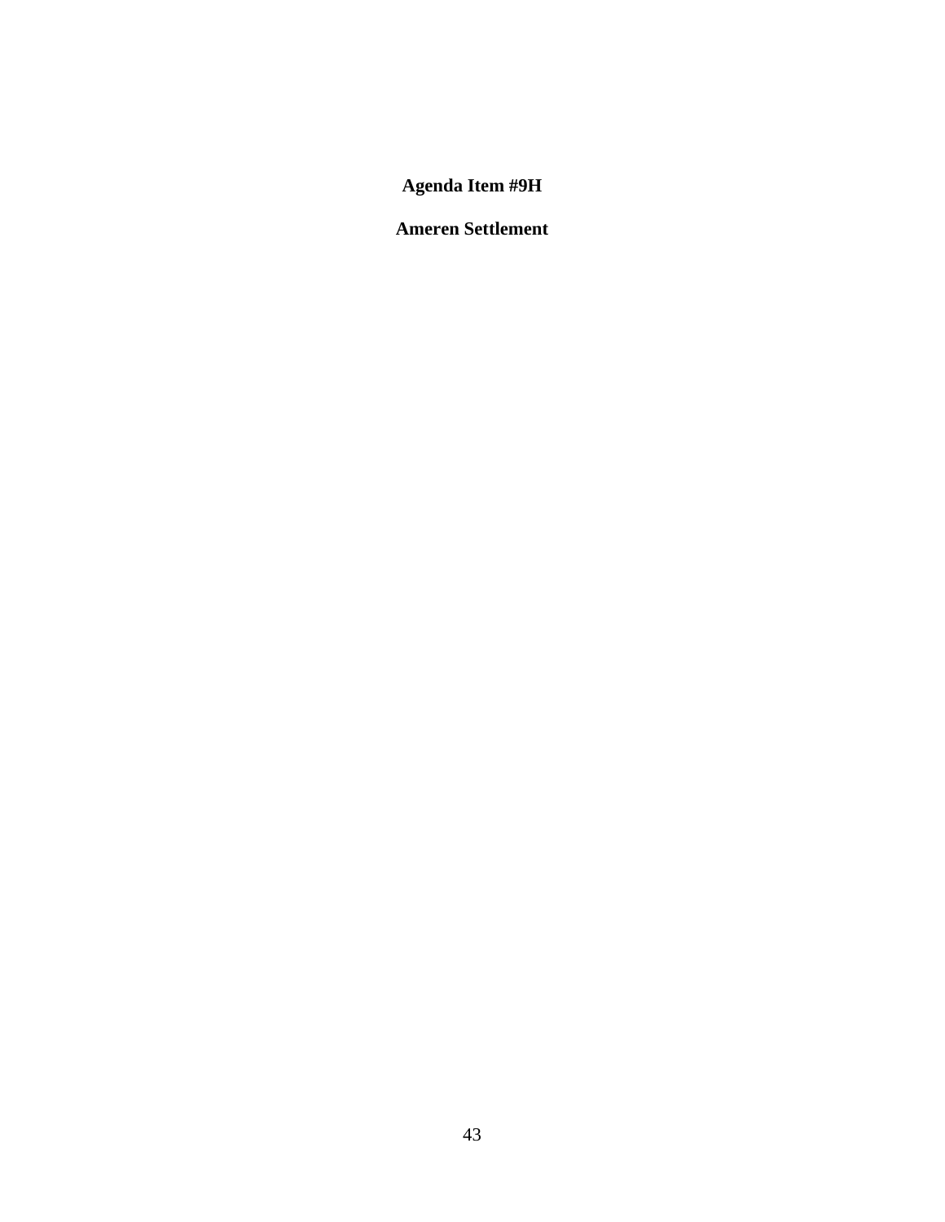# Agenda Item #9H

## Ameren Settlement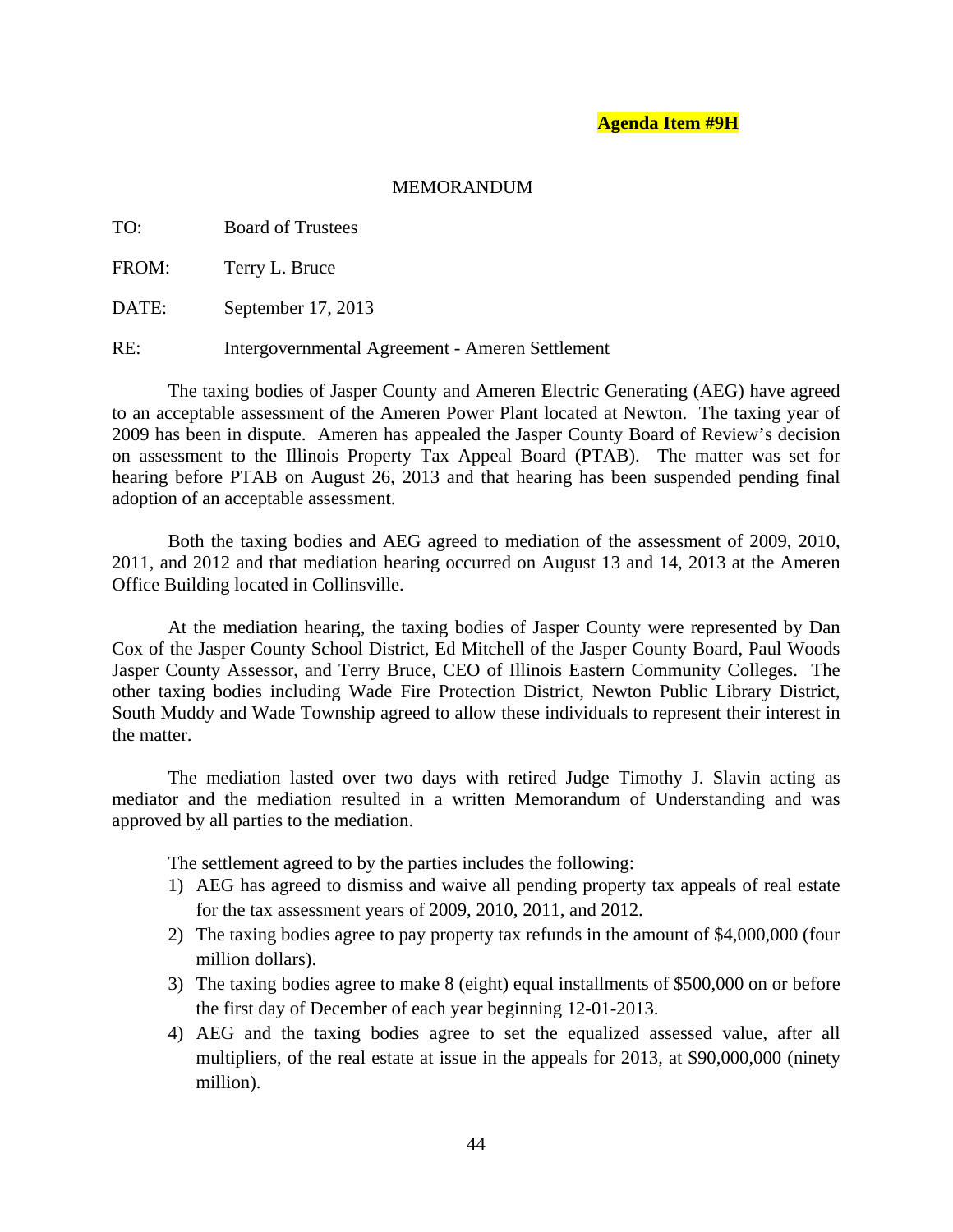**Agenda Item #9H**

MEMORANDUM

TO: Board of Trustees

FROM: Terry L. Bruce

DATE: September 17, 2013

RE: Intergovernmental Agreement - Ameren Settlement

The taxing bodies of Jasper County and Ameren Electric Generating (AEG) have agreed to an acceptable assessment of the Ameren Power Plant located at Newton. The taxing year of 2009 has been in dispute. Ameren has appealed the Jasper County Board of Review's decision on assessment to the Illinois Property Tax Appeal Board (PTAB). The matter was set for hearing before PTAB on August 26, 2013 and that hearing has been suspended pending final adoption of an acceptable assessment.

Both the taxing bodies and AEG agreed to mediation of the assessment of 2009, 2010, 2011, and 2012 and that mediation hearing occurred on August 13 and 14, 2013 at the Ameren Office Building located in Collinsville.

At the mediation hearing, the taxing bodies of Jasper County were represented by Dan Cox of the Jasper County School District, Ed Mitchell of the Jasper County Board, Paul Woods Jasper County Assessor, and Terry Bruce, CEO of Illinois Eastern Community Colleges. The other taxing bodies including Wade Fire Protection District, Newton Public Library District, South Muddy and Wade Township agreed to allow these individuals to represent their interest in the matter.

The mediation lasted over two days with retired Judge Timothy J. Slavin acting as mediator and the mediation resulted in a written Memorandum of Understanding and was approved by all parties to the mediation.

The settlement agreed to by the parties includes the following:

1) AEG has agreed to dismiss and waive all pending property tax appeals of real estate for the tax assessment years of 2009, 2010, 2011, and 2012.
2) The taxing bodies agree to pay property tax refunds in the amount of $4,000,000 (four million dollars).
3) The taxing bodies agree to make 8 (eight) equal installments of $500,000 on or before the first day of December of each year beginning 12-01-2013.
4) AEG and the taxing bodies agree to set the equalized assessed value, after all multipliers, of the real estate at issue in the appeals for 2013, at $90,000,000 (ninety million).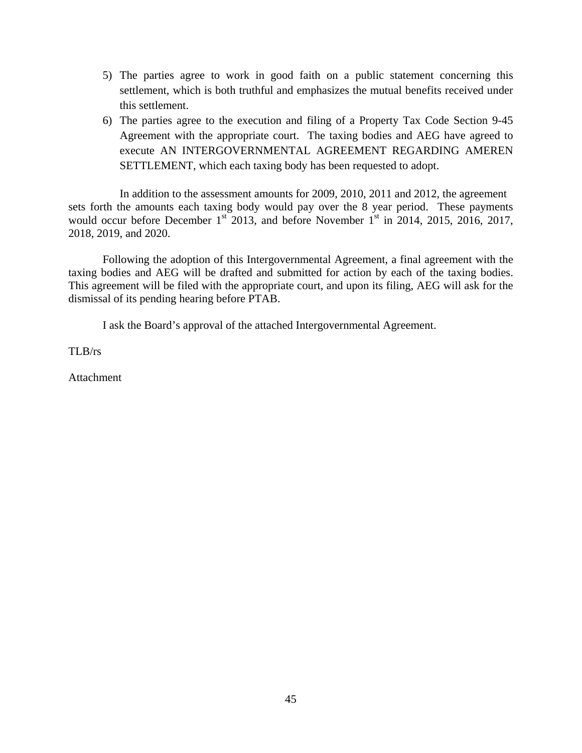5) The parties agree to work in good faith on a public statement concerning this settlement, which is both truthful and emphasizes the mutual benefits received under this settlement.
6) The parties agree to the execution and filing of a Property Tax Code Section 9-45 Agreement with the appropriate court. The taxing bodies and AEG have agreed to execute AN INTERGOVERNMENTAL AGREEMENT REGARDING AMEREN SETTLEMENT, which each taxing body has been requested to adopt.

In addition to the assessment amounts for 2009, 2010, 2011 and 2012, the agreement sets forth the amounts each taxing body would pay over the 8 year period. These payments would occur before December 1st 2013, and before November 1st in 2014, 2015, 2016, 2017, 2018, 2019, and 2020.

Following the adoption of this Intergovernmental Agreement, a final agreement with the taxing bodies and AEG will be drafted and submitted for action by each of the taxing bodies. This agreement will be filed with the appropriate court, and upon its filing, AEG will ask for the dismissal of its pending hearing before PTAB.

I ask the Board's approval of the attached Intergovernmental Agreement.

TLB/rs

Attachment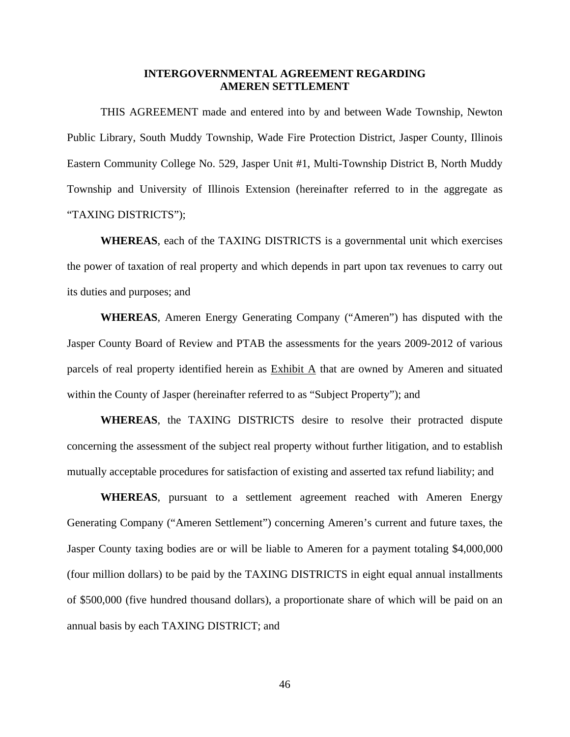**INTERGOVERNMENTAL AGREEMENT REGARDING AMEREN SETTLEMENT**

THIS AGREEMENT made and entered into by and between Wade Township, Newton Public Library, South Muddy Township, Wade Fire Protection District, Jasper County, Illinois Eastern Community College No. 529, Jasper Unit #1, Multi-Township District B, North Muddy Township and University of Illinois Extension (hereinafter referred to in the aggregate as "TAXING DISTRICTS");

**WHEREAS**, each of the TAXING DISTRICTS is a governmental unit which exercises the power of taxation of real property and which depends in part upon tax revenues to carry out its duties and purposes; and

**WHEREAS**, Ameren Energy Generating Company ("Ameren") has disputed with the Jasper County Board of Review and PTAB the assessments for the years 2009-2012 of various parcels of real property identified herein as Exhibit A that are owned by Ameren and situated within the County of Jasper (hereinafter referred to as "Subject Property"); and

**WHEREAS**, the TAXING DISTRICTS desire to resolve their protracted dispute concerning the assessment of the subject real property without further litigation, and to establish mutually acceptable procedures for satisfaction of existing and asserted tax refund liability; and

**WHEREAS**, pursuant to a settlement agreement reached with Ameren Energy Generating Company ("Ameren Settlement") concerning Ameren's current and future taxes, the Jasper County taxing bodies are or will be liable to Ameren for a payment totaling $4,000,000 (four million dollars) to be paid by the TAXING DISTRICTS in eight equal annual installments of $500,000 (five hundred thousand dollars), a proportionate share of which will be paid on an annual basis by each TAXING DISTRICT; and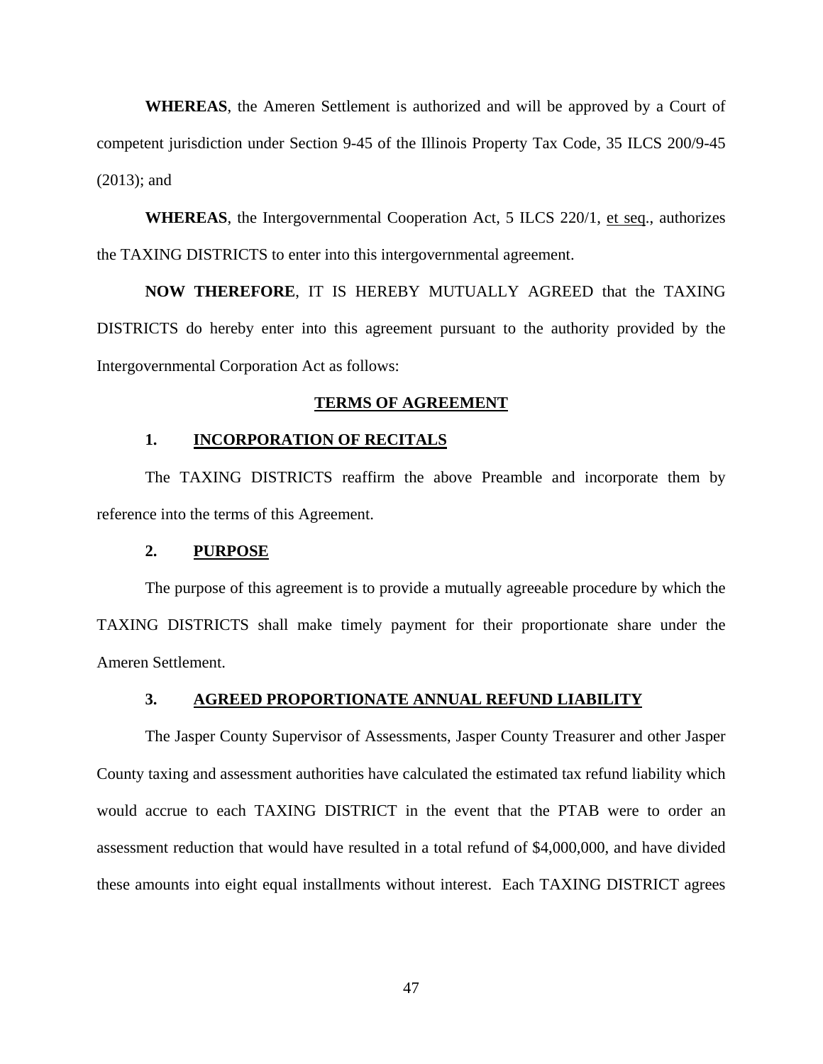**WHEREAS**, the Ameren Settlement is authorized and will be approved by a Court of competent jurisdiction under Section 9-45 of the Illinois Property Tax Code, 35 ILCS 200/9-45 (2013); and

**WHEREAS**, the Intergovernmental Cooperation Act, 5 ILCS 220/1, et seq., authorizes the TAXING DISTRICTS to enter into this intergovernmental agreement.

**NOW THEREFORE**, IT IS HEREBY MUTUALLY AGREED that the TAXING DISTRICTS do hereby enter into this agreement pursuant to the authority provided by the Intergovernmental Corporation Act as follows:

## TERMS OF AGREEMENT

### 1. INCORPORATION OF RECITALS

The TAXING DISTRICTS reaffirm the above Preamble and incorporate them by reference into the terms of this Agreement.

### 2. PURPOSE

The purpose of this agreement is to provide a mutually agreeable procedure by which the TAXING DISTRICTS shall make timely payment for their proportionate share under the Ameren Settlement.

### 3. AGREED PROPORTIONATE ANNUAL REFUND LIABILITY

The Jasper County Supervisor of Assessments, Jasper County Treasurer and other Jasper County taxing and assessment authorities have calculated the estimated tax refund liability which would accrue to each TAXING DISTRICT in the event that the PTAB were to order an assessment reduction that would have resulted in a total refund of $4,000,000, and have divided these amounts into eight equal installments without interest. Each TAXING DISTRICT agrees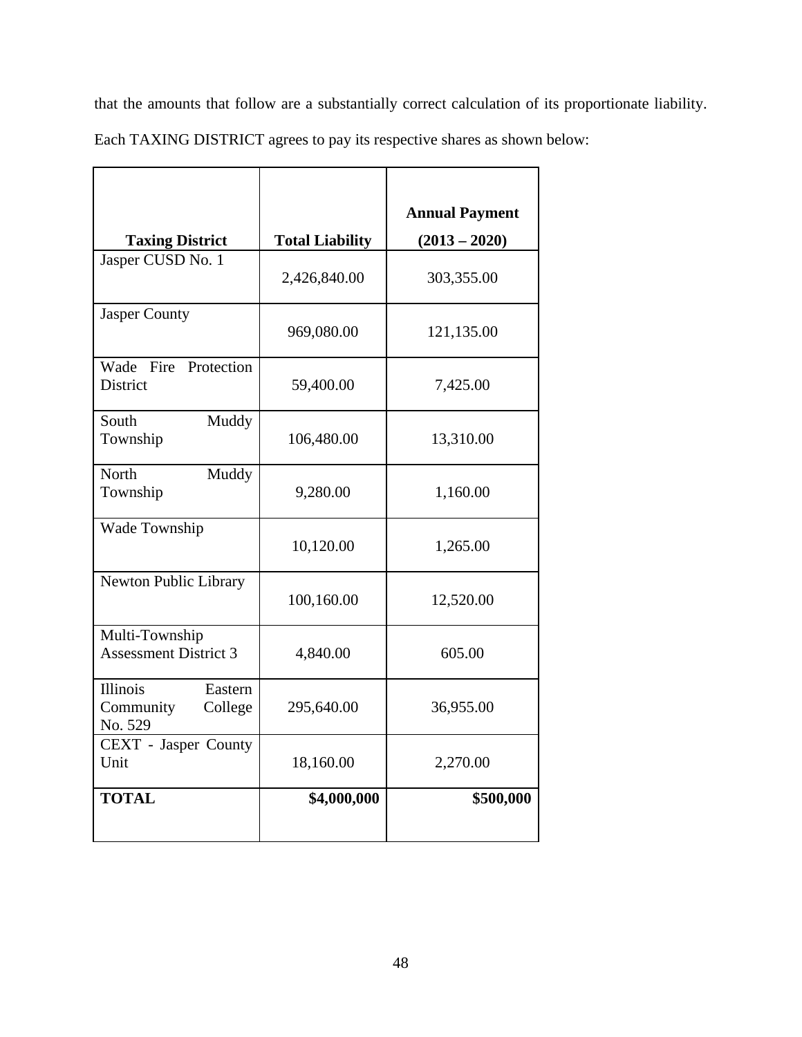that the amounts that follow are a substantially correct calculation of its proportionate liability. Each TAXING DISTRICT agrees to pay its respective shares as shown below:

| **Taxing District** | **Total Liability** | **Annual Payment (2013 – 2020)** |
|---|---|---|
| Jasper CUSD No. 1 | 2,426,840.00 | 303,355.00 |
| Jasper County | 969,080.00 | 121,135.00 |
| Wade Fire Protection District | 59,400.00 | 7,425.00 |
| South Muddy Township | 106,480.00 | 13,310.00 |
| North Muddy Township | 9,280.00 | 1,160.00 |
| Wade Township | 10,120.00 | 1,265.00 |
| Newton Public Library | 100,160.00 | 12,520.00 |
| Multi-Township Assessment District 3 | 4,840.00 | 605.00 |
| Illinois Eastern Community College No. 529 | 295,640.00 | 36,955.00 |
| CEXT - Jasper County Unit | 18,160.00 | 2,270.00 |
| **TOTAL** | **$4,000,000** | **$500,000** |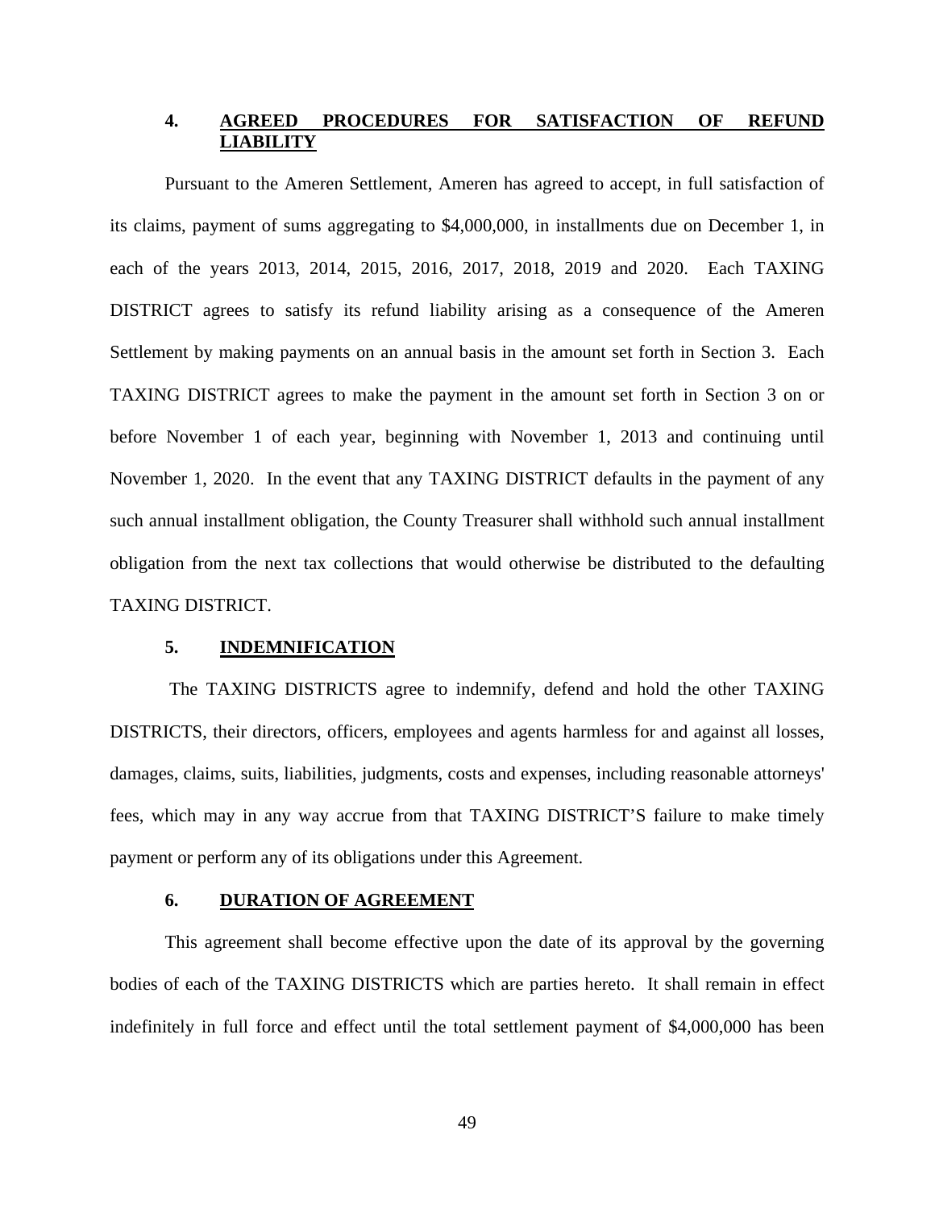## 4. AGREED PROCEDURES FOR SATISFACTION OF REFUND LIABILITY

Pursuant to the Ameren Settlement, Ameren has agreed to accept, in full satisfaction of its claims, payment of sums aggregating to $4,000,000, in installments due on December 1, in each of the years 2013, 2014, 2015, 2016, 2017, 2018, 2019 and 2020. Each TAXING DISTRICT agrees to satisfy its refund liability arising as a consequence of the Ameren Settlement by making payments on an annual basis in the amount set forth in Section 3. Each TAXING DISTRICT agrees to make the payment in the amount set forth in Section 3 on or before November 1 of each year, beginning with November 1, 2013 and continuing until November 1, 2020. In the event that any TAXING DISTRICT defaults in the payment of any such annual installment obligation, the County Treasurer shall withhold such annual installment obligation from the next tax collections that would otherwise be distributed to the defaulting TAXING DISTRICT.

## 5. INDEMNIFICATION

The TAXING DISTRICTS agree to indemnify, defend and hold the other TAXING DISTRICTS, their directors, officers, employees and agents harmless for and against all losses, damages, claims, suits, liabilities, judgments, costs and expenses, including reasonable attorneys' fees, which may in any way accrue from that TAXING DISTRICT'S failure to make timely payment or perform any of its obligations under this Agreement.

## 6. DURATION OF AGREEMENT

This agreement shall become effective upon the date of its approval by the governing bodies of each of the TAXING DISTRICTS which are parties hereto. It shall remain in effect indefinitely in full force and effect until the total settlement payment of $4,000,000 has been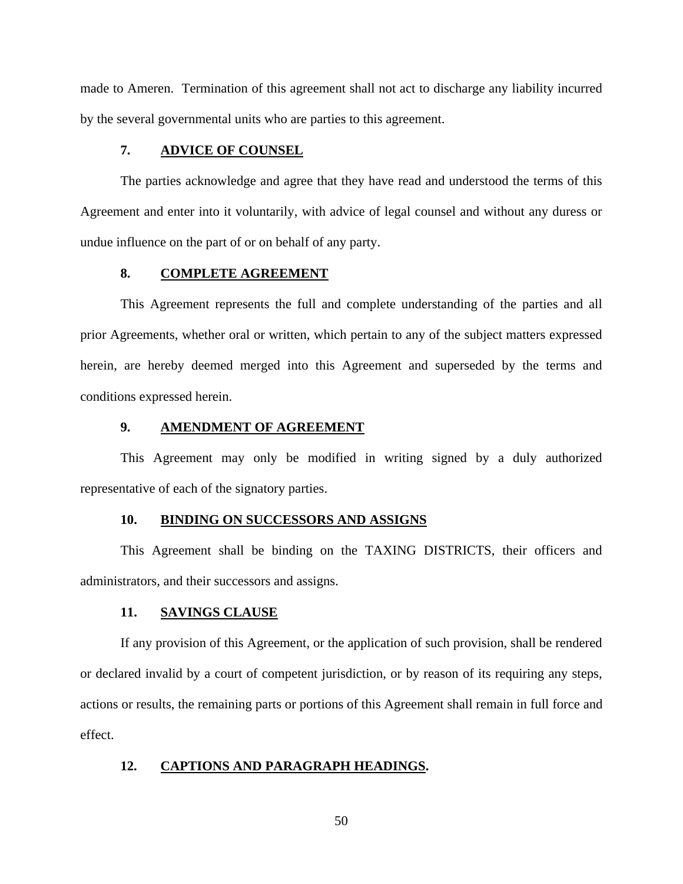made to Ameren. Termination of this agreement shall not act to discharge any liability incurred by the several governmental units who are parties to this agreement.

**7. ADVICE OF COUNSEL**

The parties acknowledge and agree that they have read and understood the terms of this Agreement and enter into it voluntarily, with advice of legal counsel and without any duress or undue influence on the part of or on behalf of any party.

**8. COMPLETE AGREEMENT**

This Agreement represents the full and complete understanding of the parties and all prior Agreements, whether oral or written, which pertain to any of the subject matters expressed herein, are hereby deemed merged into this Agreement and superseded by the terms and conditions expressed herein.

**9. AMENDMENT OF AGREEMENT**

This Agreement may only be modified in writing signed by a duly authorized representative of each of the signatory parties.

**10. BINDING ON SUCCESSORS AND ASSIGNS**

This Agreement shall be binding on the TAXING DISTRICTS, their officers and administrators, and their successors and assigns.

**11. SAVINGS CLAUSE**

If any provision of this Agreement, or the application of such provision, shall be rendered or declared invalid by a court of competent jurisdiction, or by reason of its requiring any steps, actions or results, the remaining parts or portions of this Agreement shall remain in full force and effect.

**12. CAPTIONS AND PARAGRAPH HEADINGS.**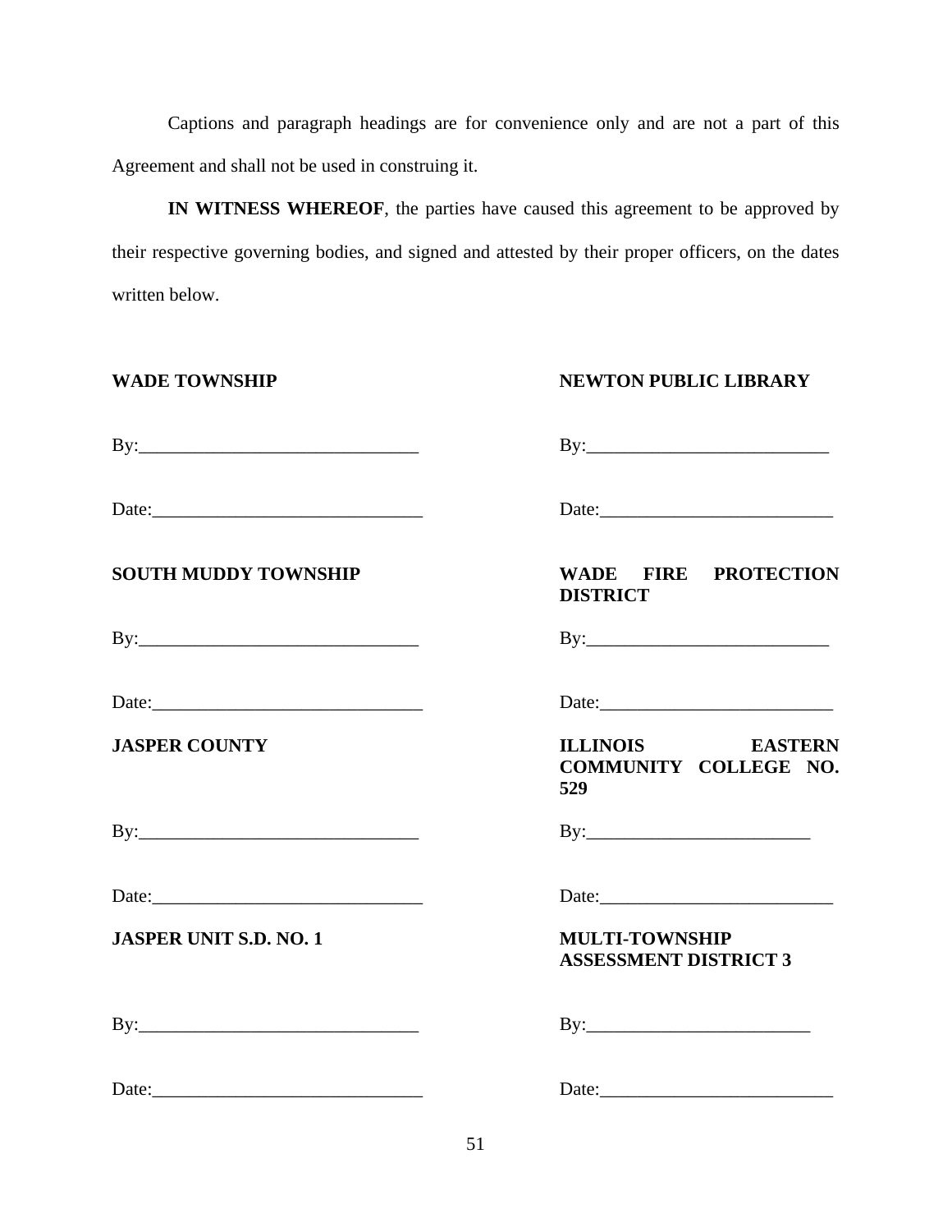Captions and paragraph headings are for convenience only and are not a part of this Agreement and shall not be used in construing it.

**IN WITNESS WHEREOF**, the parties have caused this agreement to be approved by their respective governing bodies, and signed and attested by their proper officers, on the dates written below.

| | |
|---|---|
| **WADE TOWNSHIP** | **NEWTON PUBLIC LIBRARY** |
| By:______________________________ | By:__________________________ |
| Date:_____________________________ | Date:_________________________ |
| **SOUTH MUDDY TOWNSHIP** | **WADE FIRE PROTECTION DISTRICT** |
| By:______________________________ | By:__________________________ |
| Date:_____________________________ | Date:_________________________ |
| **JASPER COUNTY** | **ILLINOIS EASTERN COMMUNITY COLLEGE NO. 529** |
| By:______________________________ | By:________________________ |
| Date:_____________________________ | Date:_________________________ |
| **JASPER UNIT S.D. NO. 1** | **MULTI-TOWNSHIP ASSESSMENT DISTRICT 3** |
| By:______________________________ | By:________________________ |
| Date:_____________________________ | Date:_________________________ |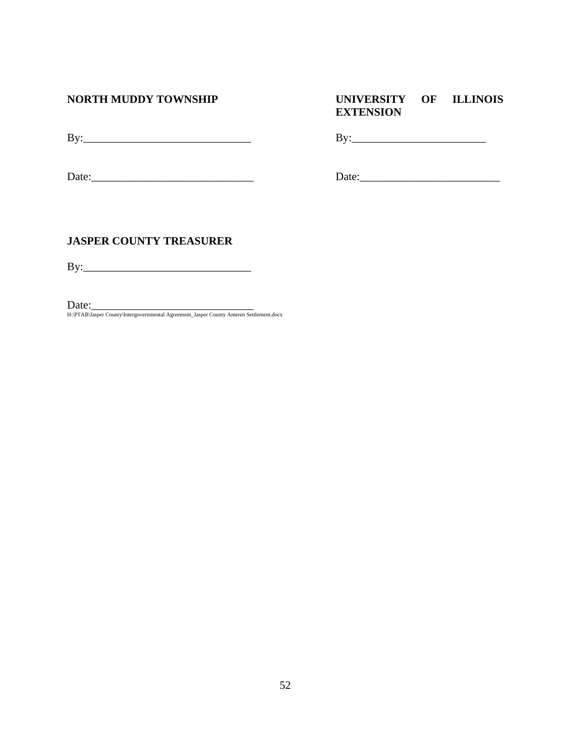**NORTH MUDDY TOWNSHIP**

By:_______________________________

Date:_____________________________

**UNIVERSITY OF ILLINOIS EXTENSION**

By:________________________

Date:_________________________

**JASPER COUNTY TREASURER**

By:_______________________________

Date:______________________________

H:\PTAB\Jasper County\Intergovernmental Agreement_Jasper County Ameren Settlement.docx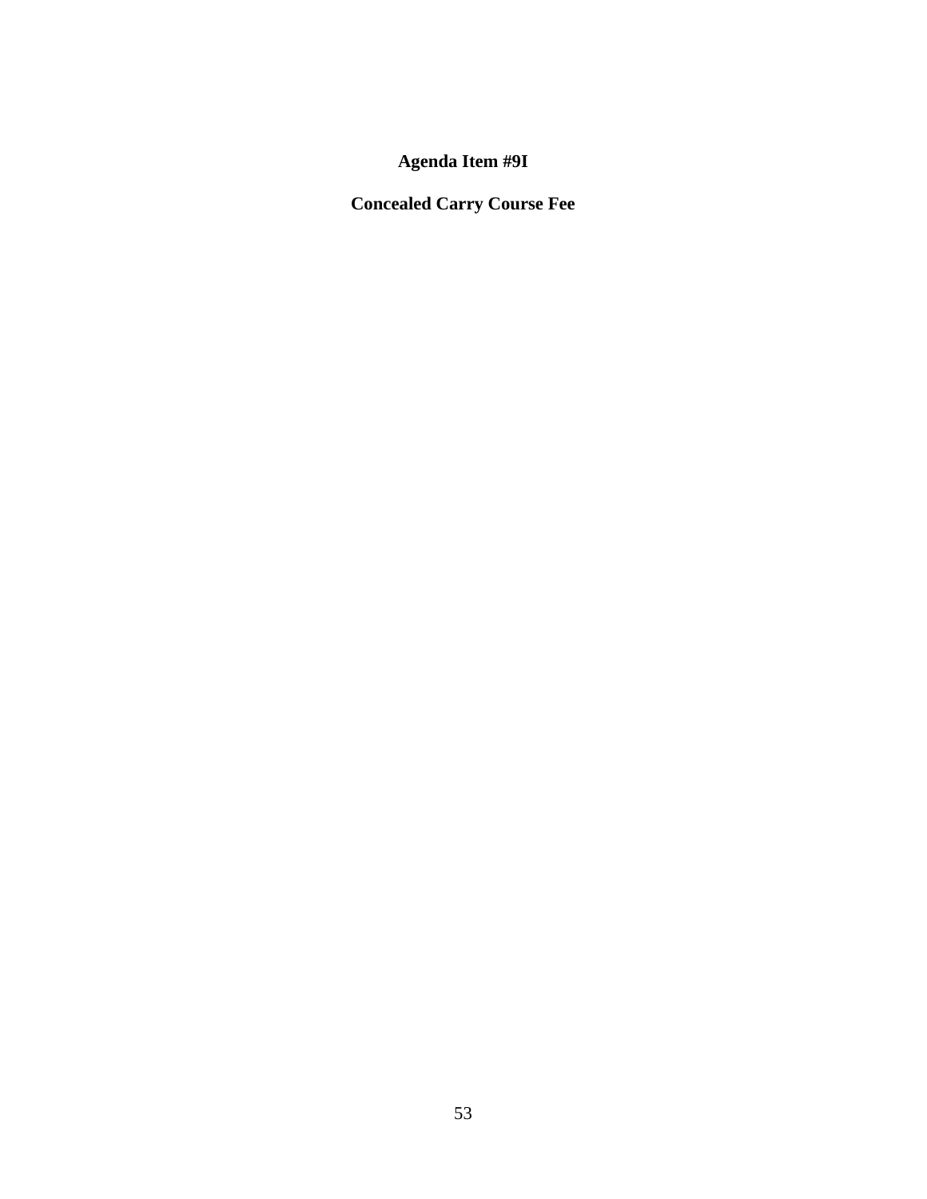# Agenda Item #9I

## Concealed Carry Course Fee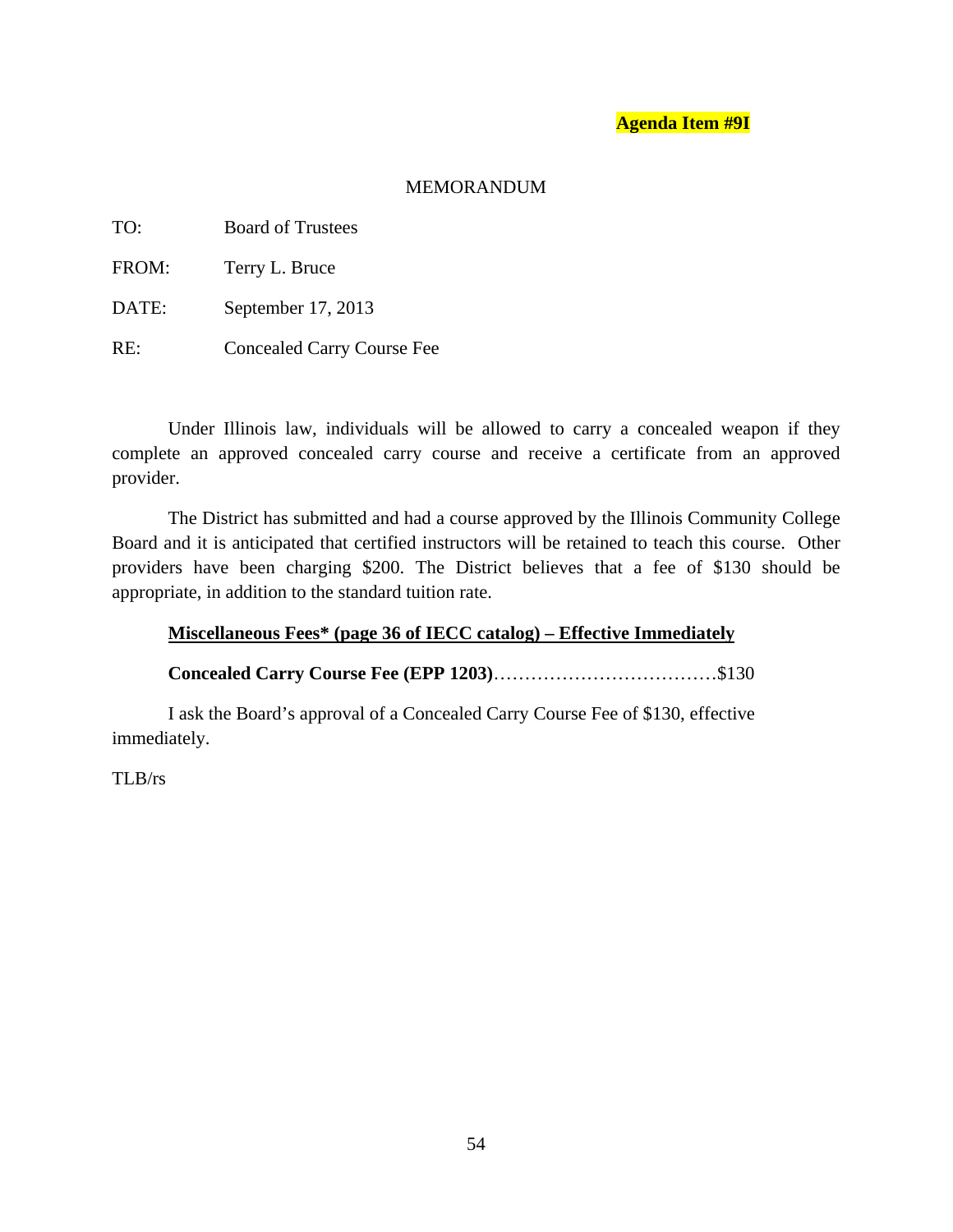**Agenda Item #9I**

MEMORANDUM

TO: Board of Trustees

FROM: Terry L. Bruce

DATE: September 17, 2013

RE: Concealed Carry Course Fee

Under Illinois law, individuals will be allowed to carry a concealed weapon if they complete an approved concealed carry course and receive a certificate from an approved provider.

The District has submitted and had a course approved by the Illinois Community College Board and it is anticipated that certified instructors will be retained to teach this course. Other providers have been charging $200. The District believes that a fee of $130 should be appropriate, in addition to the standard tuition rate.

**Miscellaneous Fees* (page 36 of IECC catalog) – Effective Immediately**

**Concealed Carry Course Fee (EPP 1203)**……………………………….$130

I ask the Board's approval of a Concealed Carry Course Fee of $130, effective immediately.

TLB/rs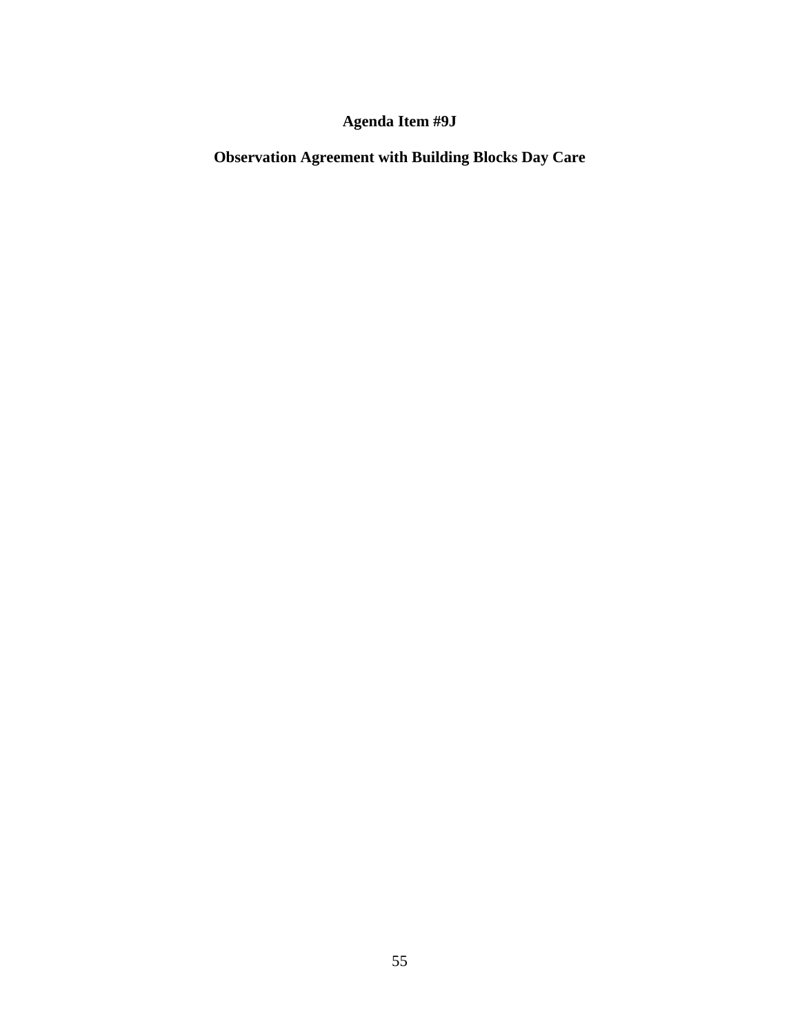**Agenda Item #9J**

**Observation Agreement with Building Blocks Day Care**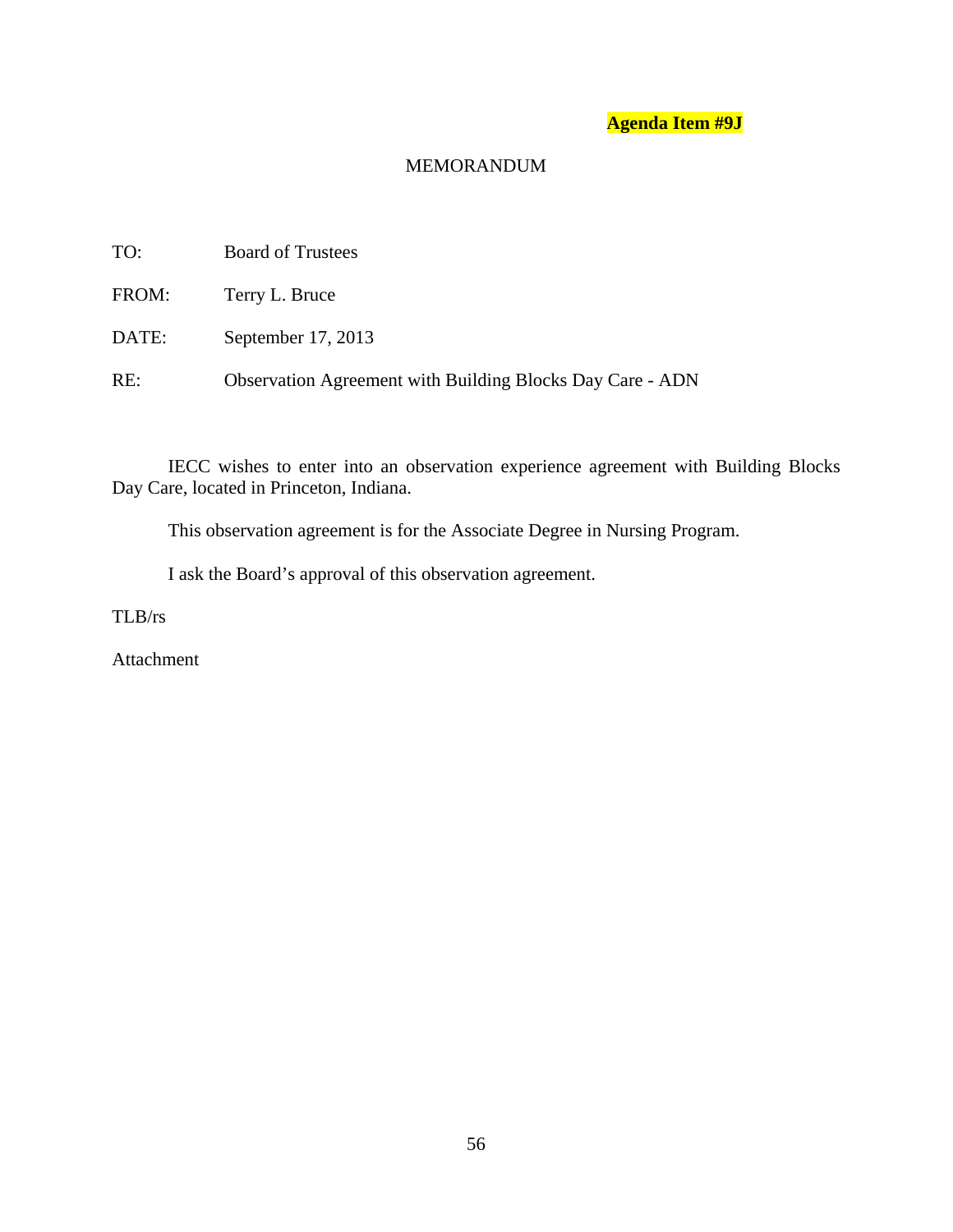**Agenda Item #9J**

MEMORANDUM

TO: Board of Trustees

FROM: Terry L. Bruce

DATE: September 17, 2013

RE: Observation Agreement with Building Blocks Day Care - ADN

IECC wishes to enter into an observation experience agreement with Building Blocks Day Care, located in Princeton, Indiana.

This observation agreement is for the Associate Degree in Nursing Program.

I ask the Board's approval of this observation agreement.

TLB/rs

Attachment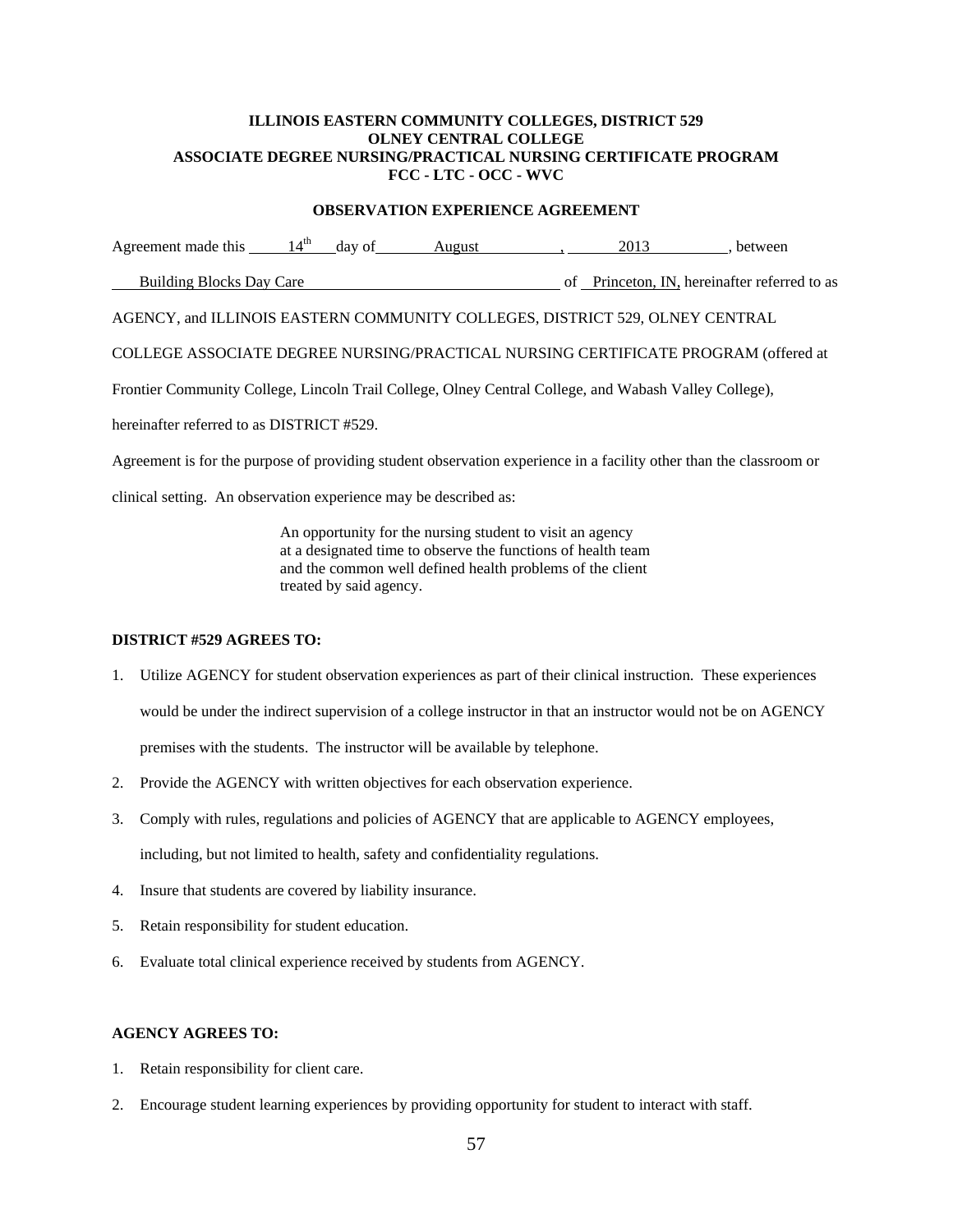**ILLINOIS EASTERN COMMUNITY COLLEGES, DISTRICT 529**
**OLNEY CENTRAL COLLEGE**
**ASSOCIATE DEGREE NURSING/PRACTICAL NURSING CERTIFICATE PROGRAM**
**FCC - LTC - OCC - WVC**

**OBSERVATION EXPERIENCE AGREEMENT**

Agreement made this 14th day of August , 2013 , between Building Blocks Day Care of Princeton, IN, hereinafter referred to as AGENCY, and ILLINOIS EASTERN COMMUNITY COLLEGES, DISTRICT 529, OLNEY CENTRAL COLLEGE ASSOCIATE DEGREE NURSING/PRACTICAL NURSING CERTIFICATE PROGRAM (offered at Frontier Community College, Lincoln Trail College, Olney Central College, and Wabash Valley College), hereinafter referred to as DISTRICT #529.

Agreement is for the purpose of providing student observation experience in a facility other than the classroom or clinical setting. An observation experience may be described as:

> An opportunity for the nursing student to visit an agency at a designated time to observe the functions of health team and the common well defined health problems of the client treated by said agency.

**DISTRICT #529 AGREES TO:**

1. Utilize AGENCY for student observation experiences as part of their clinical instruction. These experiences would be under the indirect supervision of a college instructor in that an instructor would not be on AGENCY premises with the students. The instructor will be available by telephone.
2. Provide the AGENCY with written objectives for each observation experience.
3. Comply with rules, regulations and policies of AGENCY that are applicable to AGENCY employees, including, but not limited to health, safety and confidentiality regulations.
4. Insure that students are covered by liability insurance.
5. Retain responsibility for student education.
6. Evaluate total clinical experience received by students from AGENCY.

**AGENCY AGREES TO:**

1. Retain responsibility for client care.
2. Encourage student learning experiences by providing opportunity for student to interact with staff.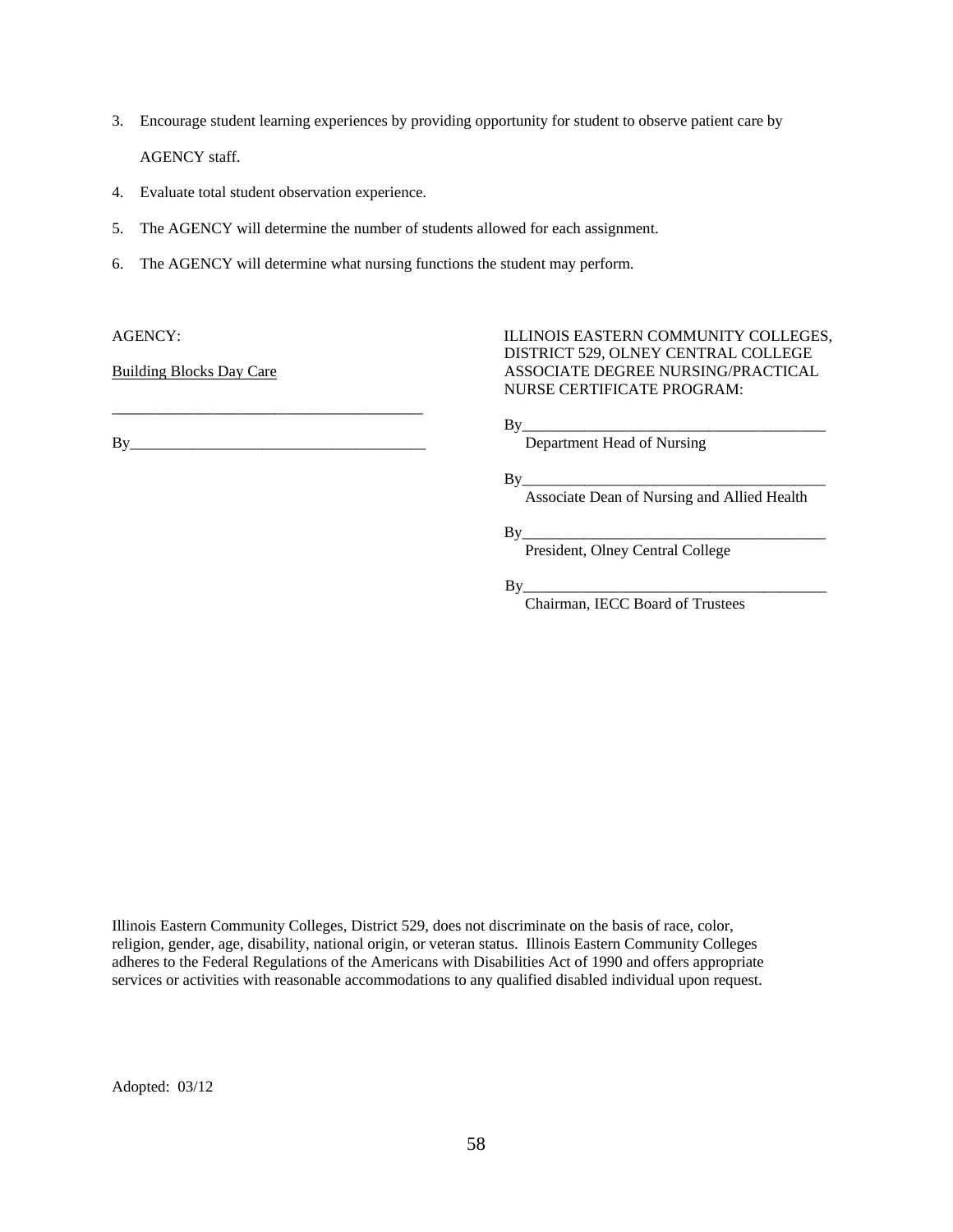3. Encourage student learning experiences by providing opportunity for student to observe patient care by AGENCY staff.
4. Evaluate total student observation experience.
5. The AGENCY will determine the number of students allowed for each assignment.
6. The AGENCY will determine what nursing functions the student may perform.

AGENCY:

Building Blocks Day Care

_______________________________________

By_______________________________________

ILLINOIS EASTERN COMMUNITY COLLEGES, DISTRICT 529, OLNEY CENTRAL COLLEGE ASSOCIATE DEGREE NURSING/PRACTICAL NURSE CERTIFICATE PROGRAM:

By_______________________________________
Department Head of Nursing

By_______________________________________
Associate Dean of Nursing and Allied Health

By_______________________________________
President, Olney Central College

By_______________________________________
Chairman, IECC Board of Trustees

Illinois Eastern Community Colleges, District 529, does not discriminate on the basis of race, color, religion, gender, age, disability, national origin, or veteran status. Illinois Eastern Community Colleges adheres to the Federal Regulations of the Americans with Disabilities Act of 1990 and offers appropriate services or activities with reasonable accommodations to any qualified disabled individual upon request.

Adopted: 03/12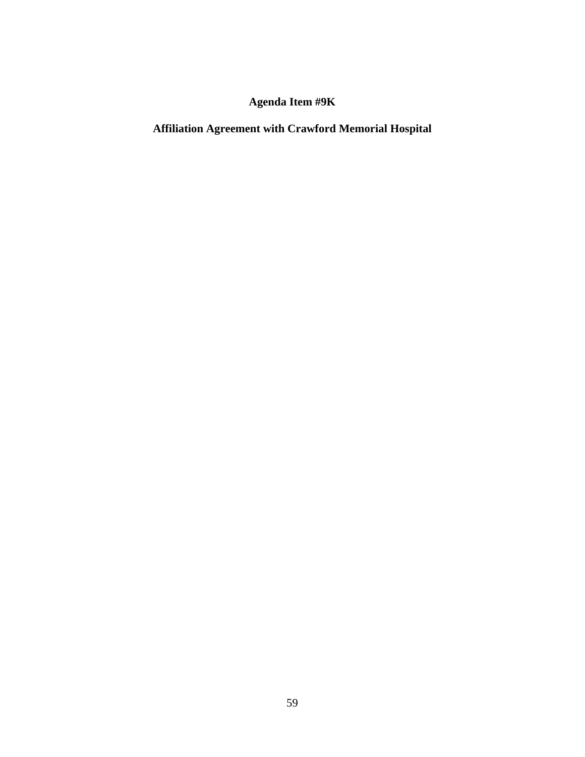**Agenda Item #9K**

**Affiliation Agreement with Crawford Memorial Hospital**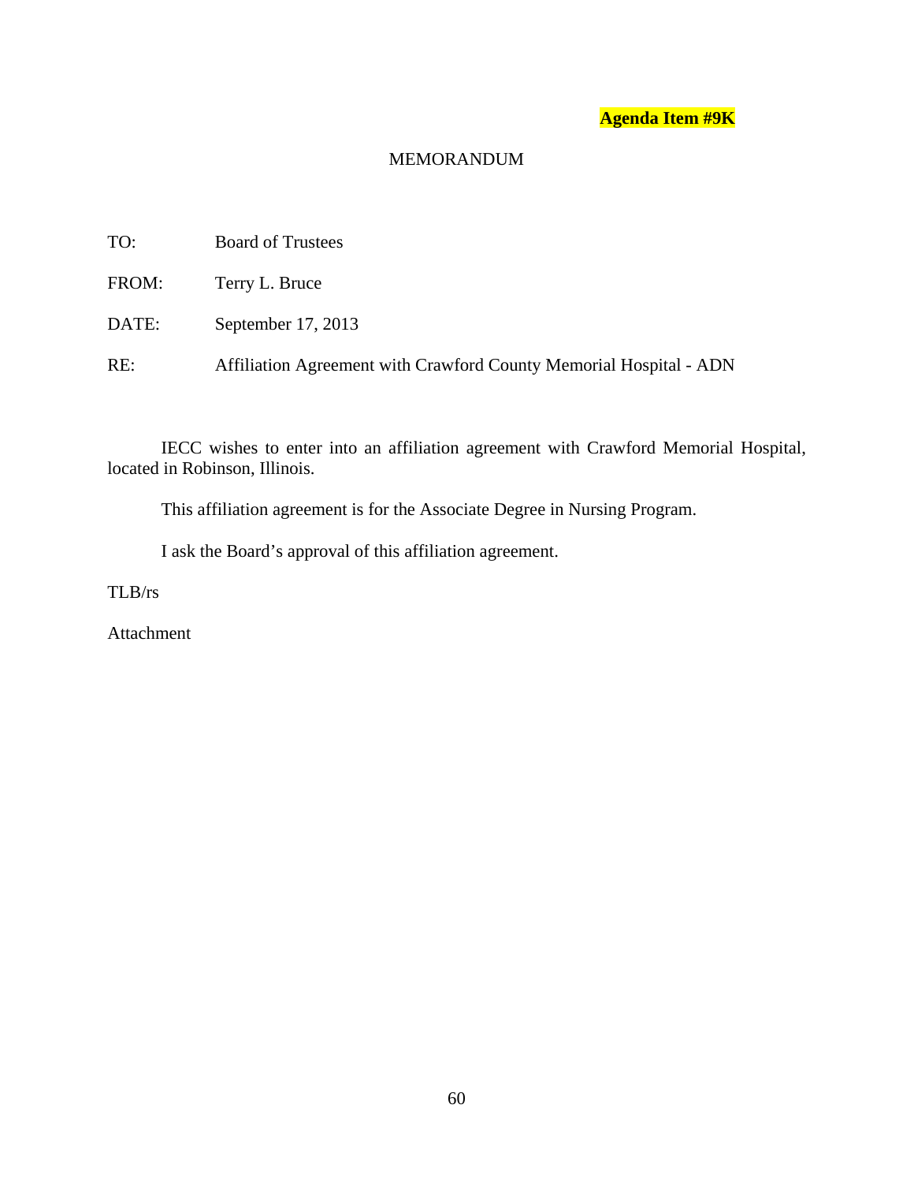**Agenda Item #9K**

MEMORANDUM

TO: Board of Trustees

FROM: Terry L. Bruce

DATE: September 17, 2013

RE: Affiliation Agreement with Crawford County Memorial Hospital - ADN

IECC wishes to enter into an affiliation agreement with Crawford Memorial Hospital, located in Robinson, Illinois.

This affiliation agreement is for the Associate Degree in Nursing Program.

I ask the Board's approval of this affiliation agreement.

TLB/rs

Attachment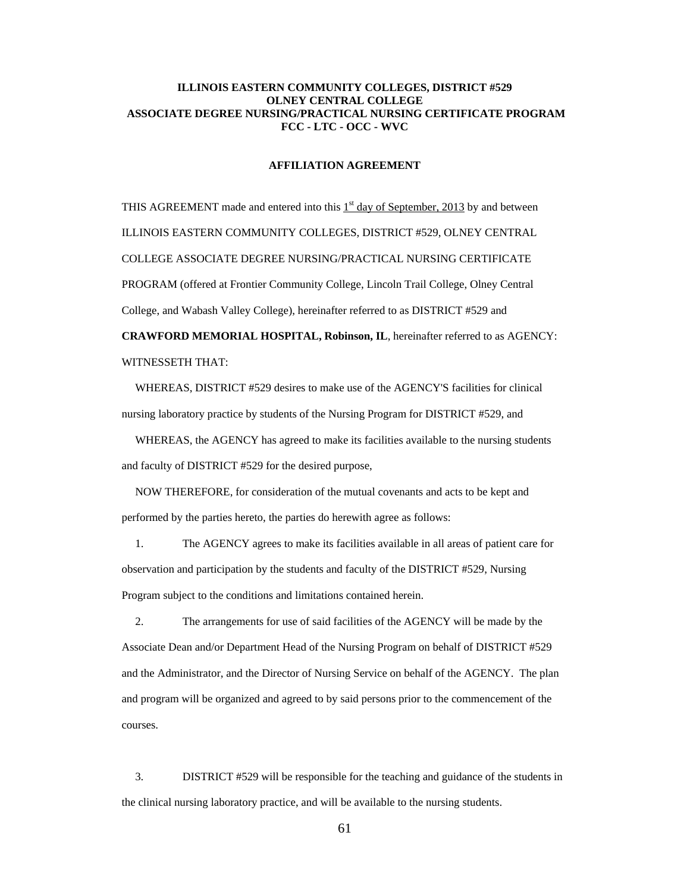**ILLINOIS EASTERN COMMUNITY COLLEGES, DISTRICT #529**
**OLNEY CENTRAL COLLEGE**
**ASSOCIATE DEGREE NURSING/PRACTICAL NURSING CERTIFICATE PROGRAM**
**FCC - LTC - OCC - WVC**

**AFFILIATION AGREEMENT**

THIS AGREEMENT made and entered into this 1st day of September, 2013 by and between ILLINOIS EASTERN COMMUNITY COLLEGES, DISTRICT #529, OLNEY CENTRAL COLLEGE ASSOCIATE DEGREE NURSING/PRACTICAL NURSING CERTIFICATE PROGRAM (offered at Frontier Community College, Lincoln Trail College, Olney Central College, and Wabash Valley College), hereinafter referred to as DISTRICT #529 and **CRAWFORD MEMORIAL HOSPITAL, Robinson, IL**, hereinafter referred to as AGENCY: WITNESSETH THAT:

WHEREAS, DISTRICT #529 desires to make use of the AGENCY'S facilities for clinical nursing laboratory practice by students of the Nursing Program for DISTRICT #529, and

WHEREAS, the AGENCY has agreed to make its facilities available to the nursing students and faculty of DISTRICT #529 for the desired purpose,

NOW THEREFORE, for consideration of the mutual covenants and acts to be kept and performed by the parties hereto, the parties do herewith agree as follows:

1. The AGENCY agrees to make its facilities available in all areas of patient care for observation and participation by the students and faculty of the DISTRICT #529, Nursing Program subject to the conditions and limitations contained herein.

2. The arrangements for use of said facilities of the AGENCY will be made by the Associate Dean and/or Department Head of the Nursing Program on behalf of DISTRICT #529 and the Administrator, and the Director of Nursing Service on behalf of the AGENCY. The plan and program will be organized and agreed to by said persons prior to the commencement of the courses.

3. DISTRICT #529 will be responsible for the teaching and guidance of the students in the clinical nursing laboratory practice, and will be available to the nursing students.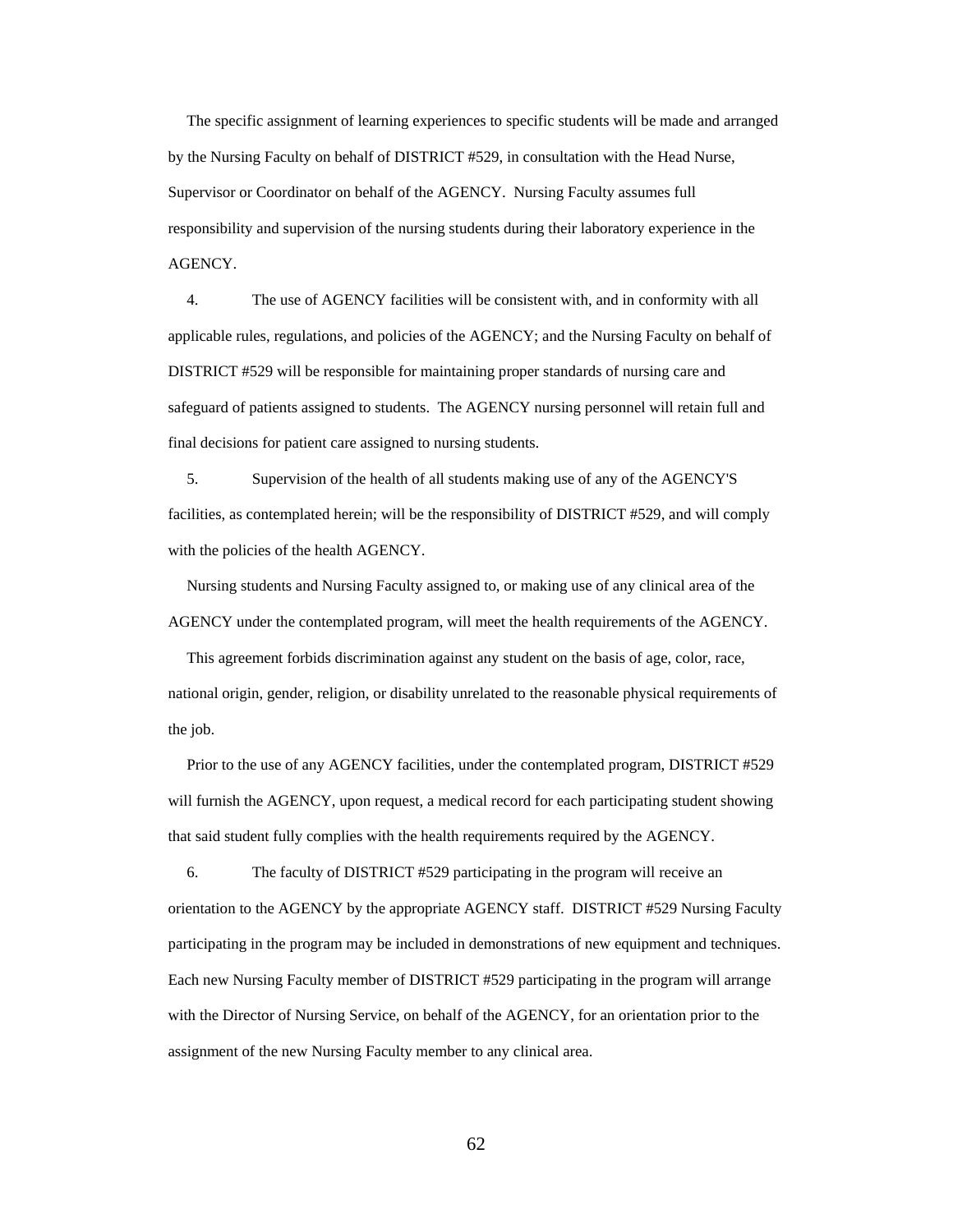The specific assignment of learning experiences to specific students will be made and arranged by the Nursing Faculty on behalf of DISTRICT #529, in consultation with the Head Nurse, Supervisor or Coordinator on behalf of the AGENCY. Nursing Faculty assumes full responsibility and supervision of the nursing students during their laboratory experience in the AGENCY.

4. The use of AGENCY facilities will be consistent with, and in conformity with all applicable rules, regulations, and policies of the AGENCY; and the Nursing Faculty on behalf of DISTRICT #529 will be responsible for maintaining proper standards of nursing care and safeguard of patients assigned to students. The AGENCY nursing personnel will retain full and final decisions for patient care assigned to nursing students.

5. Supervision of the health of all students making use of any of the AGENCY'S facilities, as contemplated herein; will be the responsibility of DISTRICT #529, and will comply with the policies of the health AGENCY.

Nursing students and Nursing Faculty assigned to, or making use of any clinical area of the AGENCY under the contemplated program, will meet the health requirements of the AGENCY.

This agreement forbids discrimination against any student on the basis of age, color, race, national origin, gender, religion, or disability unrelated to the reasonable physical requirements of the job.

Prior to the use of any AGENCY facilities, under the contemplated program, DISTRICT #529 will furnish the AGENCY, upon request, a medical record for each participating student showing that said student fully complies with the health requirements required by the AGENCY.

6. The faculty of DISTRICT #529 participating in the program will receive an orientation to the AGENCY by the appropriate AGENCY staff. DISTRICT #529 Nursing Faculty participating in the program may be included in demonstrations of new equipment and techniques. Each new Nursing Faculty member of DISTRICT #529 participating in the program will arrange with the Director of Nursing Service, on behalf of the AGENCY, for an orientation prior to the assignment of the new Nursing Faculty member to any clinical area.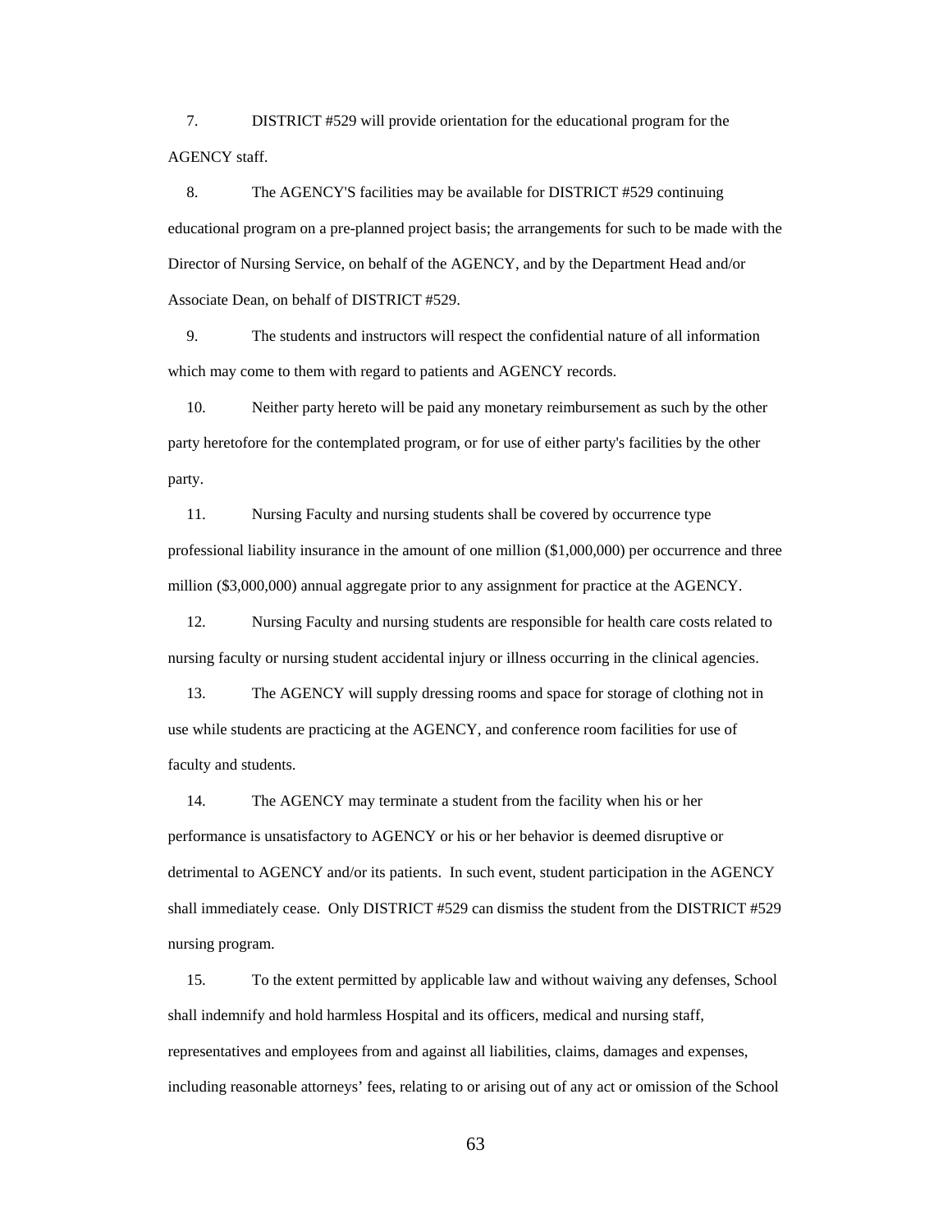7. DISTRICT #529 will provide orientation for the educational program for the AGENCY staff.

8. The AGENCY'S facilities may be available for DISTRICT #529 continuing educational program on a pre-planned project basis; the arrangements for such to be made with the Director of Nursing Service, on behalf of the AGENCY, and by the Department Head and/or Associate Dean, on behalf of DISTRICT #529.

9. The students and instructors will respect the confidential nature of all information which may come to them with regard to patients and AGENCY records.

10. Neither party hereto will be paid any monetary reimbursement as such by the other party heretofore for the contemplated program, or for use of either party's facilities by the other party.

11. Nursing Faculty and nursing students shall be covered by occurrence type professional liability insurance in the amount of one million ($1,000,000) per occurrence and three million ($3,000,000) annual aggregate prior to any assignment for practice at the AGENCY.

12. Nursing Faculty and nursing students are responsible for health care costs related to nursing faculty or nursing student accidental injury or illness occurring in the clinical agencies.

13. The AGENCY will supply dressing rooms and space for storage of clothing not in use while students are practicing at the AGENCY, and conference room facilities for use of faculty and students.

14. The AGENCY may terminate a student from the facility when his or her performance is unsatisfactory to AGENCY or his or her behavior is deemed disruptive or detrimental to AGENCY and/or its patients. In such event, student participation in the AGENCY shall immediately cease. Only DISTRICT #529 can dismiss the student from the DISTRICT #529 nursing program.

15. To the extent permitted by applicable law and without waiving any defenses, School shall indemnify and hold harmless Hospital and its officers, medical and nursing staff, representatives and employees from and against all liabilities, claims, damages and expenses, including reasonable attorneys' fees, relating to or arising out of any act or omission of the School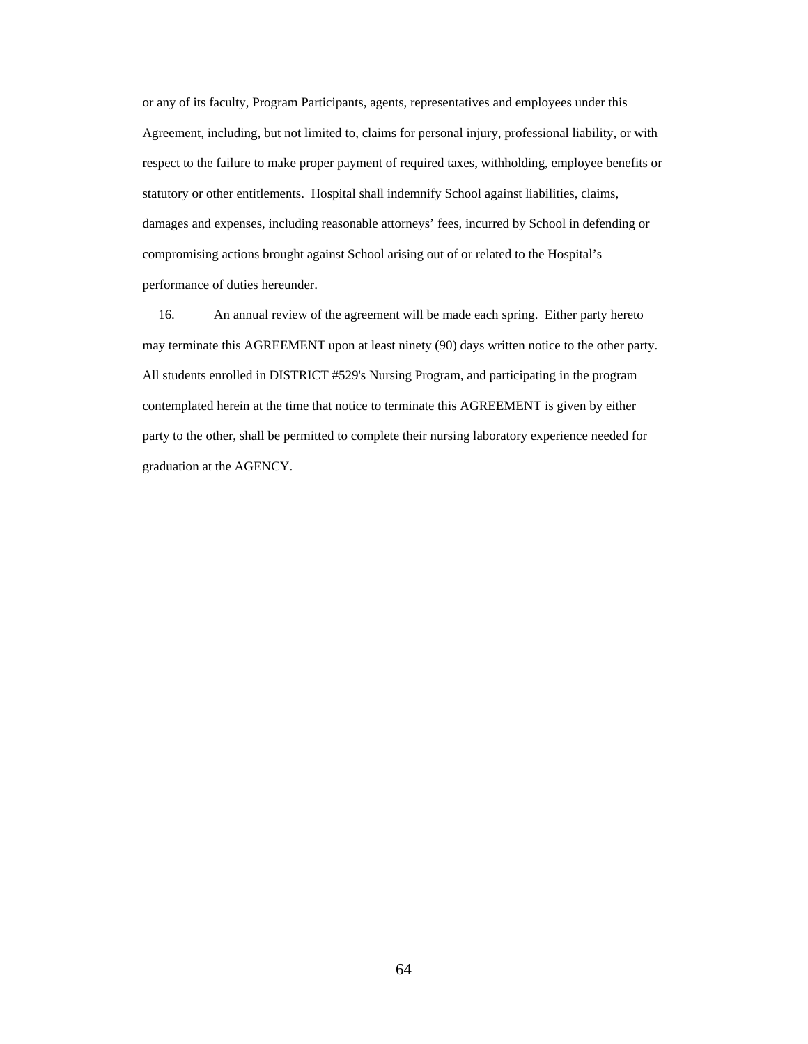or any of its faculty, Program Participants, agents, representatives and employees under this Agreement, including, but not limited to, claims for personal injury, professional liability, or with respect to the failure to make proper payment of required taxes, withholding, employee benefits or statutory or other entitlements. Hospital shall indemnify School against liabilities, claims, damages and expenses, including reasonable attorneys' fees, incurred by School in defending or compromising actions brought against School arising out of or related to the Hospital's performance of duties hereunder.

16. An annual review of the agreement will be made each spring. Either party hereto may terminate this AGREEMENT upon at least ninety (90) days written notice to the other party. All students enrolled in DISTRICT #529's Nursing Program, and participating in the program contemplated herein at the time that notice to terminate this AGREEMENT is given by either party to the other, shall be permitted to complete their nursing laboratory experience needed for graduation at the AGENCY.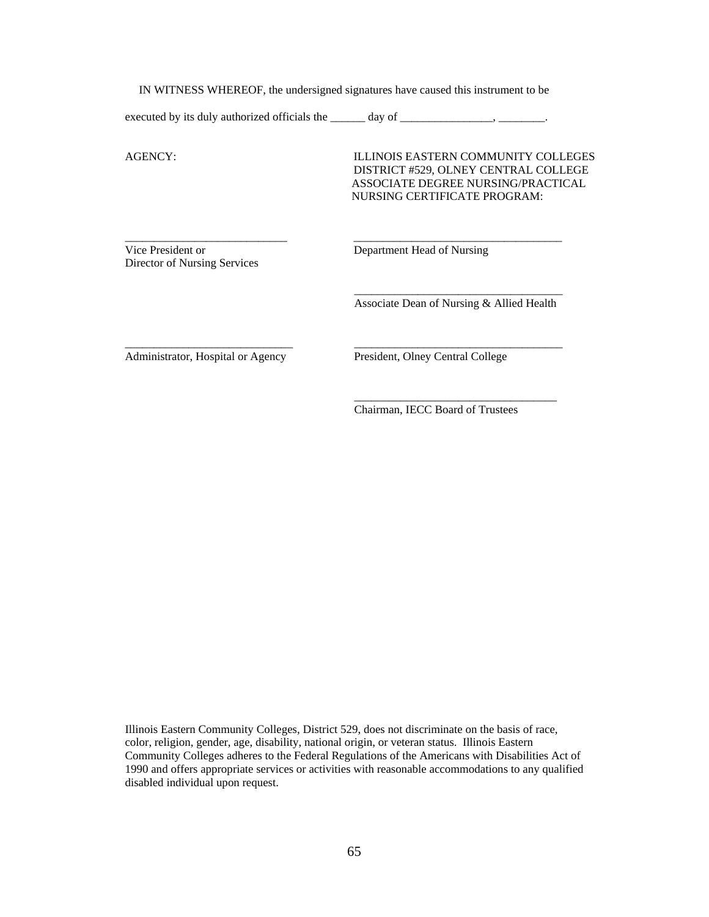IN WITNESS WHEREOF, the undersigned signatures have caused this instrument to be executed by its duly authorized officials the ______ day of ________________, ________.

AGENCY:

ILLINOIS EASTERN COMMUNITY COLLEGES DISTRICT #529, OLNEY CENTRAL COLLEGE ASSOCIATE DEGREE NURSING/PRACTICAL NURSING CERTIFICATE PROGRAM:

| | |
|---|---|
| ____________________________<br>Vice President or<br>Director of Nursing Services | ____________________________________<br>Department Head of Nursing |
| | ____________________________________<br>Associate Dean of Nursing & Allied Health |
| ____________________________<br>Administrator, Hospital or Agency | ____________________________________<br>President, Olney Central College |
| | ____________________________________<br>Chairman, IECC Board of Trustees |

Illinois Eastern Community Colleges, District 529, does not discriminate on the basis of race, color, religion, gender, age, disability, national origin, or veteran status. Illinois Eastern Community Colleges adheres to the Federal Regulations of the Americans with Disabilities Act of 1990 and offers appropriate services or activities with reasonable accommodations to any qualified disabled individual upon request.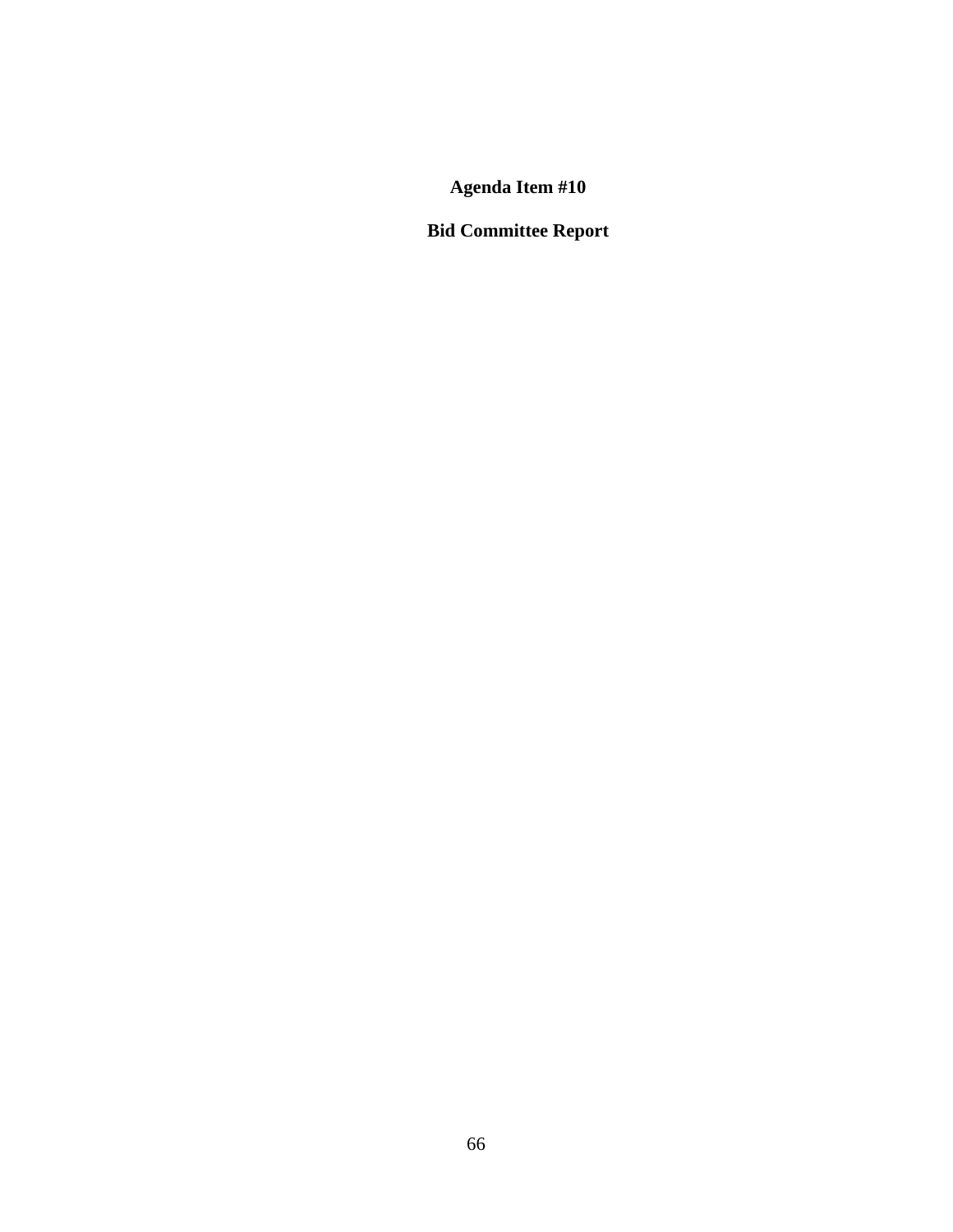# Agenda Item #10

## Bid Committee Report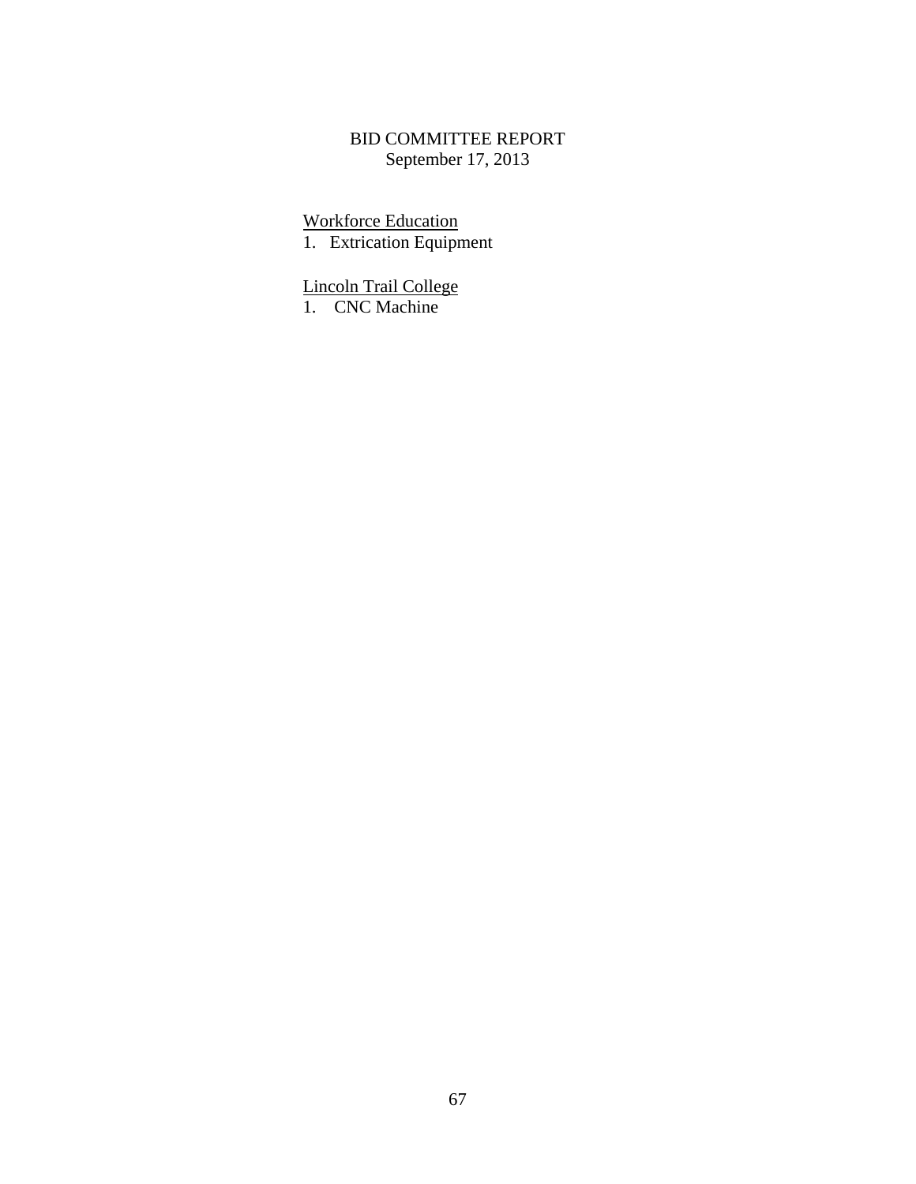# BID COMMITTEE REPORT

September 17, 2013

<u>Workforce Education</u>

1. Extrication Equipment

<u>Lincoln Trail College</u>

1. CNC Machine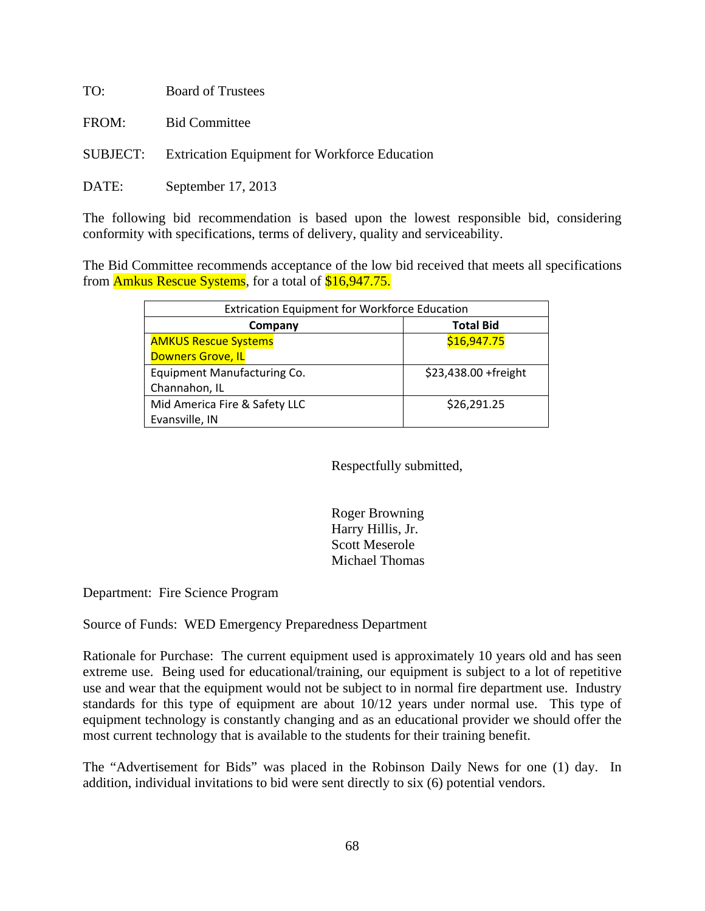TO: Board of Trustees

FROM: Bid Committee

SUBJECT: Extrication Equipment for Workforce Education

DATE: September 17, 2013

The following bid recommendation is based upon the lowest responsible bid, considering conformity with specifications, terms of delivery, quality and serviceability.

The Bid Committee recommends acceptance of the low bid received that meets all specifications from Amkus Rescue Systems, for a total of $16,947.75.

| Extrication Equipment for Workforce Education | |
|---|---|
| **Company** | **Total Bid** |
| AMKUS Rescue Systems<br>Downers Grove, IL | $16,947.75 |
| Equipment Manufacturing Co.<br>Channahon, IL | $23,438.00 +freight |
| Mid America Fire & Safety LLC<br>Evansville, IN | $26,291.25 |

Respectfully submitted,

Roger Browning
Harry Hillis, Jr.
Scott Meserole
Michael Thomas

Department: Fire Science Program

Source of Funds: WED Emergency Preparedness Department

Rationale for Purchase: The current equipment used is approximately 10 years old and has seen extreme use. Being used for educational/training, our equipment is subject to a lot of repetitive use and wear that the equipment would not be subject to in normal fire department use. Industry standards for this type of equipment are about 10/12 years under normal use. This type of equipment technology is constantly changing and as an educational provider we should offer the most current technology that is available to the students for their training benefit.

The "Advertisement for Bids" was placed in the Robinson Daily News for one (1) day. In addition, individual invitations to bid were sent directly to six (6) potential vendors.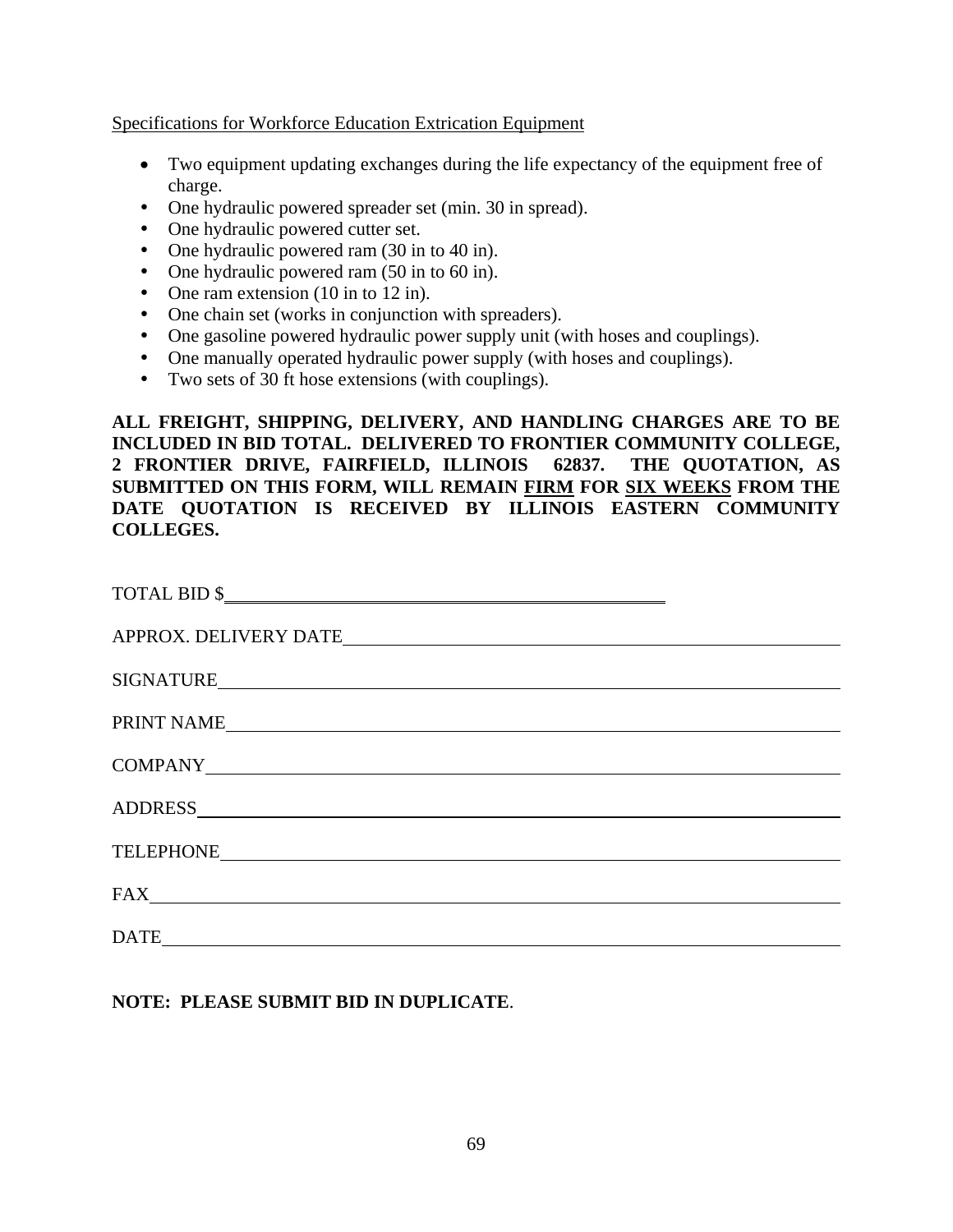Specifications for Workforce Education Extrication Equipment

- Two equipment updating exchanges during the life expectancy of the equipment free of charge.
- One hydraulic powered spreader set (min. 30 in spread).
- One hydraulic powered cutter set.
- One hydraulic powered ram (30 in to 40 in).
- One hydraulic powered ram (50 in to 60 in).
- One ram extension (10 in to 12 in).
- One chain set (works in conjunction with spreaders).
- One gasoline powered hydraulic power supply unit (with hoses and couplings).
- One manually operated hydraulic power supply (with hoses and couplings).
- Two sets of 30 ft hose extensions (with couplings).

**ALL FREIGHT, SHIPPING, DELIVERY, AND HANDLING CHARGES ARE TO BE INCLUDED IN BID TOTAL. DELIVERED TO FRONTIER COMMUNITY COLLEGE, 2 FRONTIER DRIVE, FAIRFIELD, ILLINOIS 62837. THE QUOTATION, AS SUBMITTED ON THIS FORM, WILL REMAIN FIRM FOR SIX WEEKS FROM THE DATE QUOTATION IS RECEIVED BY ILLINOIS EASTERN COMMUNITY COLLEGES.**

TOTAL BID $\_\_\_\_\_\_\_\_\_\_\_\_\_\_\_\_\_\_\_\_\_\_\_\_\_\_\_\_\_\_\_\_\_\_\_\_\_\_\_\_

APPROX. DELIVERY DATE\_\_\_\_\_\_\_\_\_\_\_\_\_\_\_\_\_\_\_\_\_\_\_\_\_\_\_\_\_\_\_\_\_\_\_\_\_\_\_\_

SIGNATURE\_\_\_\_\_\_\_\_\_\_\_\_\_\_\_\_\_\_\_\_\_\_\_\_\_\_\_\_\_\_\_\_\_\_\_\_\_\_\_\_

PRINT NAME\_\_\_\_\_\_\_\_\_\_\_\_\_\_\_\_\_\_\_\_\_\_\_\_\_\_\_\_\_\_\_\_\_\_\_\_\_\_\_\_

COMPANY\_\_\_\_\_\_\_\_\_\_\_\_\_\_\_\_\_\_\_\_\_\_\_\_\_\_\_\_\_\_\_\_\_\_\_\_\_\_\_\_

ADDRESS\_\_\_\_\_\_\_\_\_\_\_\_\_\_\_\_\_\_\_\_\_\_\_\_\_\_\_\_\_\_\_\_\_\_\_\_\_\_\_\_

TELEPHONE\_\_\_\_\_\_\_\_\_\_\_\_\_\_\_\_\_\_\_\_\_\_\_\_\_\_\_\_\_\_\_\_\_\_\_\_\_\_\_\_

FAX\_\_\_\_\_\_\_\_\_\_\_\_\_\_\_\_\_\_\_\_\_\_\_\_\_\_\_\_\_\_\_\_\_\_\_\_\_\_\_\_

DATE\_\_\_\_\_\_\_\_\_\_\_\_\_\_\_\_\_\_\_\_\_\_\_\_\_\_\_\_\_\_\_\_\_\_\_\_\_\_\_\_

**NOTE: PLEASE SUBMIT BID IN DUPLICATE**.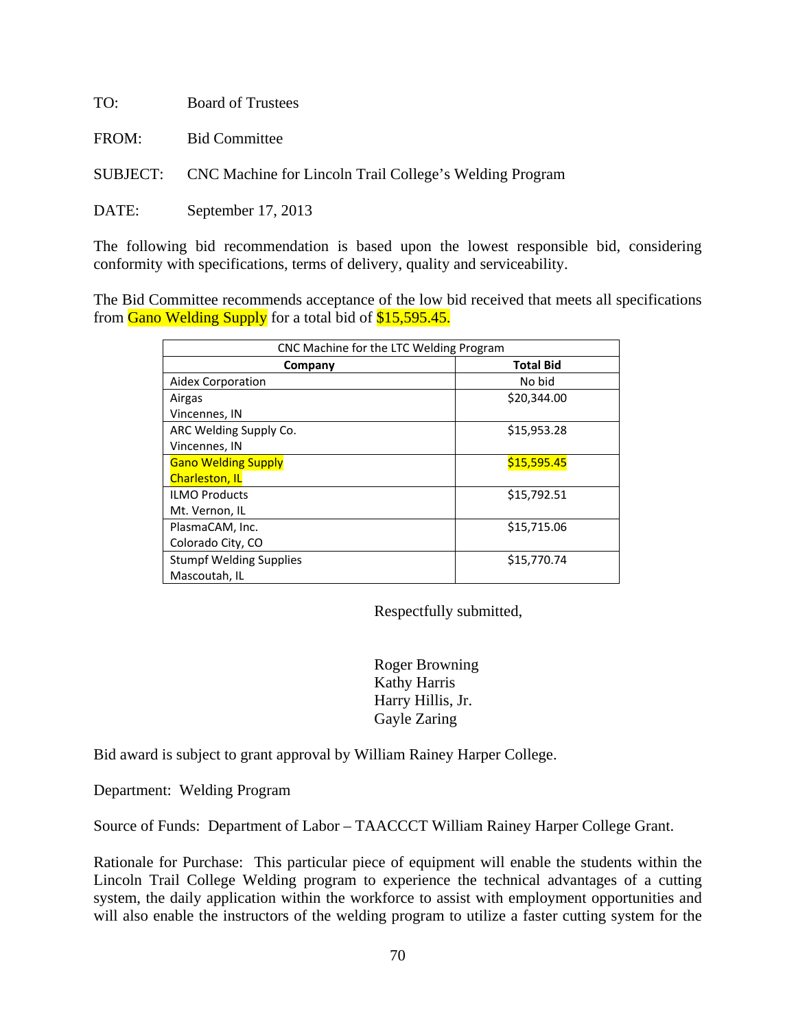TO: Board of Trustees

FROM: Bid Committee

SUBJECT: CNC Machine for Lincoln Trail College's Welding Program

DATE: September 17, 2013

The following bid recommendation is based upon the lowest responsible bid, considering conformity with specifications, terms of delivery, quality and serviceability.

The Bid Committee recommends acceptance of the low bid received that meets all specifications from Gano Welding Supply for a total bid of $15,595.45.

| CNC Machine for the LTC Welding Program | |
|---|---|
| **Company** | **Total Bid** |
| Aidex Corporation | No bid |
| Airgas<br>Vincennes, IN | $20,344.00 |
| ARC Welding Supply Co.<br>Vincennes, IN | $15,953.28 |
| Gano Welding Supply<br>Charleston, IL | $15,595.45 |
| ILMO Products<br>Mt. Vernon, IL | $15,792.51 |
| PlasmaCAM, Inc.<br>Colorado City, CO | $15,715.06 |
| Stumpf Welding Supplies<br>Mascoutah, IL | $15,770.74 |

Respectfully submitted,

Roger Browning
Kathy Harris
Harry Hillis, Jr.
Gayle Zaring

Bid award is subject to grant approval by William Rainey Harper College.

Department: Welding Program

Source of Funds: Department of Labor – TAACCCT William Rainey Harper College Grant.

Rationale for Purchase: This particular piece of equipment will enable the students within the Lincoln Trail College Welding program to experience the technical advantages of a cutting system, the daily application within the workforce to assist with employment opportunities and will also enable the instructors of the welding program to utilize a faster cutting system for the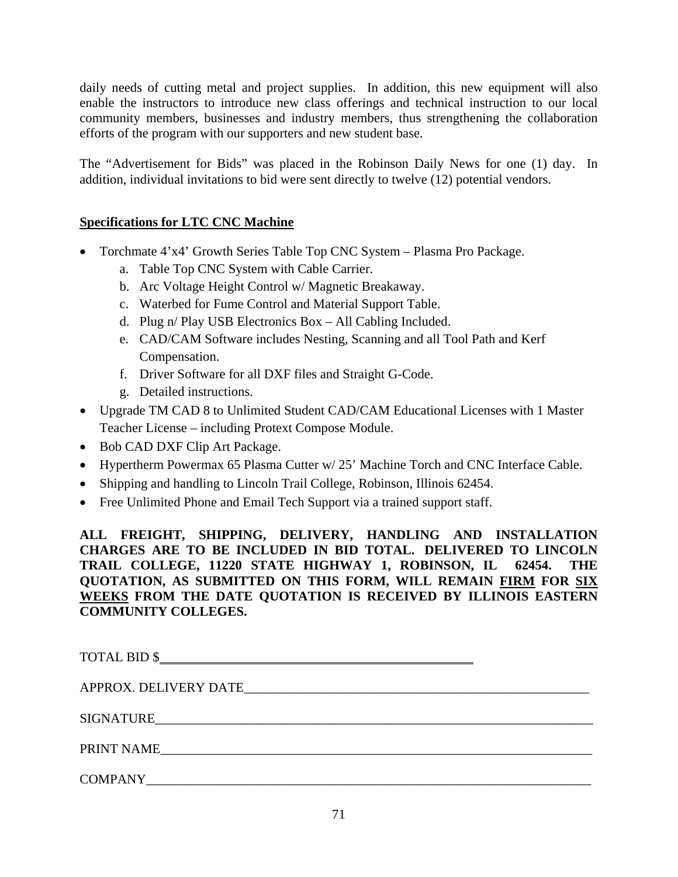daily needs of cutting metal and project supplies. In addition, this new equipment will also enable the instructors to introduce new class offerings and technical instruction to our local community members, businesses and industry members, thus strengthening the collaboration efforts of the program with our supporters and new student base.

The "Advertisement for Bids" was placed in the Robinson Daily News for one (1) day. In addition, individual invitations to bid were sent directly to twelve (12) potential vendors.

**Specifications for LTC CNC Machine**

- Torchmate 4'x4' Growth Series Table Top CNC System – Plasma Pro Package.
  a. Table Top CNC System with Cable Carrier.
  b. Arc Voltage Height Control w/ Magnetic Breakaway.
  c. Waterbed for Fume Control and Material Support Table.
  d. Plug n/ Play USB Electronics Box – All Cabling Included.
  e. CAD/CAM Software includes Nesting, Scanning and all Tool Path and Kerf Compensation.
  f. Driver Software for all DXF files and Straight G-Code.
  g. Detailed instructions.
- Upgrade TM CAD 8 to Unlimited Student CAD/CAM Educational Licenses with 1 Master Teacher License – including Protext Compose Module.
- Bob CAD DXF Clip Art Package.
- Hypertherm Powermax 65 Plasma Cutter w/ 25' Machine Torch and CNC Interface Cable.
- Shipping and handling to Lincoln Trail College, Robinson, Illinois 62454.
- Free Unlimited Phone and Email Tech Support via a trained support staff.

**ALL FREIGHT, SHIPPING, DELIVERY, HANDLING AND INSTALLATION CHARGES ARE TO BE INCLUDED IN BID TOTAL. DELIVERED TO LINCOLN TRAIL COLLEGE, 11220 STATE HIGHWAY 1, ROBINSON, IL 62454. THE QUOTATION, AS SUBMITTED ON THIS FORM, WILL REMAIN FIRM FOR SIX WEEKS FROM THE DATE QUOTATION IS RECEIVED BY ILLINOIS EASTERN COMMUNITY COLLEGES.**

TOTAL BID $\_\_\_\_\_\_\_\_\_\_\_\_\_\_\_\_\_\_\_\_\_\_\_\_\_\_\_\_\_\_\_\_\_\_\_\_\_\_\_\_

APPROX. DELIVERY DATE\_\_\_\_\_\_\_\_\_\_\_\_\_\_\_\_\_\_\_\_\_\_\_\_\_\_\_\_\_\_\_\_\_\_\_\_\_\_\_\_

SIGNATURE\_\_\_\_\_\_\_\_\_\_\_\_\_\_\_\_\_\_\_\_\_\_\_\_\_\_\_\_\_\_\_\_\_\_\_\_\_\_\_\_\_\_\_\_\_\_\_\_\_\_

PRINT NAME\_\_\_\_\_\_\_\_\_\_\_\_\_\_\_\_\_\_\_\_\_\_\_\_\_\_\_\_\_\_\_\_\_\_\_\_\_\_\_\_\_\_\_\_\_\_\_\_\_\_

COMPANY\_\_\_\_\_\_\_\_\_\_\_\_\_\_\_\_\_\_\_\_\_\_\_\_\_\_\_\_\_\_\_\_\_\_\_\_\_\_\_\_\_\_\_\_\_\_\_\_\_\_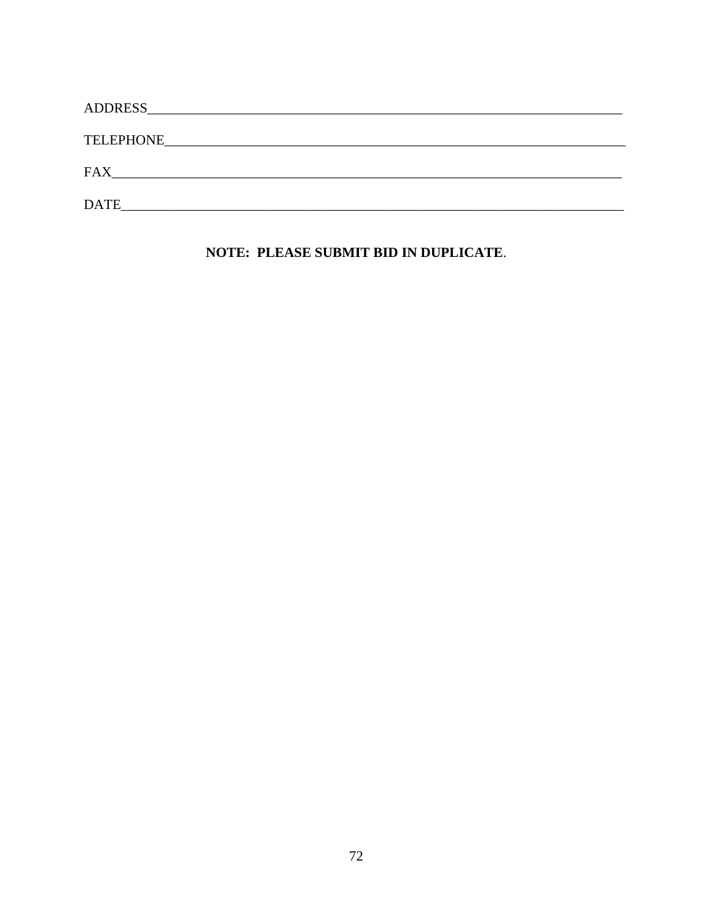ADDRESS_______________________________________________________________________

TELEPHONE_____________________________________________________________________

FAX___________________________________________________________________________

DATE__________________________________________________________________________

**NOTE: PLEASE SUBMIT BID IN DUPLICATE**.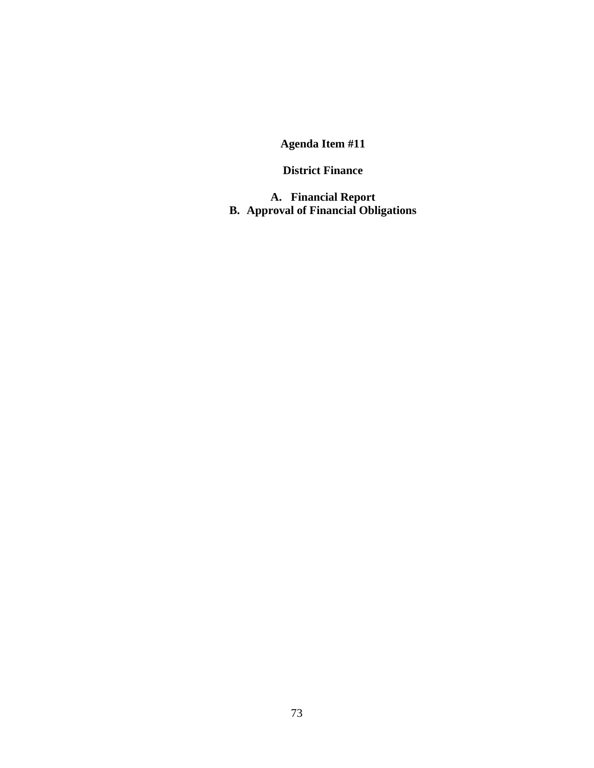# Agenda Item #11

## District Finance

**A. Financial Report**
**B. Approval of Financial Obligations**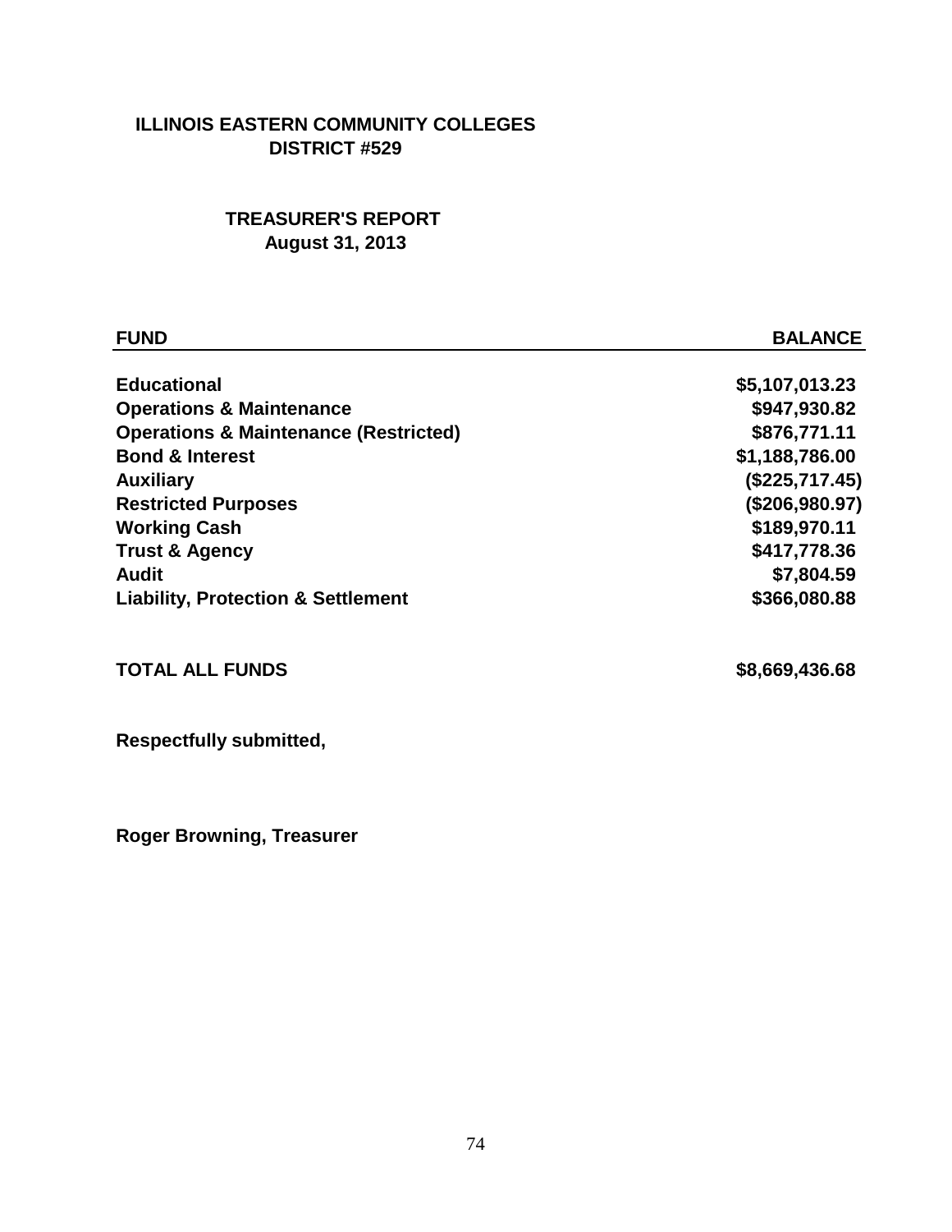# ILLINOIS EASTERN COMMUNITY COLLEGES
## DISTRICT #529

## TREASURER'S REPORT
### August 31, 2013

| FUND | BALANCE |
|---|---|
| Educational | $5,107,013.23 |
| Operations & Maintenance | $947,930.82 |
| Operations & Maintenance (Restricted) | $876,771.11 |
| Bond & Interest | $1,188,786.00 |
| Auxiliary | ($225,717.45) |
| Restricted Purposes | ($206,980.97) |
| Working Cash | $189,970.11 |
| Trust & Agency | $417,778.36 |
| Audit | $7,804.59 |
| Liability, Protection & Settlement | $366,080.88 |
| | |
| **TOTAL ALL FUNDS** | **$8,669,436.68** |

**Respectfully submitted,**

**Roger Browning, Treasurer**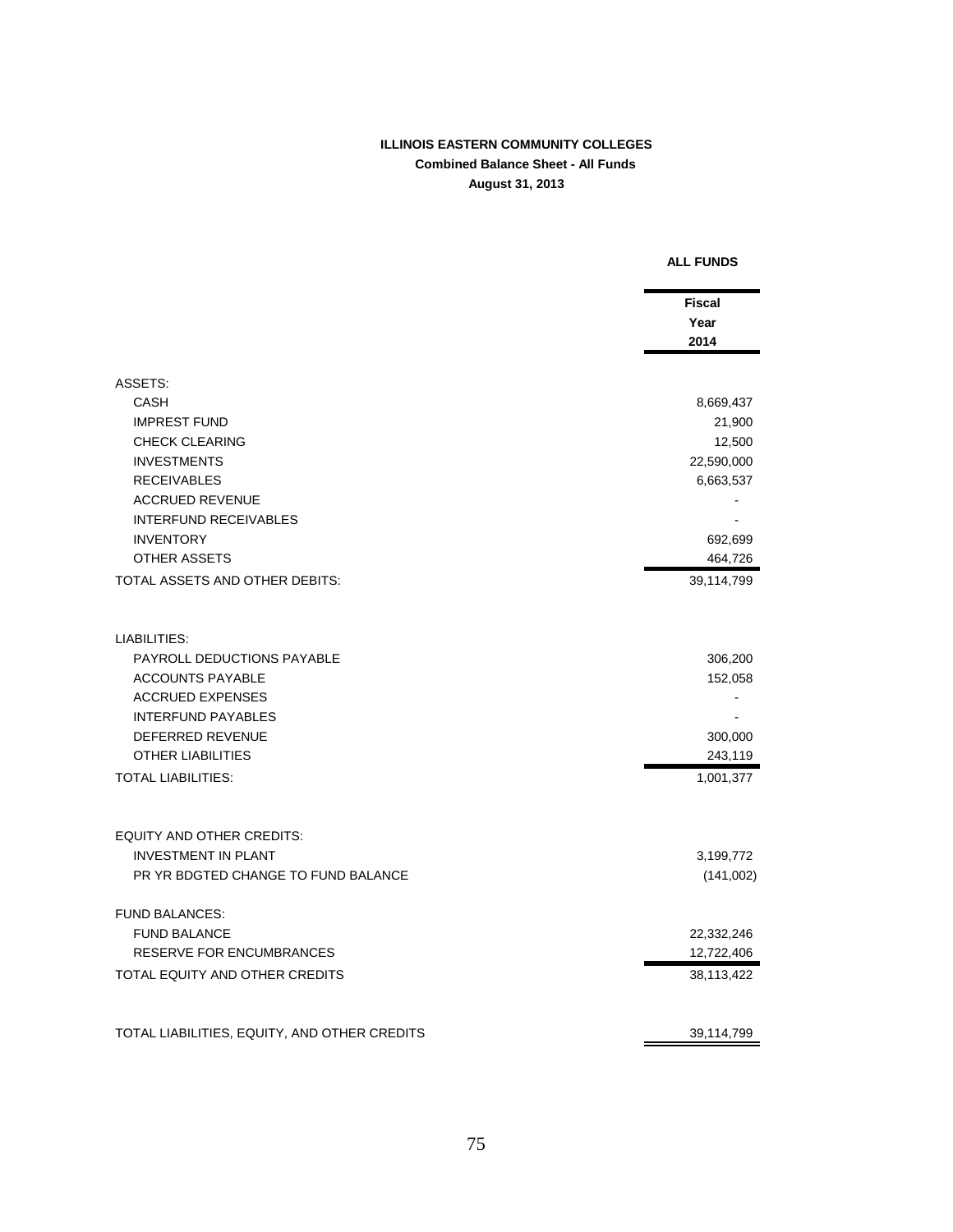**ILLINOIS EASTERN COMMUNITY COLLEGES**

**Combined Balance Sheet - All Funds**

**August 31, 2013**

| | ALL FUNDS |
|---|---|
| | **Fiscal Year 2014** |
| ASSETS: | |
| CASH | 8,669,437 |
| IMPREST FUND | 21,900 |
| CHECK CLEARING | 12,500 |
| INVESTMENTS | 22,590,000 |
| RECEIVABLES | 6,663,537 |
| ACCRUED REVENUE | - |
| INTERFUND RECEIVABLES | - |
| INVENTORY | 692,699 |
| OTHER ASSETS | 464,726 |
| TOTAL ASSETS AND OTHER DEBITS: | 39,114,799 |
| | |
| LIABILITIES: | |
| PAYROLL DEDUCTIONS PAYABLE | 306,200 |
| ACCOUNTS PAYABLE | 152,058 |
| ACCRUED EXPENSES | - |
| INTERFUND PAYABLES | - |
| DEFERRED REVENUE | 300,000 |
| OTHER LIABILITIES | 243,119 |
| TOTAL LIABILITIES: | 1,001,377 |
| | |
| EQUITY AND OTHER CREDITS: | |
| INVESTMENT IN PLANT | 3,199,772 |
| PR YR BDGTED CHANGE TO FUND BALANCE | (141,002) |
| | |
| FUND BALANCES: | |
| FUND BALANCE | 22,332,246 |
| RESERVE FOR ENCUMBRANCES | 12,722,406 |
| TOTAL EQUITY AND OTHER CREDITS | 38,113,422 |
| | |
| TOTAL LIABILITIES, EQUITY, AND OTHER CREDITS | 39,114,799 |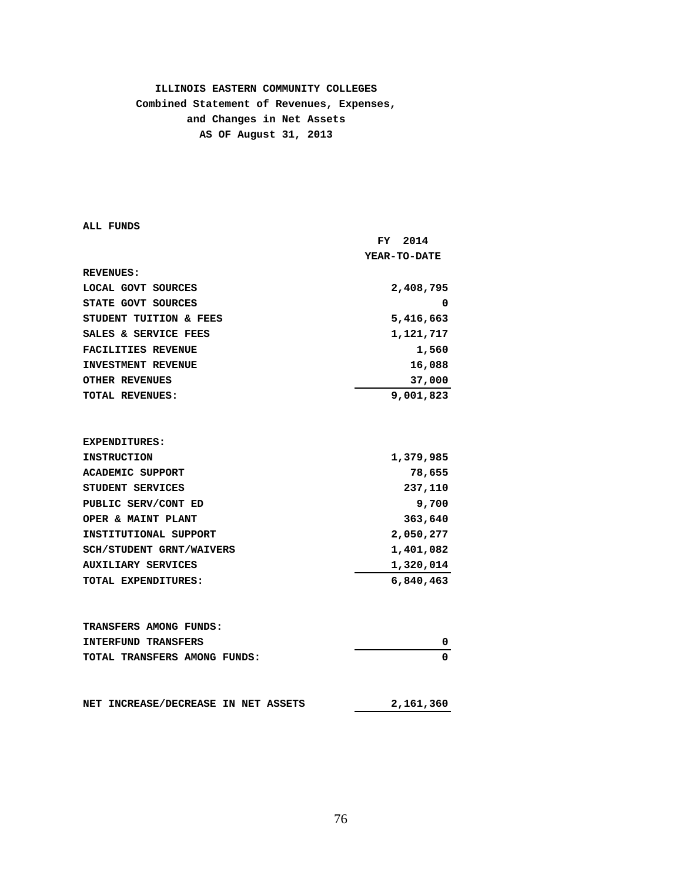**ILLINOIS EASTERN COMMUNITY COLLEGES**
**Combined Statement of Revenues, Expenses,**
**and Changes in Net Assets**
**AS OF August 31, 2013**

**ALL FUNDS**

| | FY 2014 YEAR-TO-DATE |
|---|---|
| **REVENUES:** | |
| LOCAL GOVT SOURCES | 2,408,795 |
| STATE GOVT SOURCES | 0 |
| STUDENT TUITION & FEES | 5,416,663 |
| SALES & SERVICE FEES | 1,121,717 |
| FACILITIES REVENUE | 1,560 |
| INVESTMENT REVENUE | 16,088 |
| OTHER REVENUES | 37,000 |
| TOTAL REVENUES: | 9,001,823 |
| | |
| **EXPENDITURES:** | |
| INSTRUCTION | 1,379,985 |
| ACADEMIC SUPPORT | 78,655 |
| STUDENT SERVICES | 237,110 |
| PUBLIC SERV/CONT ED | 9,700 |
| OPER & MAINT PLANT | 363,640 |
| INSTITUTIONAL SUPPORT | 2,050,277 |
| SCH/STUDENT GRNT/WAIVERS | 1,401,082 |
| AUXILIARY SERVICES | 1,320,014 |
| TOTAL EXPENDITURES: | 6,840,463 |
| | |
| **TRANSFERS AMONG FUNDS:** | |
| INTERFUND TRANSFERS | 0 |
| TOTAL TRANSFERS AMONG FUNDS: | 0 |
| | |
| NET INCREASE/DECREASE IN NET ASSETS | 2,161,360 |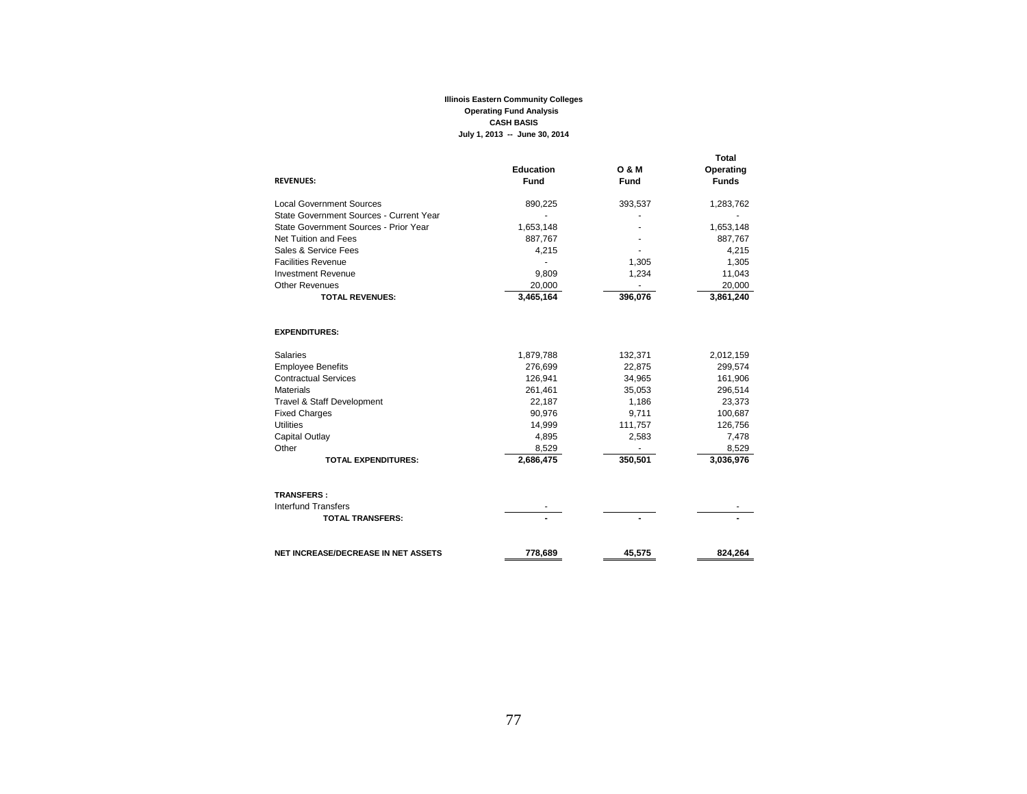**Illinois Eastern Community Colleges**
**Operating Fund Analysis**
**CASH BASIS**
**July 1, 2013 -- June 30, 2014**

| REVENUES: | Education Fund | O & M Fund | Total Operating Funds |
|---|---|---|---|
| Local Government Sources | 890,225 | 393,537 | 1,283,762 |
| State Government Sources - Current Year | - | - | - |
| State Government Sources - Prior Year | 1,653,148 | - | 1,653,148 |
| Net Tuition and Fees | 887,767 | - | 887,767 |
| Sales & Service Fees | 4,215 | - | 4,215 |
| Facilities Revenue | - | 1,305 | 1,305 |
| Investment Revenue | 9,809 | 1,234 | 11,043 |
| Other Revenues | 20,000 | - | 20,000 |
| **TOTAL REVENUES:** | **3,465,164** | **396,076** | **3,861,240** |
| | | | |
| **EXPENDITURES:** | | | |
| Salaries | 1,879,788 | 132,371 | 2,012,159 |
| Employee Benefits | 276,699 | 22,875 | 299,574 |
| Contractual Services | 126,941 | 34,965 | 161,906 |
| Materials | 261,461 | 35,053 | 296,514 |
| Travel & Staff Development | 22,187 | 1,186 | 23,373 |
| Fixed Charges | 90,976 | 9,711 | 100,687 |
| Utilities | 14,999 | 111,757 | 126,756 |
| Capital Outlay | 4,895 | 2,583 | 7,478 |
| Other | 8,529 | - | 8,529 |
| **TOTAL EXPENDITURES:** | **2,686,475** | **350,501** | **3,036,976** |
| | | | |
| **TRANSFERS :** | | | |
| Interfund Transfers | - | | - |
| **TOTAL TRANSFERS:** | **-** | **-** | **-** |
| | | | |
| **NET INCREASE/DECREASE IN NET ASSETS** | **778,689** | **45,575** | **824,264** |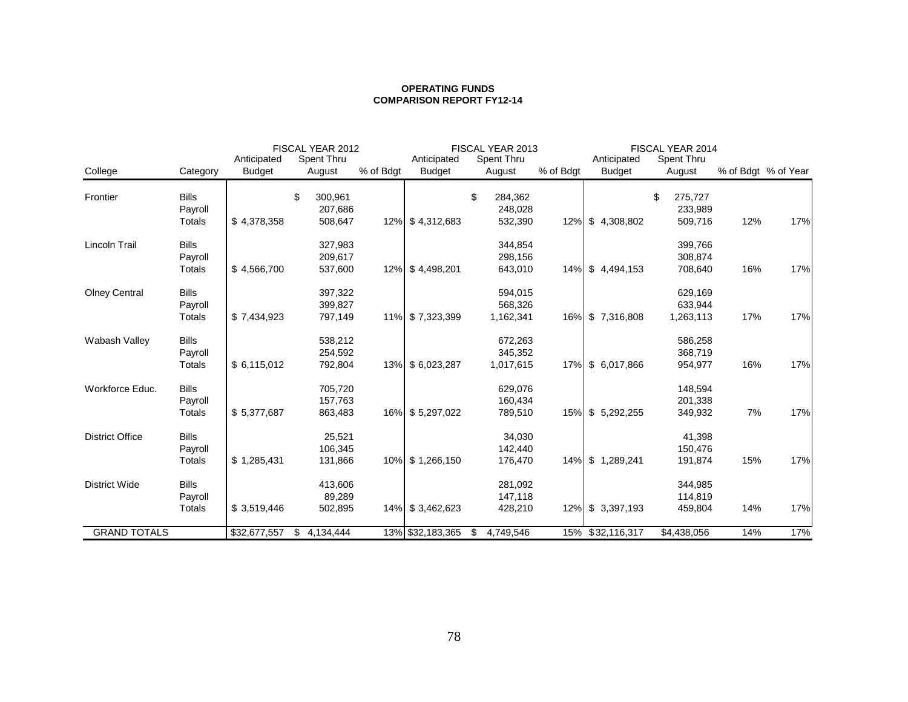**OPERATING FUNDS**
**COMPARISON REPORT FY12-14**

| College | Category | FISCAL YEAR 2012 Anticipated Budget | FISCAL YEAR 2012 Spent Thru August | FISCAL YEAR 2012 % of Bdgt | FISCAL YEAR 2013 Anticipated Budget | FISCAL YEAR 2013 Spent Thru August | FISCAL YEAR 2013 % of Bdgt | FISCAL YEAR 2014 Anticipated Budget | FISCAL YEAR 2014 Spent Thru August | % of Bdgt | % of Year |
|---|---|---|---|---|---|---|---|---|---|---|---|
| Frontier | Bills | | $ 300,961 | | | $ 284,362 | | | $ 275,727 | | |
| | Payroll | | 207,686 | | | 248,028 | | | 233,989 | | |
| | Totals | $ 4,378,358 | 508,647 | 12% | $ 4,312,683 | 532,390 | 12% | $ 4,308,802 | 509,716 | 12% | 17% |
| Lincoln Trail | Bills | | 327,983 | | | 344,854 | | | 399,766 | | |
| | Payroll | | 209,617 | | | 298,156 | | | 308,874 | | |
| | Totals | $ 4,566,700 | 537,600 | 12% | $ 4,498,201 | 643,010 | 14% | $ 4,494,153 | 708,640 | 16% | 17% |
| Olney Central | Bills | | 397,322 | | | 594,015 | | | 629,169 | | |
| | Payroll | | 399,827 | | | 568,326 | | | 633,944 | | |
| | Totals | $ 7,434,923 | 797,149 | 11% | $ 7,323,399 | 1,162,341 | 16% | $ 7,316,808 | 1,263,113 | 17% | 17% |
| Wabash Valley | Bills | | 538,212 | | | 672,263 | | | 586,258 | | |
| | Payroll | | 254,592 | | | 345,352 | | | 368,719 | | |
| | Totals | $ 6,115,012 | 792,804 | 13% | $ 6,023,287 | 1,017,615 | 17% | $ 6,017,866 | 954,977 | 16% | 17% |
| Workforce Educ. | Bills | | 705,720 | | | 629,076 | | | 148,594 | | |
| | Payroll | | 157,763 | | | 160,434 | | | 201,338 | | |
| | Totals | $ 5,377,687 | 863,483 | 16% | $ 5,297,022 | 789,510 | 15% | $ 5,292,255 | 349,932 | 7% | 17% |
| District Office | Bills | | 25,521 | | | 34,030 | | | 41,398 | | |
| | Payroll | | 106,345 | | | 142,440 | | | 150,476 | | |
| | Totals | $ 1,285,431 | 131,866 | 10% | $ 1,266,150 | 176,470 | 14% | $ 1,289,241 | 191,874 | 15% | 17% |
| District Wide | Bills | | 413,606 | | | 281,092 | | | 344,985 | | |
| | Payroll | | 89,289 | | | 147,118 | | | 114,819 | | |
| | Totals | $ 3,519,446 | 502,895 | 14% | $ 3,462,623 | 428,210 | 12% | $ 3,397,193 | 459,804 | 14% | 17% |
| GRAND TOTALS | | $32,677,557 | $ 4,134,444 | 13% | $32,183,365 | $ 4,749,546 | 15% | $32,116,317 | $4,438,056 | 14% | 17% |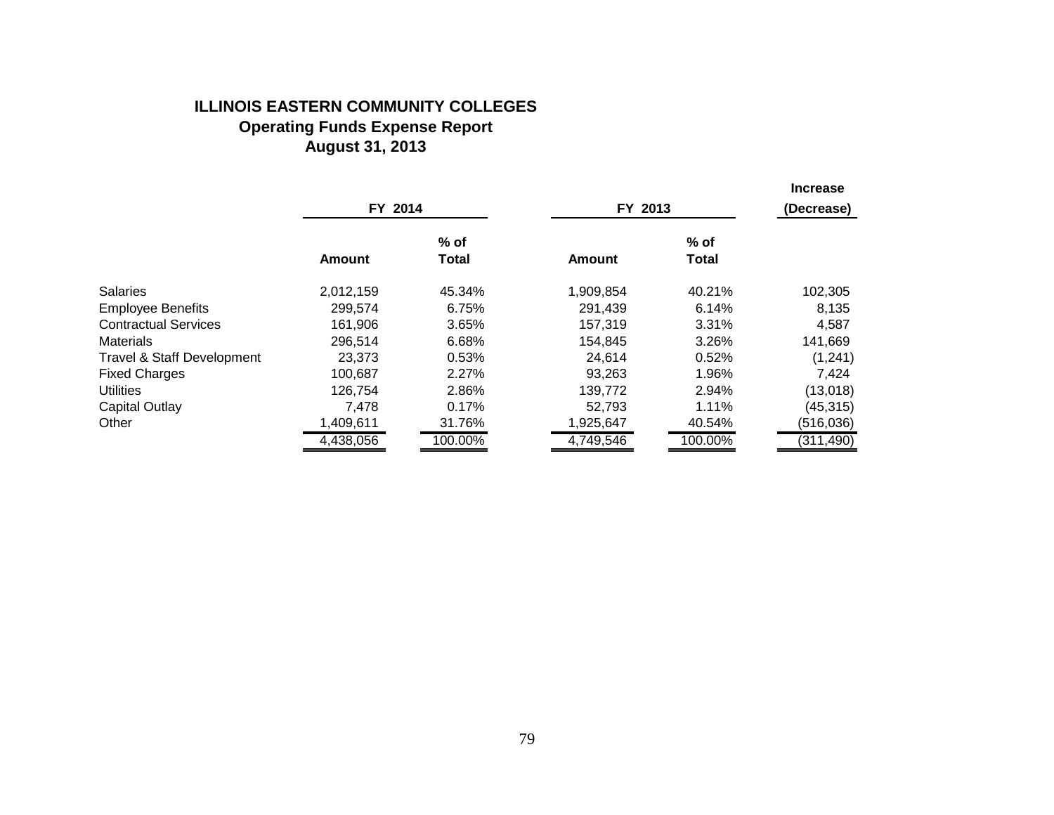# ILLINOIS EASTERN COMMUNITY COLLEGES
## Operating Funds Expense Report
## August 31, 2013

| | FY 2014 | | FY 2013 | | Increase (Decrease) |
|---|---|---|---|---|---|
| | Amount | % of Total | Amount | % of Total | |
| Salaries | 2,012,159 | 45.34% | 1,909,854 | 40.21% | 102,305 |
| Employee Benefits | 299,574 | 6.75% | 291,439 | 6.14% | 8,135 |
| Contractual Services | 161,906 | 3.65% | 157,319 | 3.31% | 4,587 |
| Materials | 296,514 | 6.68% | 154,845 | 3.26% | 141,669 |
| Travel & Staff Development | 23,373 | 0.53% | 24,614 | 0.52% | (1,241) |
| Fixed Charges | 100,687 | 2.27% | 93,263 | 1.96% | 7,424 |
| Utilities | 126,754 | 2.86% | 139,772 | 2.94% | (13,018) |
| Capital Outlay | 7,478 | 0.17% | 52,793 | 1.11% | (45,315) |
| Other | 1,409,611 | 31.76% | 1,925,647 | 40.54% | (516,036) |
| | 4,438,056 | 100.00% | 4,749,546 | 100.00% | (311,490) |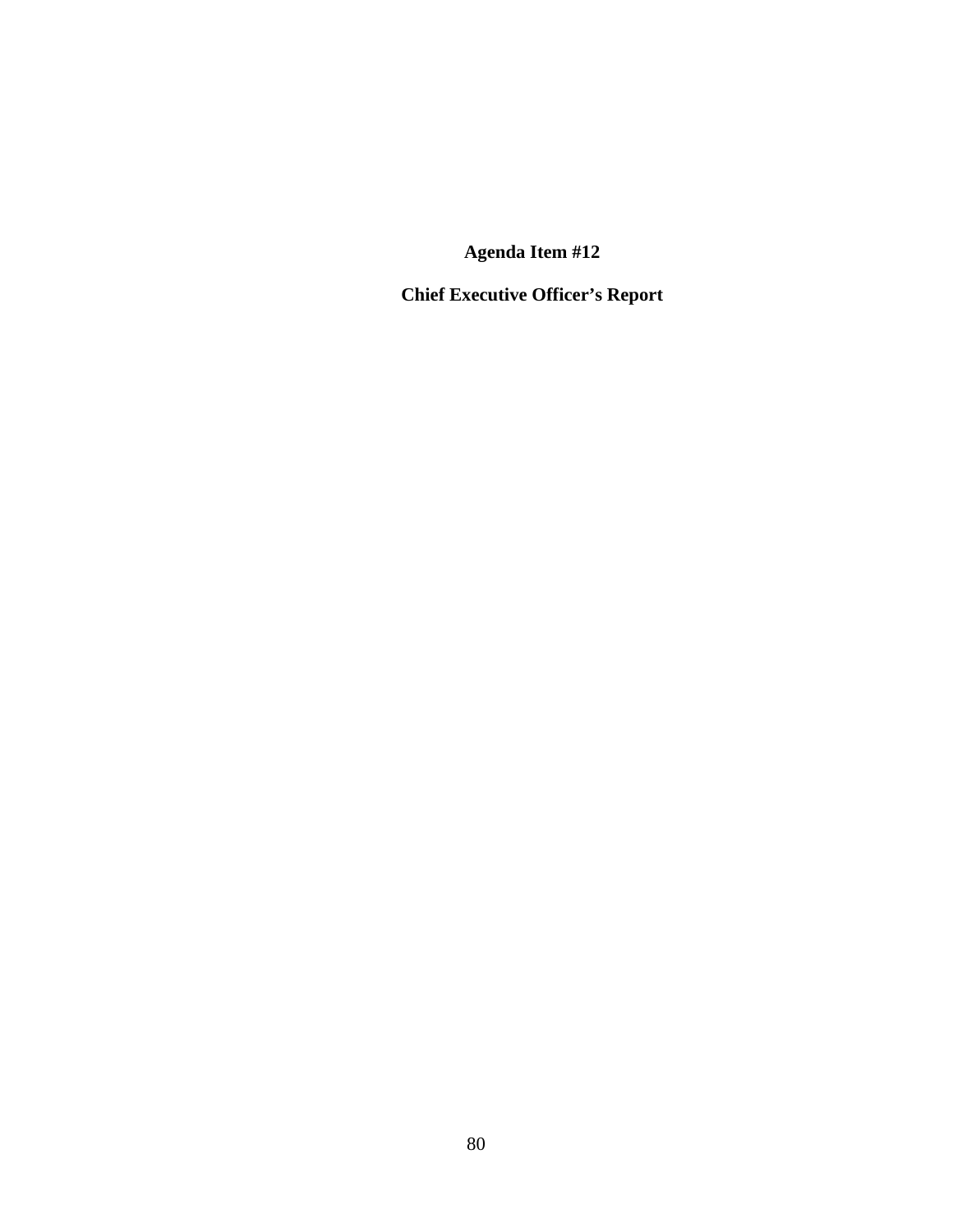**Agenda Item #12**

**Chief Executive Officer's Report**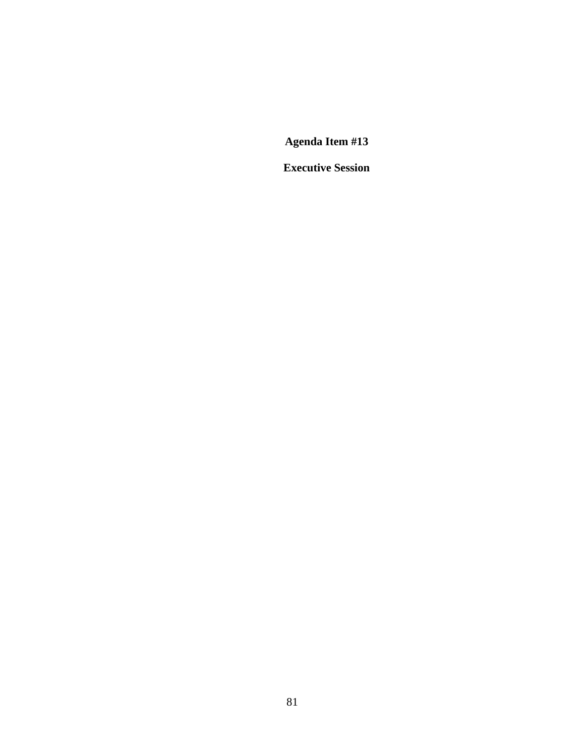**Agenda Item #13**

**Executive Session**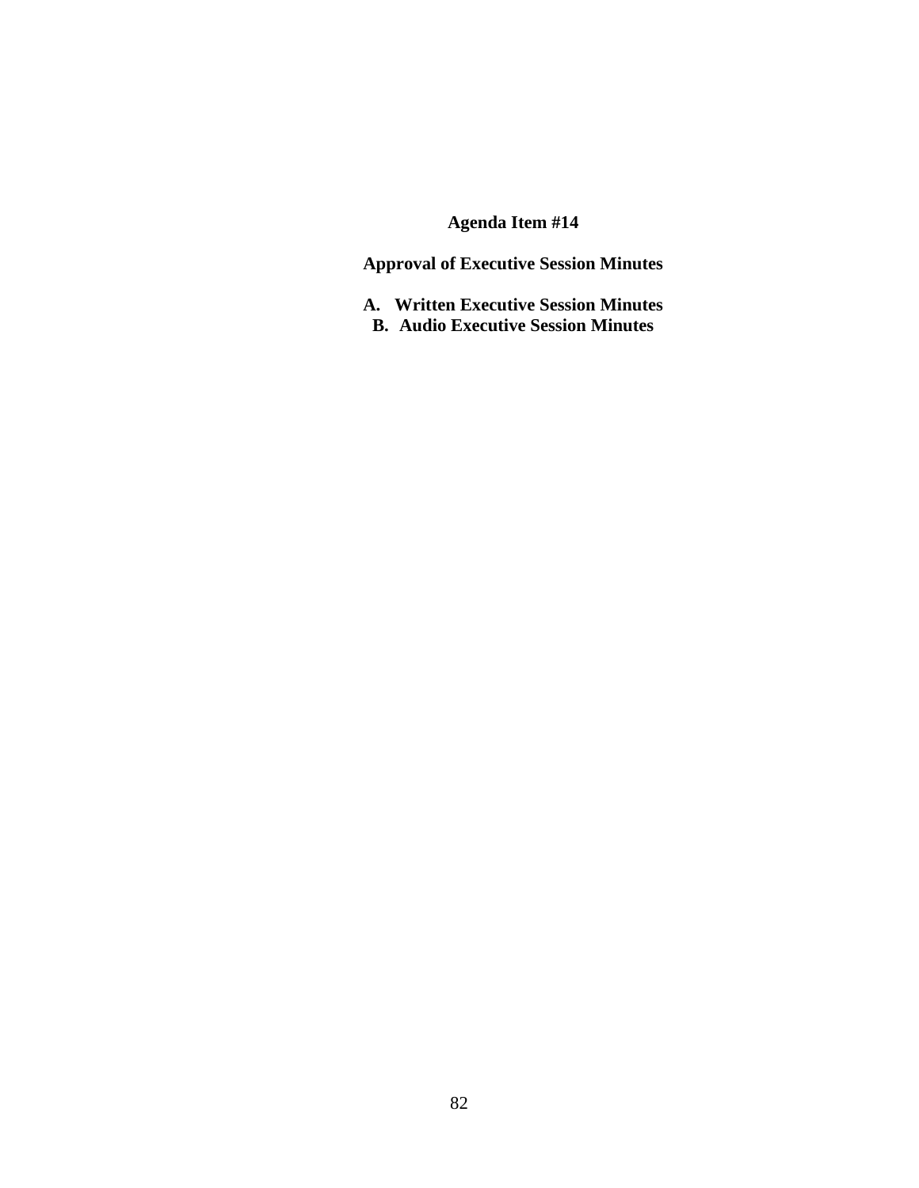# Agenda Item #14

## Approval of Executive Session Minutes

A. Written Executive Session Minutes
B. Audio Executive Session Minutes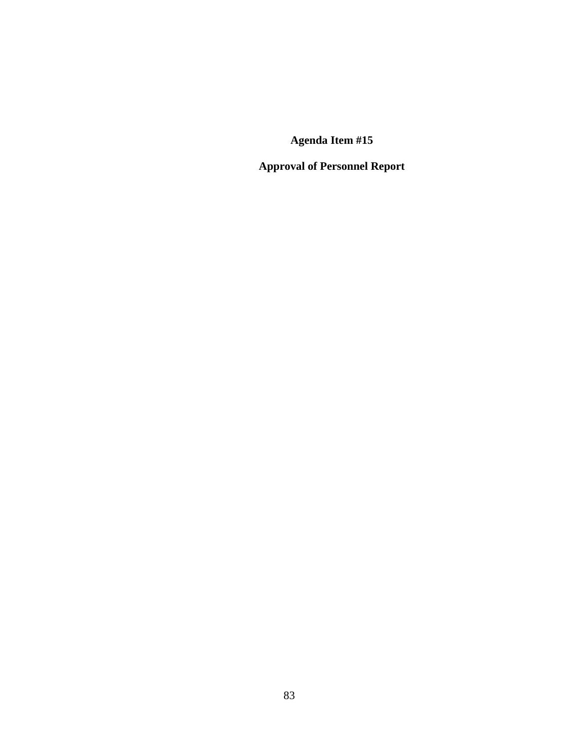# Agenda Item #15

## Approval of Personnel Report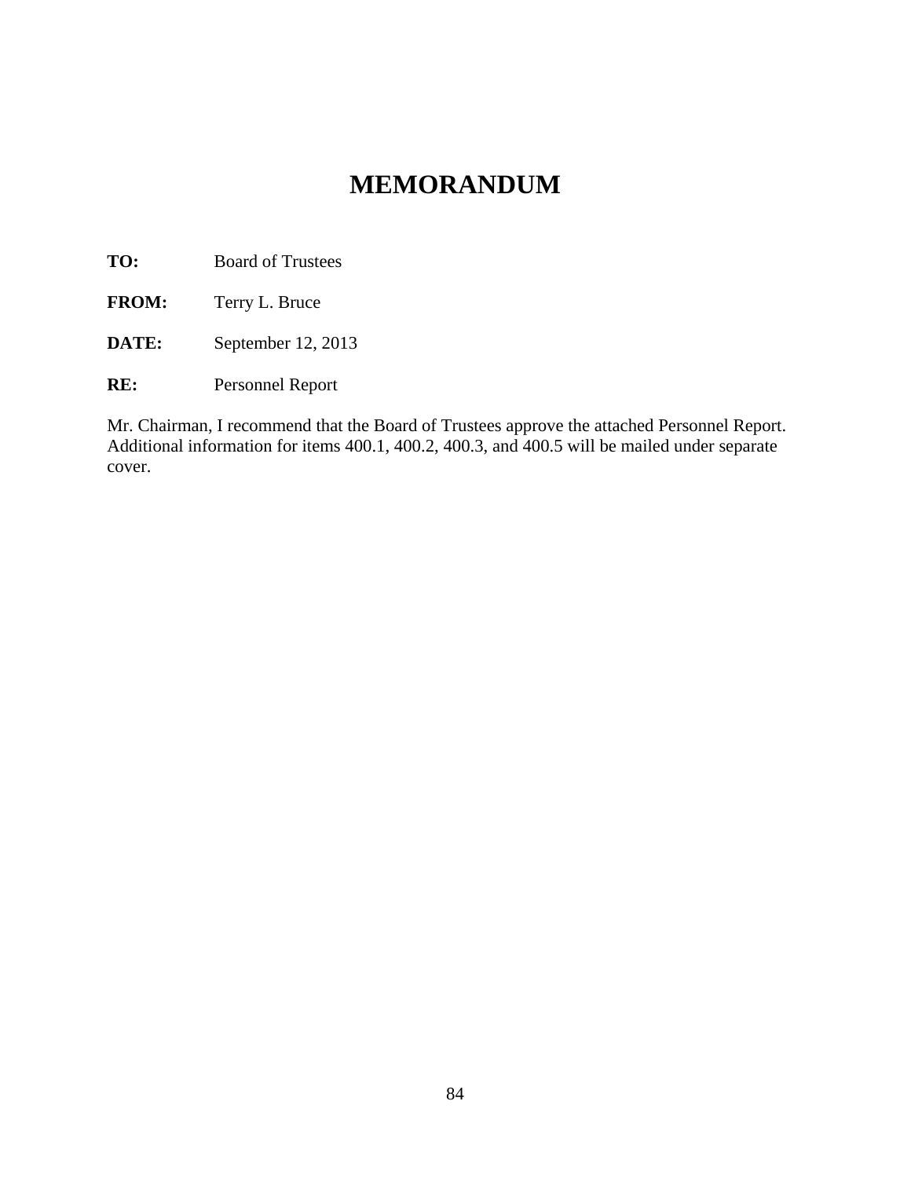# MEMORANDUM

**TO:** Board of Trustees

**FROM:** Terry L. Bruce

**DATE:** September 12, 2013

**RE:** Personnel Report

Mr. Chairman, I recommend that the Board of Trustees approve the attached Personnel Report. Additional information for items 400.1, 400.2, 400.3, and 400.5 will be mailed under separate cover.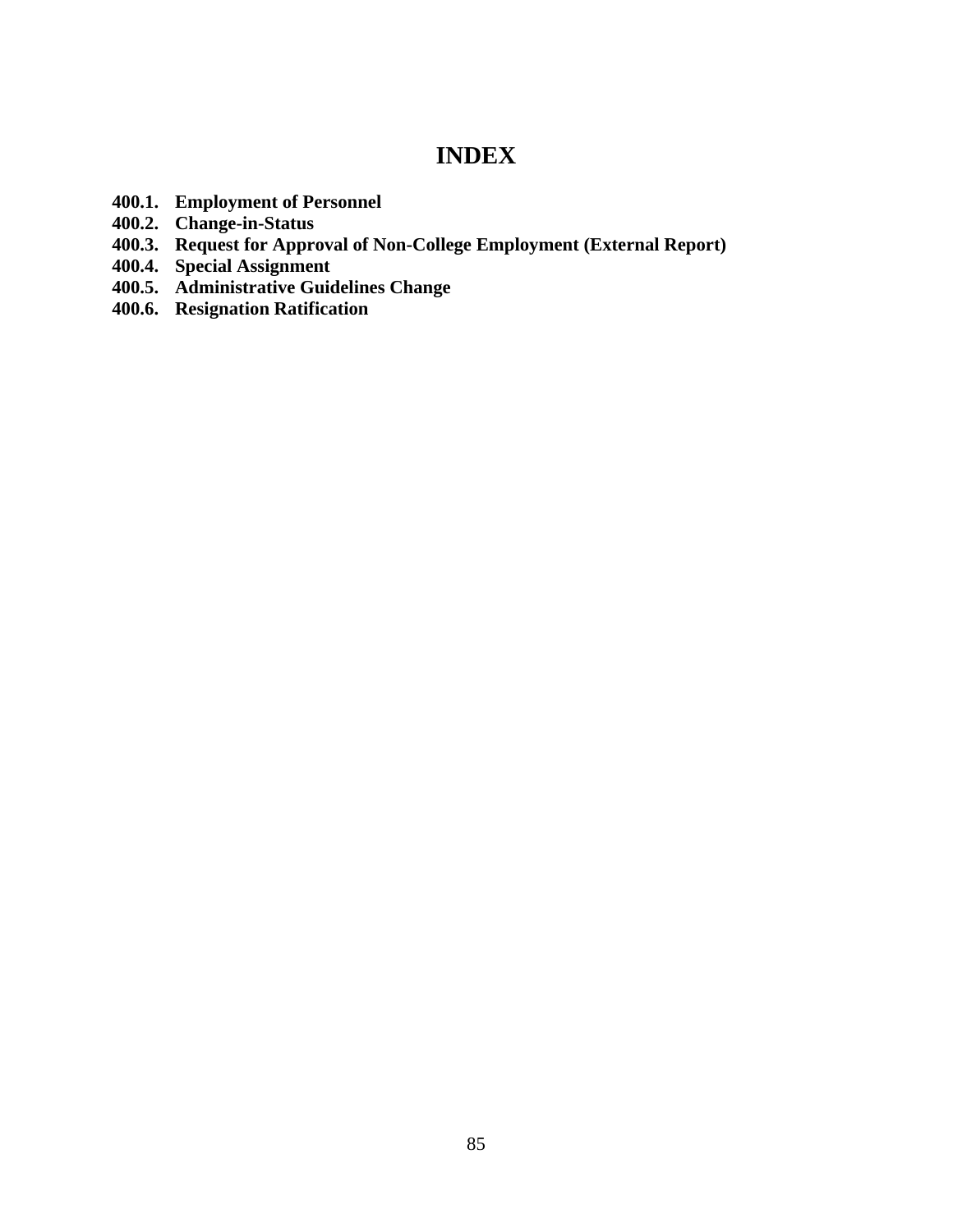# INDEX

**400.1. Employment of Personnel**
**400.2. Change-in-Status**
**400.3. Request for Approval of Non-College Employment (External Report)**
**400.4. Special Assignment**
**400.5. Administrative Guidelines Change**
**400.6. Resignation Ratification**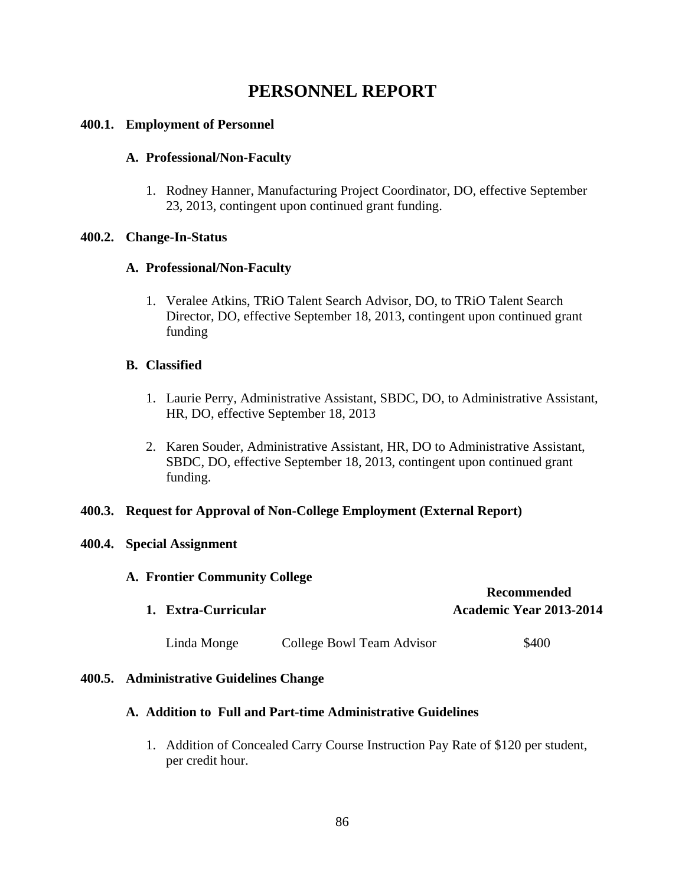# PERSONNEL REPORT

## 400.1. Employment of Personnel

### A. Professional/Non-Faculty

1. Rodney Hanner, Manufacturing Project Coordinator, DO, effective September 23, 2013, contingent upon continued grant funding.

## 400.2. Change-In-Status

### A. Professional/Non-Faculty

1. Veralee Atkins, TRiO Talent Search Advisor, DO, to TRiO Talent Search Director, DO, effective September 18, 2013, contingent upon continued grant funding

### B. Classified

1. Laurie Perry, Administrative Assistant, SBDC, DO, to Administrative Assistant, HR, DO, effective September 18, 2013
2. Karen Souder, Administrative Assistant, HR, DO to Administrative Assistant, SBDC, DO, effective September 18, 2013, contingent upon continued grant funding.

## 400.3. Request for Approval of Non-College Employment (External Report)

## 400.4. Special Assignment

### A. Frontier Community College

| **1. Extra-Curricular** | | **Recommended Academic Year 2013-2014** |
|---|---|---|
| Linda Monge | College Bowl Team Advisor | $400 |

## 400.5. Administrative Guidelines Change

### A. Addition to Full and Part-time Administrative Guidelines

1. Addition of Concealed Carry Course Instruction Pay Rate of $120 per student, per credit hour.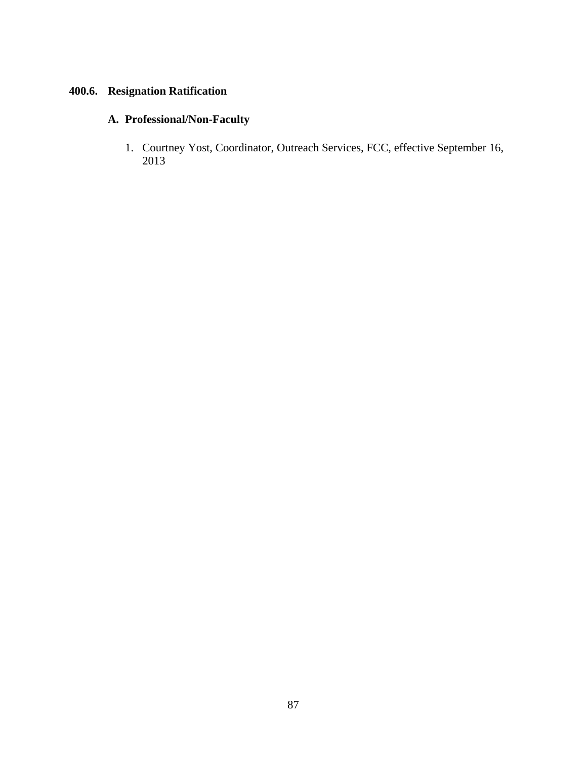## 400.6. Resignation Ratification

### A. Professional/Non-Faculty

1. Courtney Yost, Coordinator, Outreach Services, FCC, effective September 16, 2013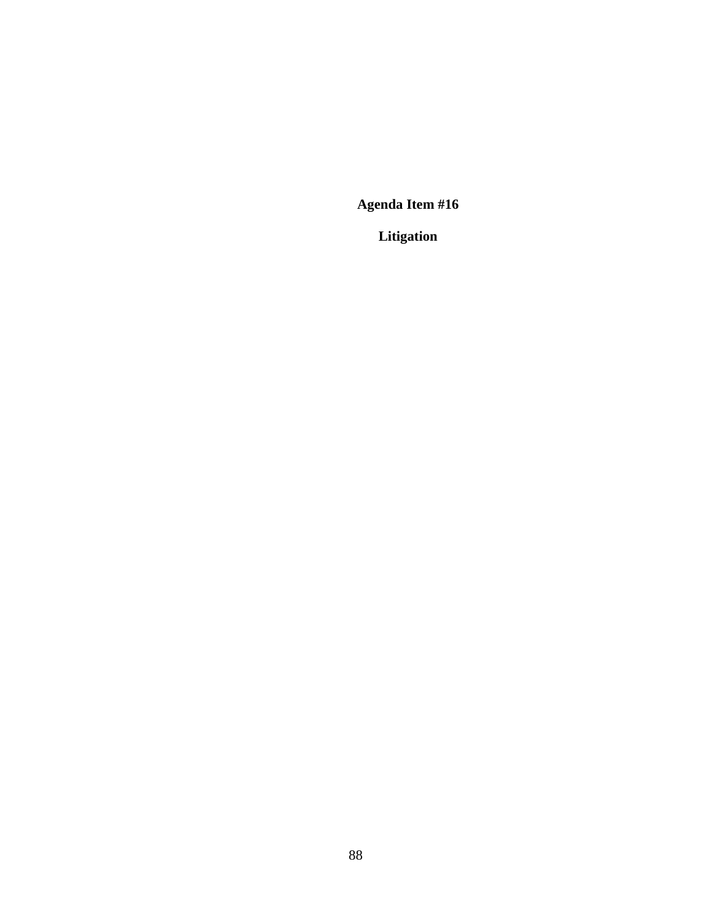**Agenda Item #16**

**Litigation**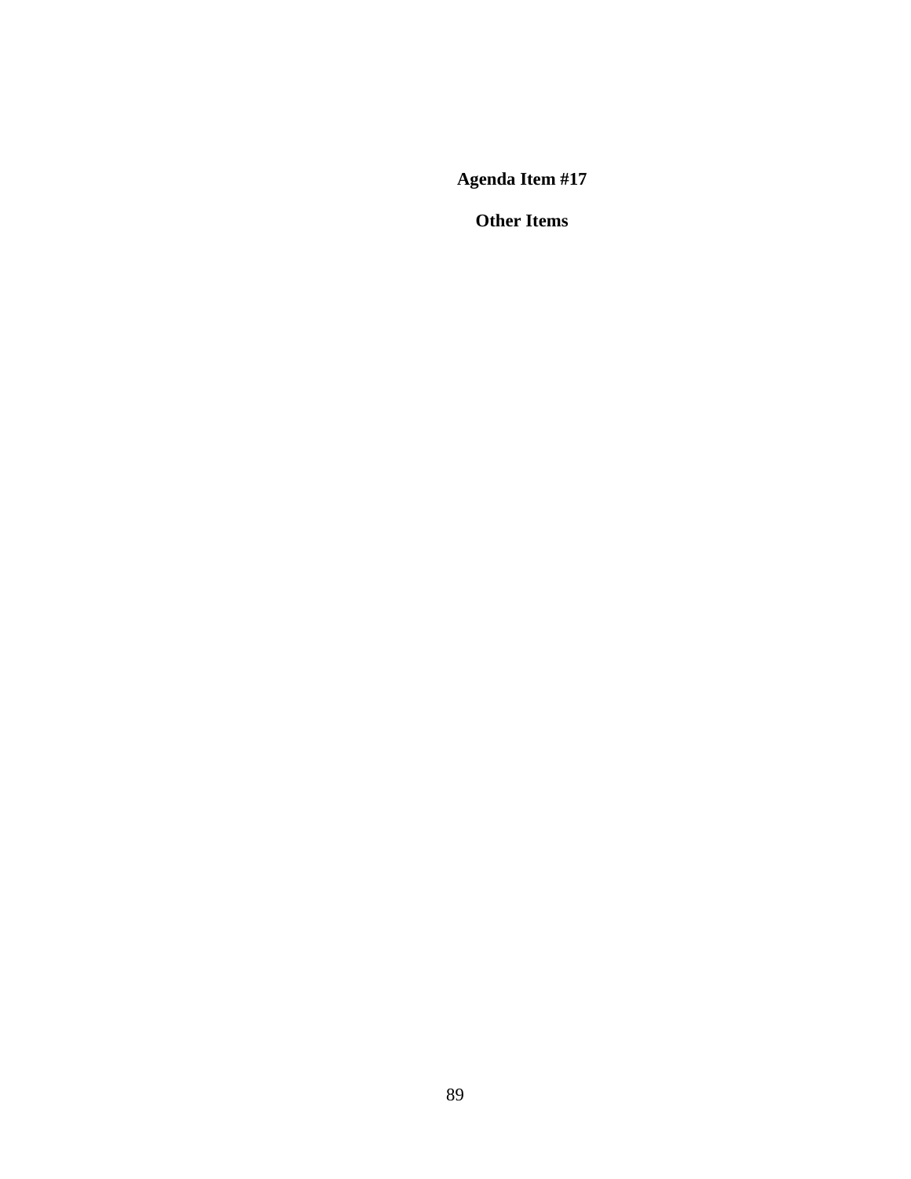**Agenda Item #17**

**Other Items**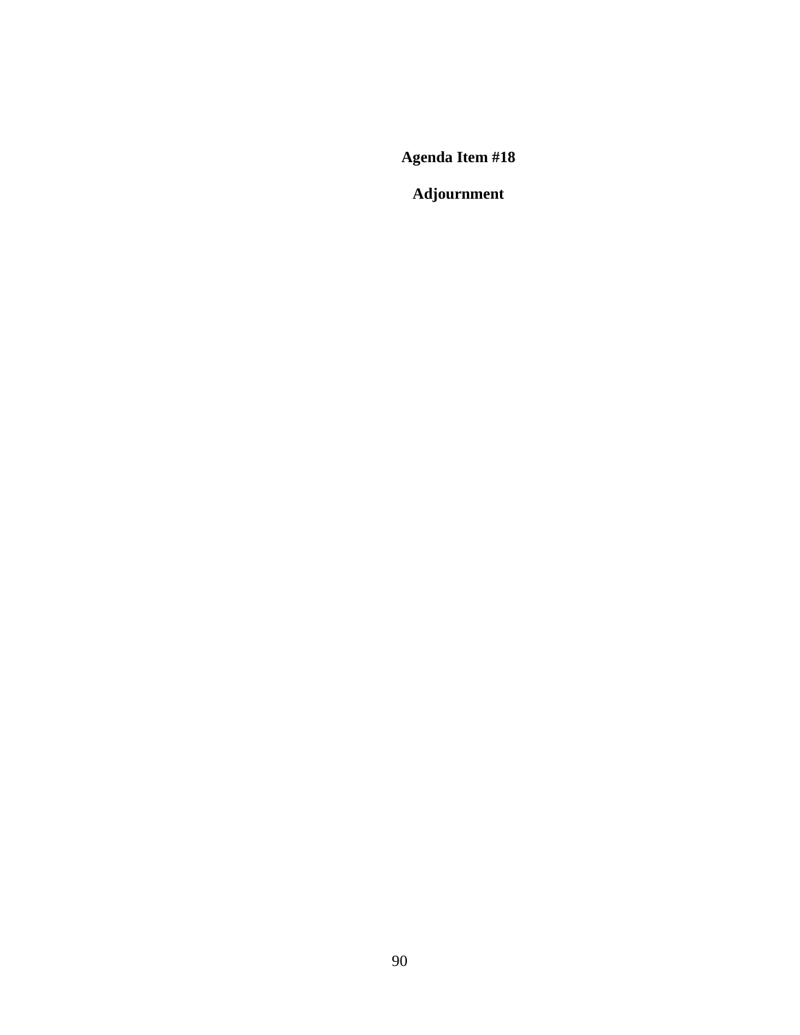**Agenda Item #18**

**Adjournment**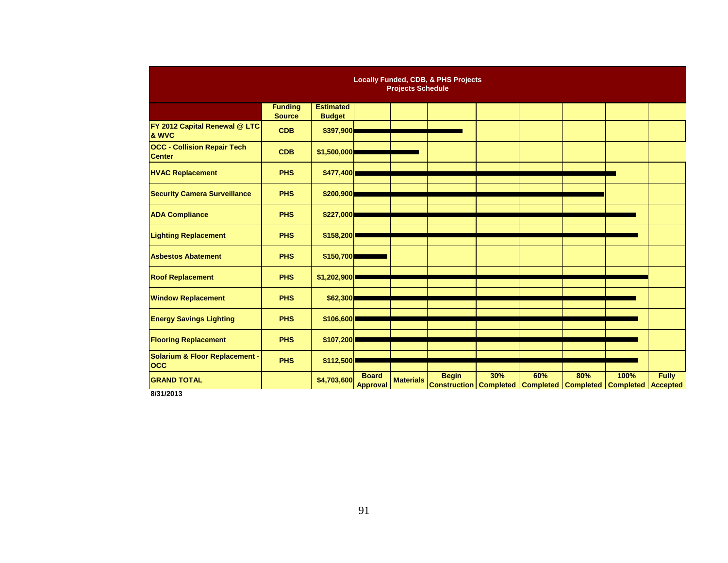**Locally Funded, CDB, & PHS Projects**
**Projects Schedule**

| | Funding Source | Estimated Budget | | | | | | | | |
|---|---|---|---|---|---|---|---|---|---|---|
| FY 2012 Capital Renewal @ LTC & WVC | CDB | $397,900 | | | | | | | | |
| OCC - Collision Repair Tech Center | CDB | $1,500,000 | | | | | | | | |
| HVAC Replacement | PHS | $477,400 | | | | | | | | |
| Security Camera Surveillance | PHS | $200,900 | | | | | | | | |
| ADA Compliance | PHS | $227,000 | | | | | | | | |
| Lighting Replacement | PHS | $158,200 | | | | | | | | |
| Asbestos Abatement | PHS | $150,700 | | | | | | | | |
| Roof Replacement | PHS | $1,202,900 | | | | | | | | |
| Window Replacement | PHS | $62,300 | | | | | | | | |
| Energy Savings Lighting | PHS | $106,600 | | | | | | | | |
| Flooring Replacement | PHS | $107,200 | | | | | | | | |
| Solarium & Floor Replacement - OCC | PHS | $112,500 | | | | | | | | |
| **GRAND TOTAL** | | $4,703,600 | Board Approval | Materials | Begin Construction | 30% Completed | 60% Completed | 80% Completed | 100% Completed | Fully Accepted |

8/31/2013